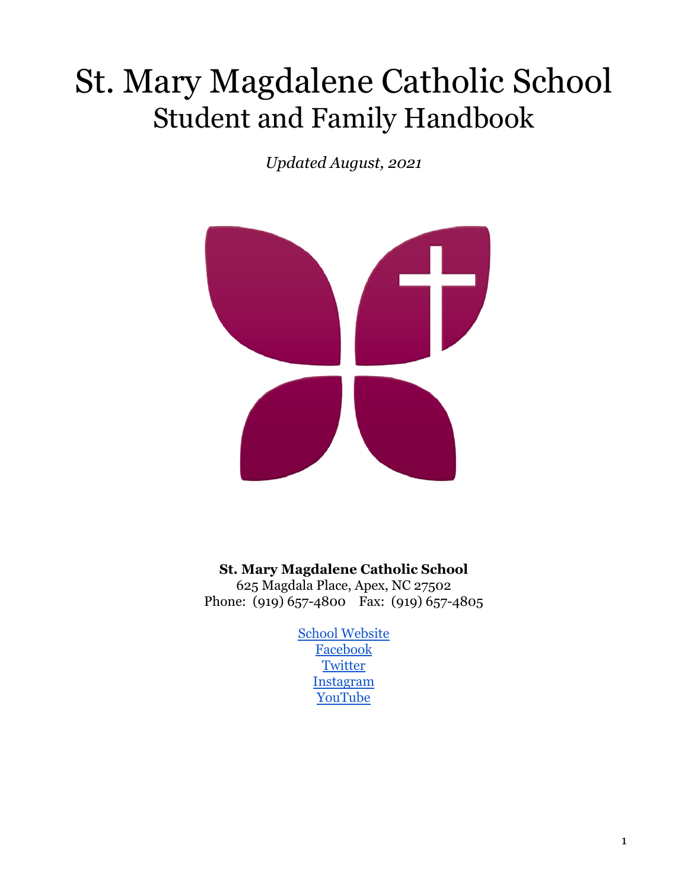# St. Mary Magdalene Catholic School
## Student and Family Handbook

*Updated August, 2021*

**St. Mary Magdalene Catholic School**
625 Magdala Place, Apex, NC 27502
Phone: (919) 657-4800 Fax: (919) 657-4805

School Website
Facebook
Twitter
Instagram
YouTube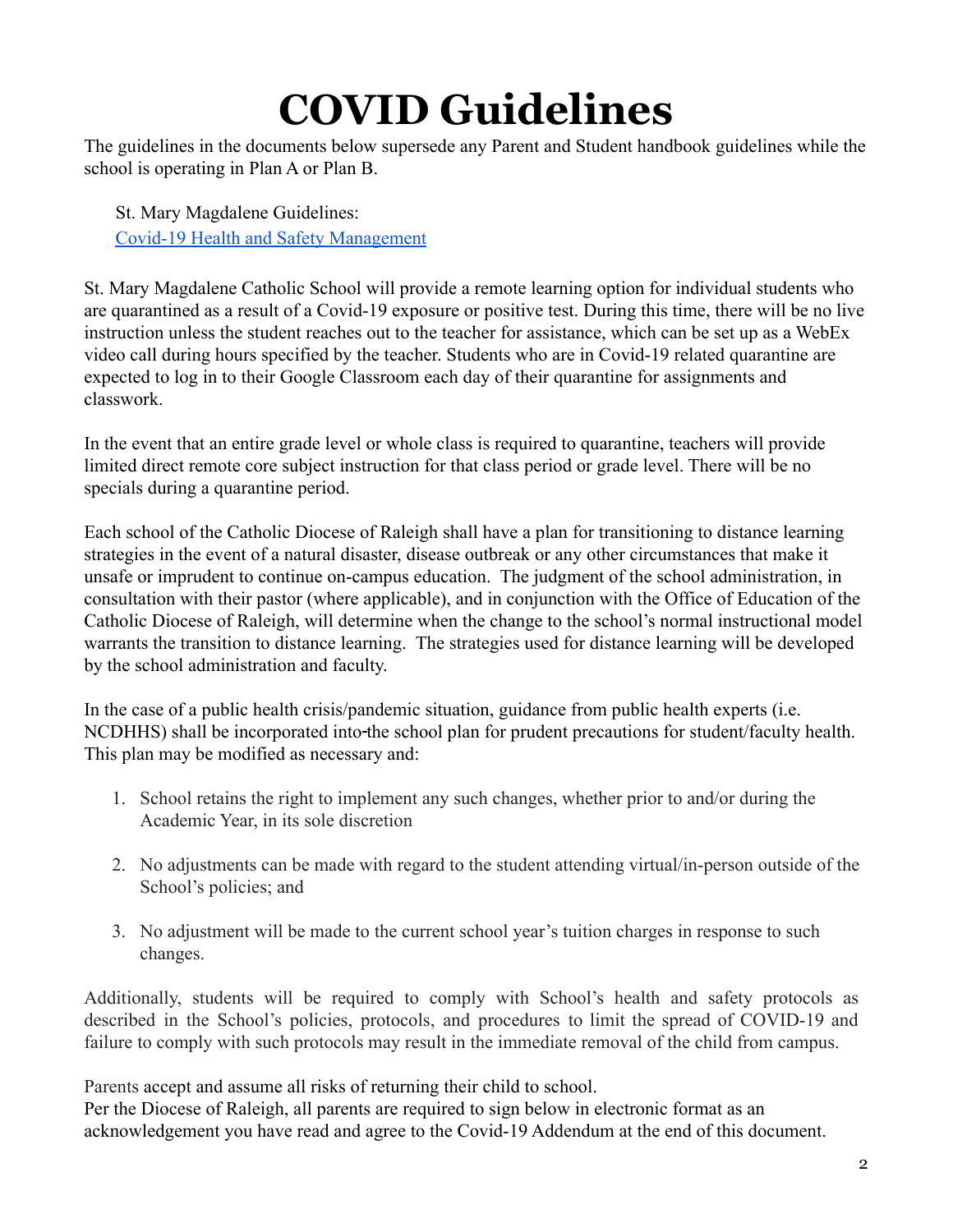# COVID Guidelines

The guidelines in the documents below supersede any Parent and Student handbook guidelines while the school is operating in Plan A or Plan B.

St. Mary Magdalene Guidelines:
[Covid-19 Health and Safety Management]

St. Mary Magdalene Catholic School will provide a remote learning option for individual students who are quarantined as a result of a Covid-19 exposure or positive test. During this time, there will be no live instruction unless the student reaches out to the teacher for assistance, which can be set up as a WebEx video call during hours specified by the teacher. Students who are in Covid-19 related quarantine are expected to log in to their Google Classroom each day of their quarantine for assignments and classwork.

In the event that an entire grade level or whole class is required to quarantine, teachers will provide limited direct remote core subject instruction for that class period or grade level. There will be no specials during a quarantine period.

Each school of the Catholic Diocese of Raleigh shall have a plan for transitioning to distance learning strategies in the event of a natural disaster, disease outbreak or any other circumstances that make it unsafe or imprudent to continue on-campus education. The judgment of the school administration, in consultation with their pastor (where applicable), and in conjunction with the Office of Education of the Catholic Diocese of Raleigh, will determine when the change to the school's normal instructional model warrants the transition to distance learning. The strategies used for distance learning will be developed by the school administration and faculty.

In the case of a public health crisis/pandemic situation, guidance from public health experts (i.e. NCDHHS) shall be incorporated into the school plan for prudent precautions for student/faculty health. This plan may be modified as necessary and:

1. School retains the right to implement any such changes, whether prior to and/or during the Academic Year, in its sole discretion

2. No adjustments can be made with regard to the student attending virtual/in-person outside of the School's policies; and

3. No adjustment will be made to the current school year's tuition charges in response to such changes.

Additionally, students will be required to comply with School's health and safety protocols as described in the School's policies, protocols, and procedures to limit the spread of COVID-19 and failure to comply with such protocols may result in the immediate removal of the child from campus.

Parents accept and assume all risks of returning their child to school.
Per the Diocese of Raleigh, all parents are required to sign below in electronic format as an acknowledgement you have read and agree to the Covid-19 Addendum at the end of this document.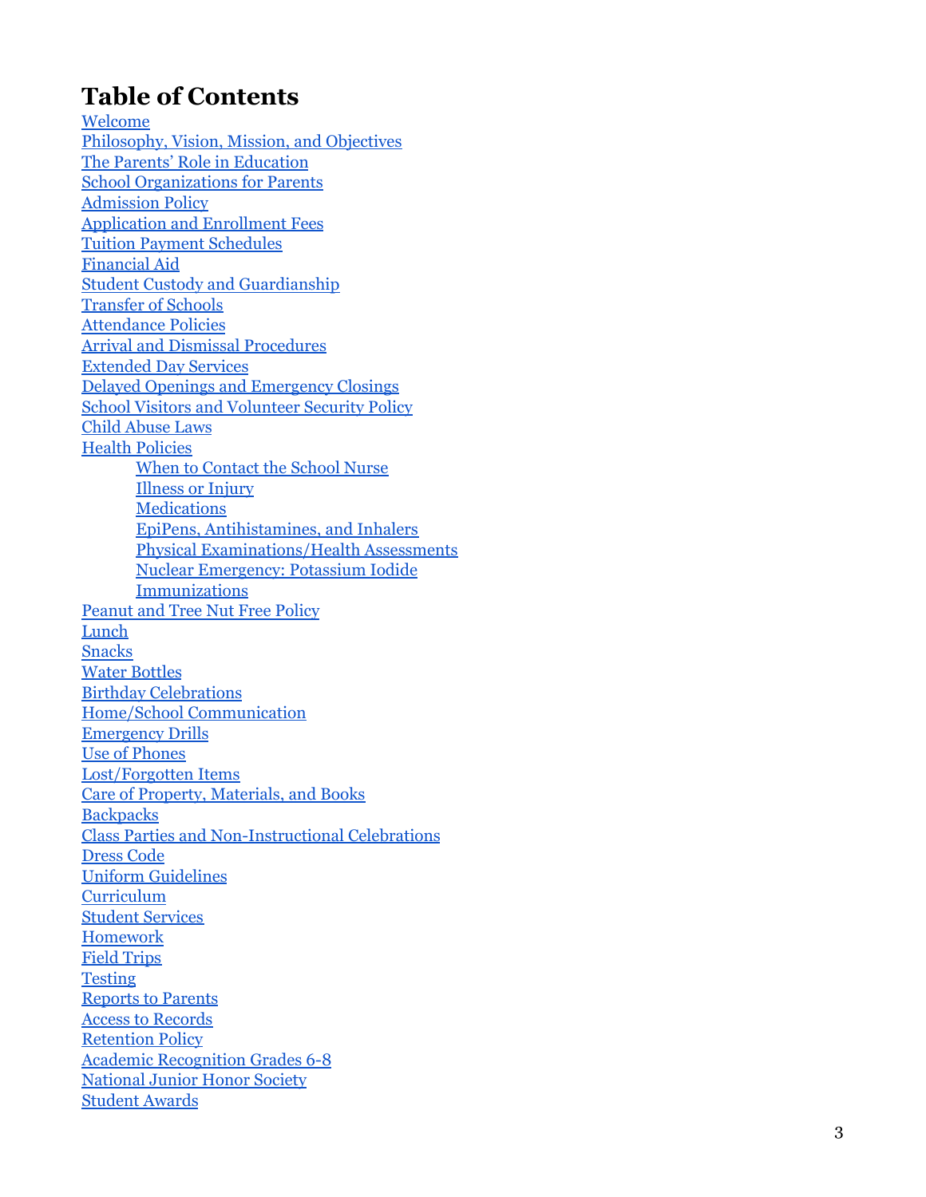# Table of Contents

- Welcome
- Philosophy, Vision, Mission, and Objectives
- The Parents' Role in Education
- School Organizations for Parents
- Admission Policy
- Application and Enrollment Fees
- Tuition Payment Schedules
- Financial Aid
- Student Custody and Guardianship
- Transfer of Schools
- Attendance Policies
- Arrival and Dismissal Procedures
- Extended Day Services
- Delayed Openings and Emergency Closings
- School Visitors and Volunteer Security Policy
- Child Abuse Laws
- Health Policies
    - When to Contact the School Nurse
    - Illness or Injury
    - Medications
    - EpiPens, Antihistamines, and Inhalers
    - Physical Examinations/Health Assessments
    - Nuclear Emergency: Potassium Iodide
    - Immunizations
- Peanut and Tree Nut Free Policy
- Lunch
- Snacks
- Water Bottles
- Birthday Celebrations
- Home/School Communication
- Emergency Drills
- Use of Phones
- Lost/Forgotten Items
- Care of Property, Materials, and Books
- Backpacks
- Class Parties and Non-Instructional Celebrations
- Dress Code
- Uniform Guidelines
- Curriculum
- Student Services
- Homework
- Field Trips
- Testing
- Reports to Parents
- Access to Records
- Retention Policy
- Academic Recognition Grades 6-8
- National Junior Honor Society
- Student Awards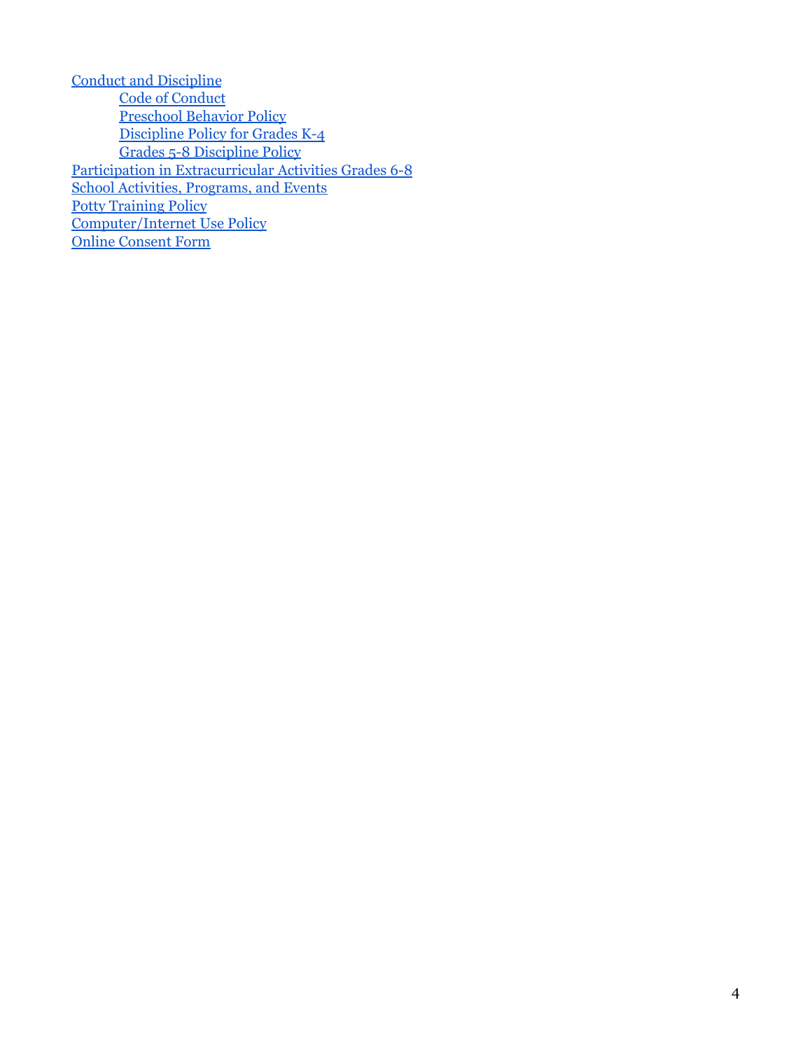- Conduct and Discipline
  - Code of Conduct
  - Preschool Behavior Policy
  - Discipline Policy for Grades K-4
  - Grades 5-8 Discipline Policy
- Participation in Extracurricular Activities Grades 6-8
- School Activities, Programs, and Events
- Potty Training Policy
- Computer/Internet Use Policy
- Online Consent Form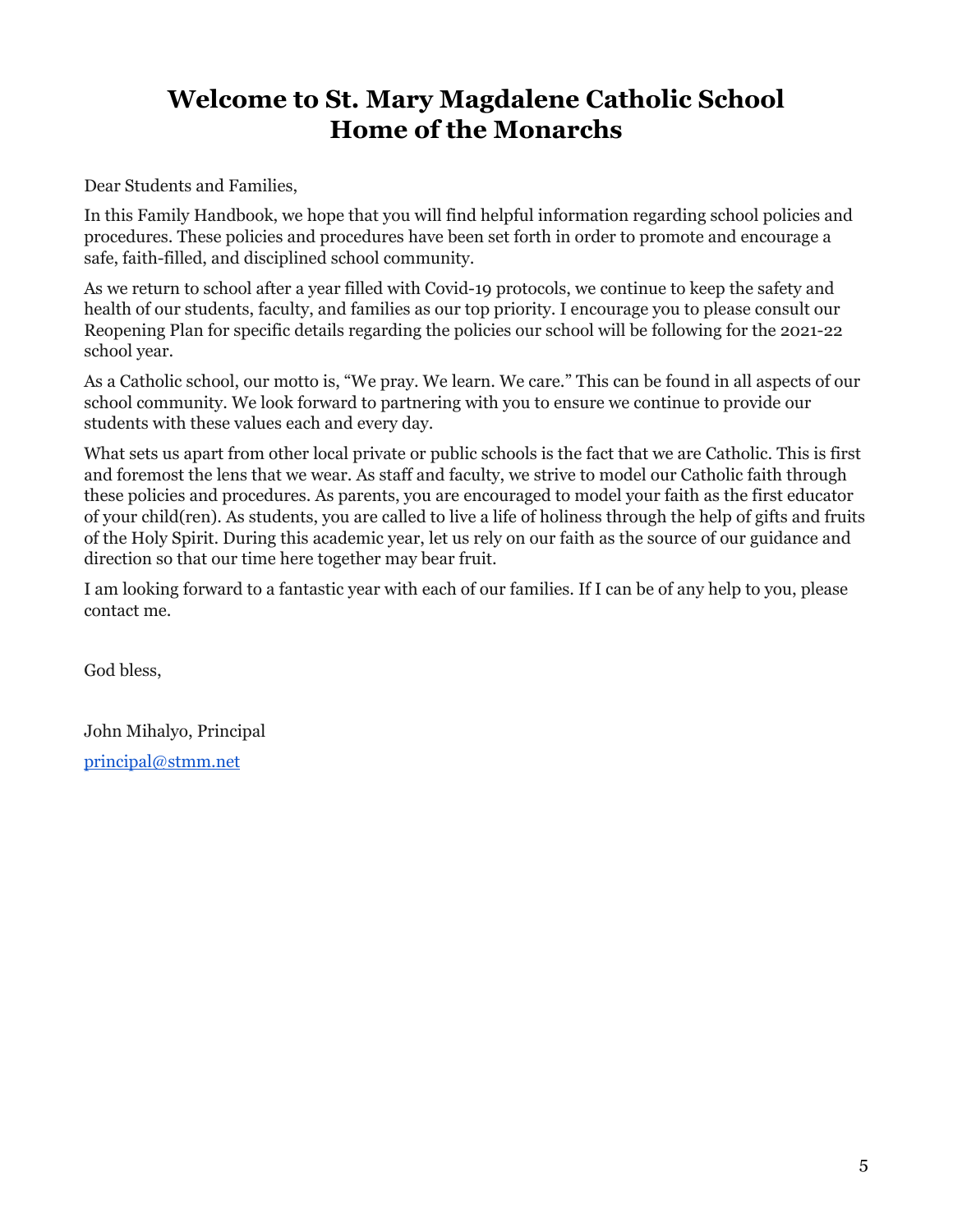# Welcome to St. Mary Magdalene Catholic School
# Home of the Monarchs

Dear Students and Families,

In this Family Handbook, we hope that you will find helpful information regarding school policies and procedures. These policies and procedures have been set forth in order to promote and encourage a safe, faith-filled, and disciplined school community.

As we return to school after a year filled with Covid-19 protocols, we continue to keep the safety and health of our students, faculty, and families as our top priority. I encourage you to please consult our Reopening Plan for specific details regarding the policies our school will be following for the 2021-22 school year.

As a Catholic school, our motto is, “We pray. We learn. We care.” This can be found in all aspects of our school community. We look forward to partnering with you to ensure we continue to provide our students with these values each and every day.

What sets us apart from other local private or public schools is the fact that we are Catholic. This is first and foremost the lens that we wear. As staff and faculty, we strive to model our Catholic faith through these policies and procedures. As parents, you are encouraged to model your faith as the first educator of your child(ren). As students, you are called to live a life of holiness through the help of gifts and fruits of the Holy Spirit. During this academic year, let us rely on our faith as the source of our guidance and direction so that our time here together may bear fruit.

I am looking forward to a fantastic year with each of our families. If I can be of any help to you, please contact me.

God bless,

John Mihalyo, Principal

[principal@stmm.net](mailto:principal@stmm.net)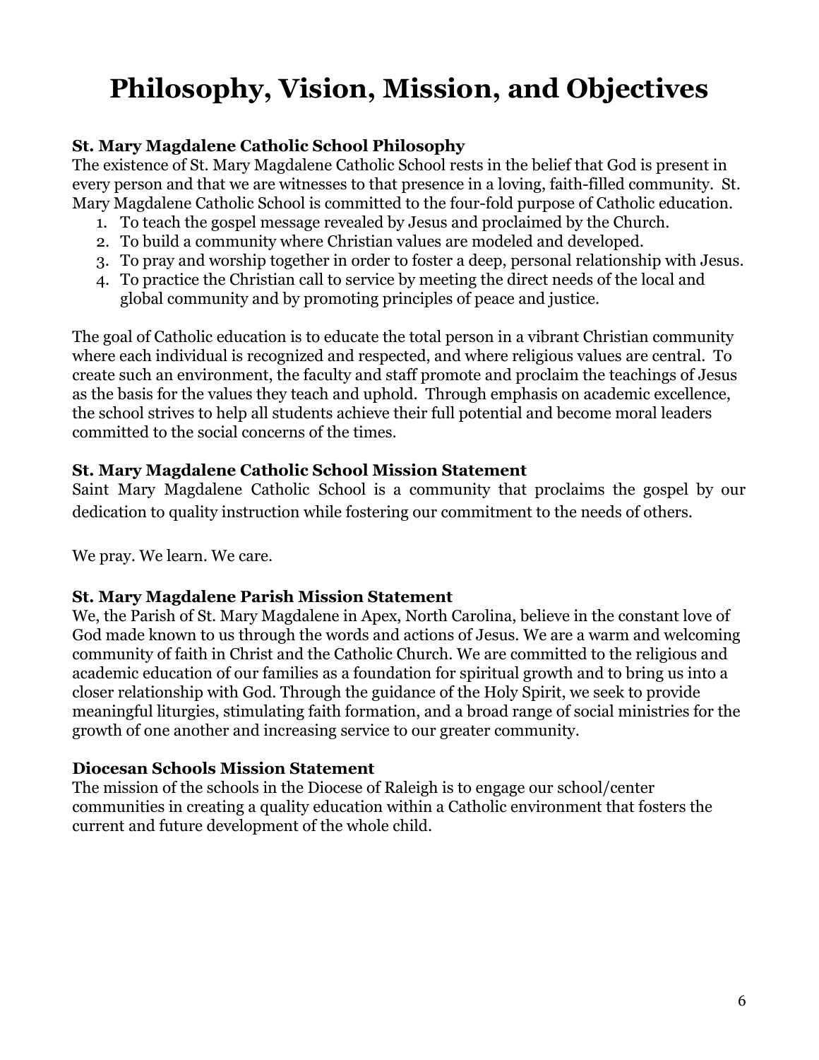# Philosophy, Vision, Mission, and Objectives

### St. Mary Magdalene Catholic School Philosophy

The existence of St. Mary Magdalene Catholic School rests in the belief that God is present in every person and that we are witnesses to that presence in a loving, faith-filled community. St. Mary Magdalene Catholic School is committed to the four-fold purpose of Catholic education.

1. To teach the gospel message revealed by Jesus and proclaimed by the Church.
2. To build a community where Christian values are modeled and developed.
3. To pray and worship together in order to foster a deep, personal relationship with Jesus.
4. To practice the Christian call to service by meeting the direct needs of the local and global community and by promoting principles of peace and justice.

The goal of Catholic education is to educate the total person in a vibrant Christian community where each individual is recognized and respected, and where religious values are central. To create such an environment, the faculty and staff promote and proclaim the teachings of Jesus as the basis for the values they teach and uphold. Through emphasis on academic excellence, the school strives to help all students achieve their full potential and become moral leaders committed to the social concerns of the times.

### St. Mary Magdalene Catholic School Mission Statement

Saint Mary Magdalene Catholic School is a community that proclaims the gospel by our dedication to quality instruction while fostering our commitment to the needs of others.

We pray. We learn. We care.

### St. Mary Magdalene Parish Mission Statement

We, the Parish of St. Mary Magdalene in Apex, North Carolina, believe in the constant love of God made known to us through the words and actions of Jesus. We are a warm and welcoming community of faith in Christ and the Catholic Church. We are committed to the religious and academic education of our families as a foundation for spiritual growth and to bring us into a closer relationship with God. Through the guidance of the Holy Spirit, we seek to provide meaningful liturgies, stimulating faith formation, and a broad range of social ministries for the growth of one another and increasing service to our greater community.

### Diocesan Schools Mission Statement

The mission of the schools in the Diocese of Raleigh is to engage our school/center communities in creating a quality education within a Catholic environment that fosters the current and future development of the whole child.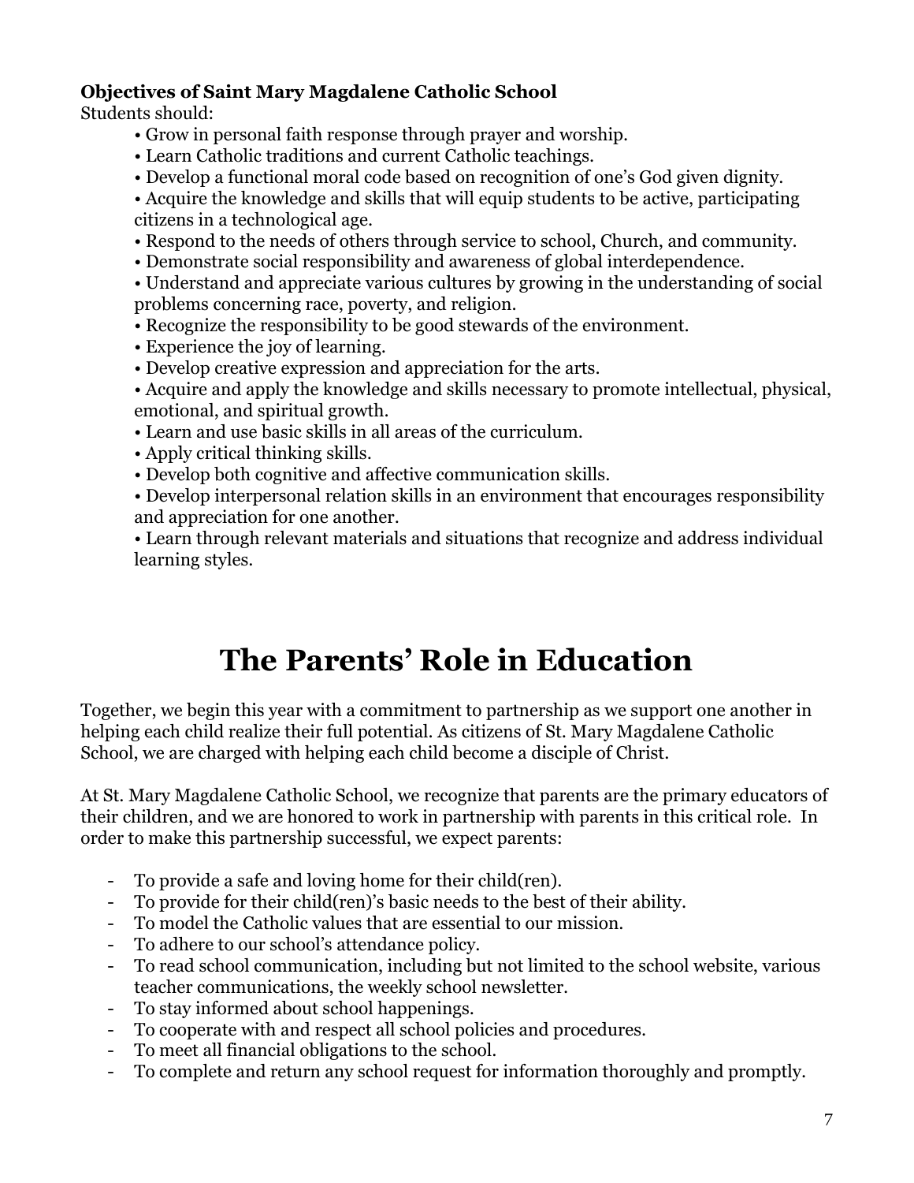**Objectives of Saint Mary Magdalene Catholic School**

Students should:

- Grow in personal faith response through prayer and worship.
- Learn Catholic traditions and current Catholic teachings.
- Develop a functional moral code based on recognition of one's God given dignity.
- Acquire the knowledge and skills that will equip students to be active, participating citizens in a technological age.
- Respond to the needs of others through service to school, Church, and community.
- Demonstrate social responsibility and awareness of global interdependence.
- Understand and appreciate various cultures by growing in the understanding of social problems concerning race, poverty, and religion.
- Recognize the responsibility to be good stewards of the environment.
- Experience the joy of learning.
- Develop creative expression and appreciation for the arts.
- Acquire and apply the knowledge and skills necessary to promote intellectual, physical, emotional, and spiritual growth.
- Learn and use basic skills in all areas of the curriculum.
- Apply critical thinking skills.
- Develop both cognitive and affective communication skills.
- Develop interpersonal relation skills in an environment that encourages responsibility and appreciation for one another.
- Learn through relevant materials and situations that recognize and address individual learning styles.

# The Parents' Role in Education

Together, we begin this year with a commitment to partnership as we support one another in helping each child realize their full potential. As citizens of St. Mary Magdalene Catholic School, we are charged with helping each child become a disciple of Christ.

At St. Mary Magdalene Catholic School, we recognize that parents are the primary educators of their children, and we are honored to work in partnership with parents in this critical role. In order to make this partnership successful, we expect parents:

- To provide a safe and loving home for their child(ren).
- To provide for their child(ren)'s basic needs to the best of their ability.
- To model the Catholic values that are essential to our mission.
- To adhere to our school's attendance policy.
- To read school communication, including but not limited to the school website, various teacher communications, the weekly school newsletter.
- To stay informed about school happenings.
- To cooperate with and respect all school policies and procedures.
- To meet all financial obligations to the school.
- To complete and return any school request for information thoroughly and promptly.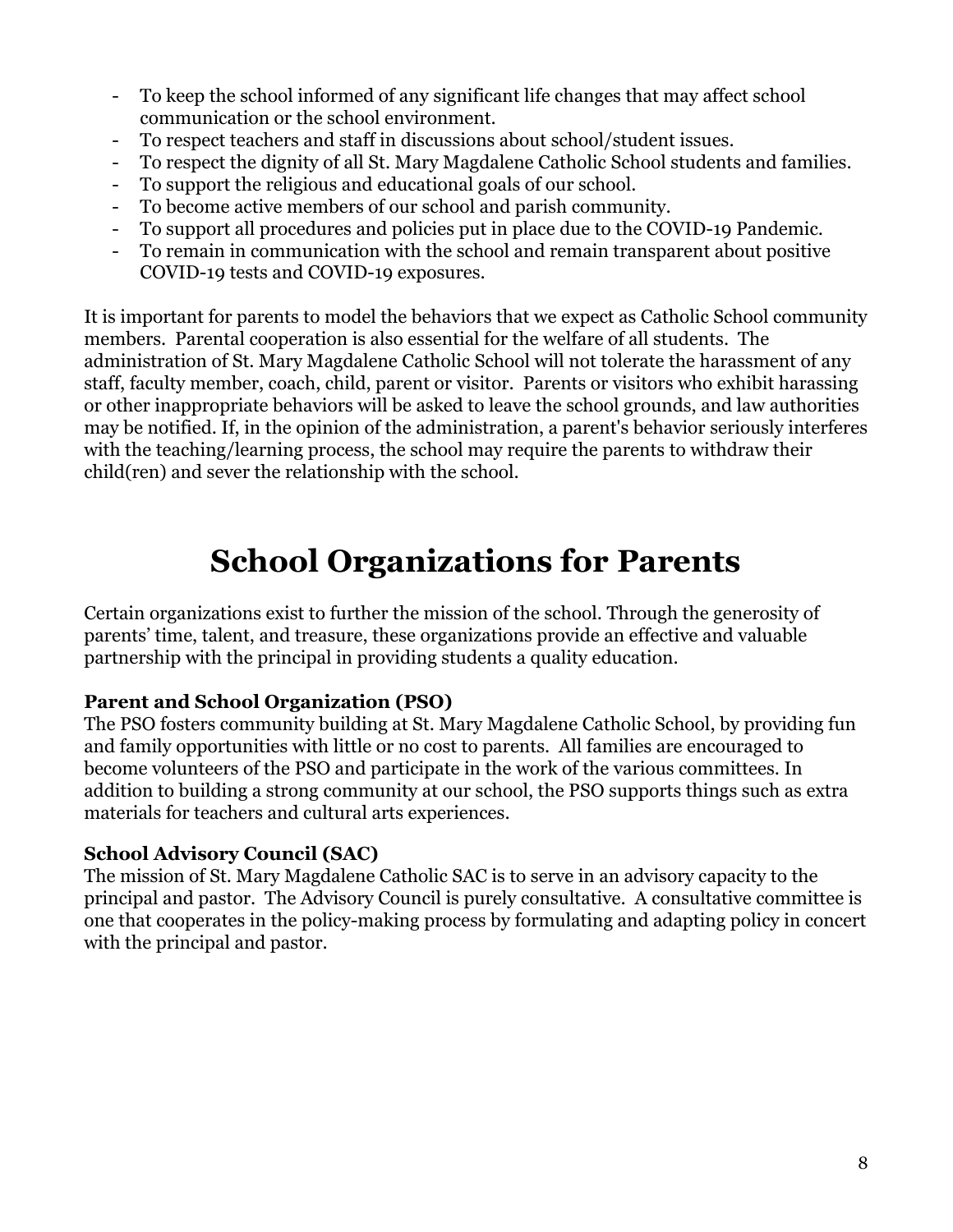- To keep the school informed of any significant life changes that may affect school communication or the school environment.
- To respect teachers and staff in discussions about school/student issues.
- To respect the dignity of all St. Mary Magdalene Catholic School students and families.
- To support the religious and educational goals of our school.
- To become active members of our school and parish community.
- To support all procedures and policies put in place due to the COVID-19 Pandemic.
- To remain in communication with the school and remain transparent about positive COVID-19 tests and COVID-19 exposures.

It is important for parents to model the behaviors that we expect as Catholic School community members. Parental cooperation is also essential for the welfare of all students. The administration of St. Mary Magdalene Catholic School will not tolerate the harassment of any staff, faculty member, coach, child, parent or visitor. Parents or visitors who exhibit harassing or other inappropriate behaviors will be asked to leave the school grounds, and law authorities may be notified. If, in the opinion of the administration, a parent's behavior seriously interferes with the teaching/learning process, the school may require the parents to withdraw their child(ren) and sever the relationship with the school.

# School Organizations for Parents

Certain organizations exist to further the mission of the school. Through the generosity of parents' time, talent, and treasure, these organizations provide an effective and valuable partnership with the principal in providing students a quality education.

**Parent and School Organization (PSO)**
The PSO fosters community building at St. Mary Magdalene Catholic School, by providing fun and family opportunities with little or no cost to parents. All families are encouraged to become volunteers of the PSO and participate in the work of the various committees. In addition to building a strong community at our school, the PSO supports things such as extra materials for teachers and cultural arts experiences.

**School Advisory Council (SAC)**
The mission of St. Mary Magdalene Catholic SAC is to serve in an advisory capacity to the principal and pastor. The Advisory Council is purely consultative. A consultative committee is one that cooperates in the policy-making process by formulating and adapting policy in concert with the principal and pastor.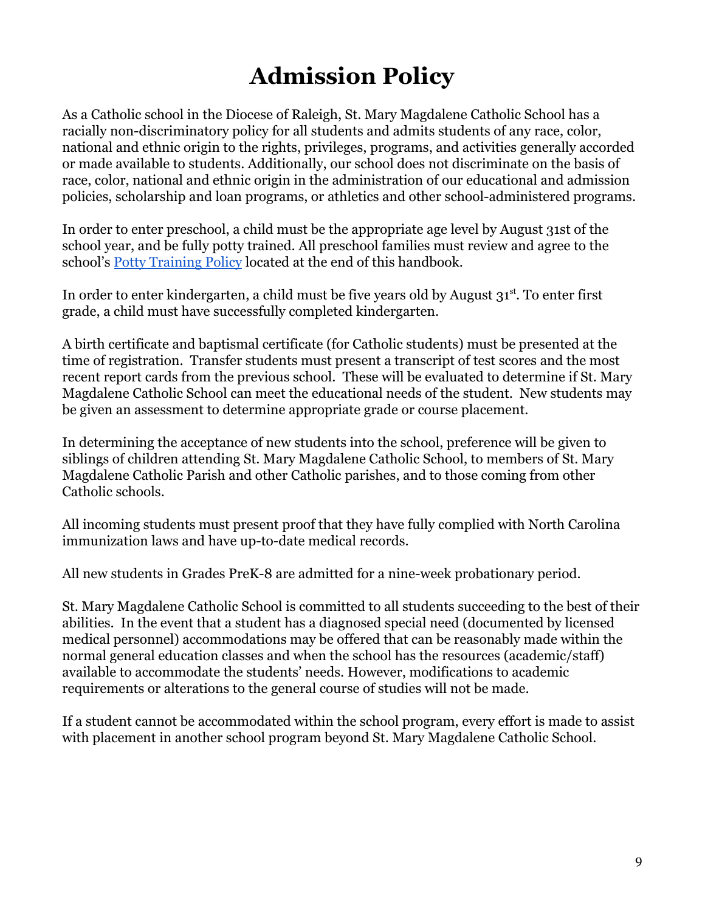# Admission Policy

As a Catholic school in the Diocese of Raleigh, St. Mary Magdalene Catholic School has a racially non-discriminatory policy for all students and admits students of any race, color, national and ethnic origin to the rights, privileges, programs, and activities generally accorded or made available to students. Additionally, our school does not discriminate on the basis of race, color, national and ethnic origin in the administration of our educational and admission policies, scholarship and loan programs, or athletics and other school-administered programs.

In order to enter preschool, a child must be the appropriate age level by August 31st of the school year, and be fully potty trained. All preschool families must review and agree to the school's [Potty Training Policy] located at the end of this handbook.

In order to enter kindergarten, a child must be five years old by August 31st. To enter first grade, a child must have successfully completed kindergarten.

A birth certificate and baptismal certificate (for Catholic students) must be presented at the time of registration. Transfer students must present a transcript of test scores and the most recent report cards from the previous school. These will be evaluated to determine if St. Mary Magdalene Catholic School can meet the educational needs of the student. New students may be given an assessment to determine appropriate grade or course placement.

In determining the acceptance of new students into the school, preference will be given to siblings of children attending St. Mary Magdalene Catholic School, to members of St. Mary Magdalene Catholic Parish and other Catholic parishes, and to those coming from other Catholic schools.

All incoming students must present proof that they have fully complied with North Carolina immunization laws and have up-to-date medical records.

All new students in Grades PreK-8 are admitted for a nine-week probationary period.

St. Mary Magdalene Catholic School is committed to all students succeeding to the best of their abilities. In the event that a student has a diagnosed special need (documented by licensed medical personnel) accommodations may be offered that can be reasonably made within the normal general education classes and when the school has the resources (academic/staff) available to accommodate the students' needs. However, modifications to academic requirements or alterations to the general course of studies will not be made.

If a student cannot be accommodated within the school program, every effort is made to assist with placement in another school program beyond St. Mary Magdalene Catholic School.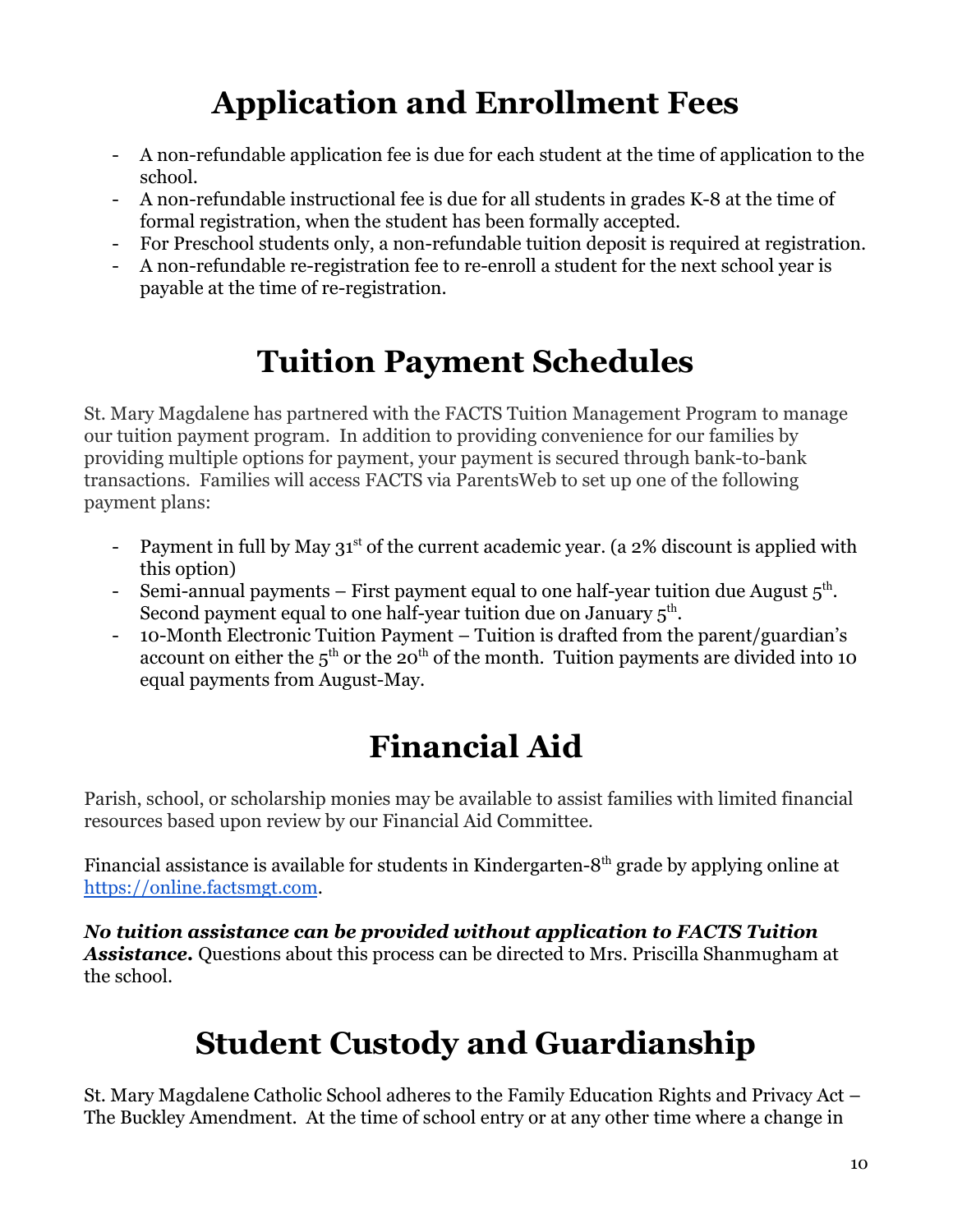# Application and Enrollment Fees

- A non-refundable application fee is due for each student at the time of application to the school.
- A non-refundable instructional fee is due for all students in grades K-8 at the time of formal registration, when the student has been formally accepted.
- For Preschool students only, a non-refundable tuition deposit is required at registration.
- A non-refundable re-registration fee to re-enroll a student for the next school year is payable at the time of re-registration.

# Tuition Payment Schedules

St. Mary Magdalene has partnered with the FACTS Tuition Management Program to manage our tuition payment program. In addition to providing convenience for our families by providing multiple options for payment, your payment is secured through bank-to-bank transactions. Families will access FACTS via ParentsWeb to set up one of the following payment plans:

- Payment in full by May 31st of the current academic year. (a 2% discount is applied with this option)
- Semi-annual payments – First payment equal to one half-year tuition due August 5th. Second payment equal to one half-year tuition due on January 5th.
- 10-Month Electronic Tuition Payment – Tuition is drafted from the parent/guardian's account on either the 5th or the 20th of the month. Tuition payments are divided into 10 equal payments from August-May.

# Financial Aid

Parish, school, or scholarship monies may be available to assist families with limited financial resources based upon review by our Financial Aid Committee.

Financial assistance is available for students in Kindergarten-8th grade by applying online at [https://online.factsmgt.com](https://online.factsmgt.com).

***No tuition assistance can be provided without application to FACTS Tuition Assistance.*** Questions about this process can be directed to Mrs. Priscilla Shanmugham at the school.

# Student Custody and Guardianship

St. Mary Magdalene Catholic School adheres to the Family Education Rights and Privacy Act – The Buckley Amendment. At the time of school entry or at any other time where a change in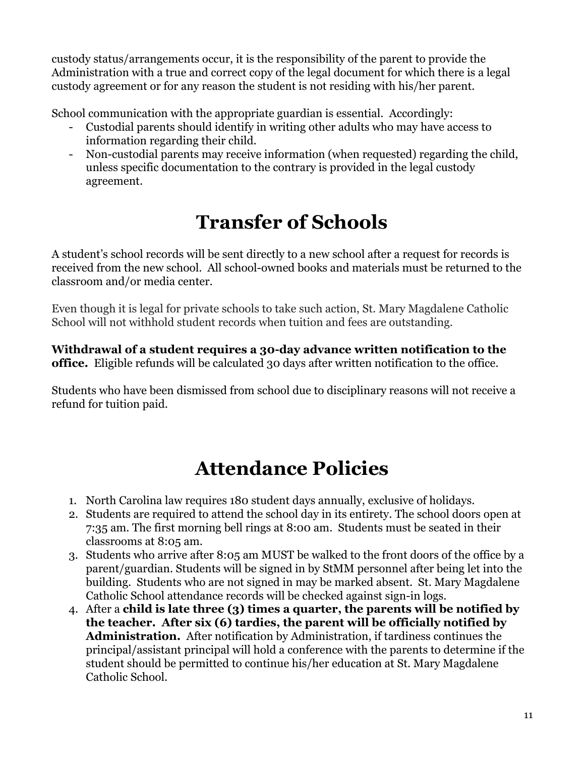custody status/arrangements occur, it is the responsibility of the parent to provide the Administration with a true and correct copy of the legal document for which there is a legal custody agreement or for any reason the student is not residing with his/her parent.

School communication with the appropriate guardian is essential. Accordingly:

- Custodial parents should identify in writing other adults who may have access to information regarding their child.
- Non-custodial parents may receive information (when requested) regarding the child, unless specific documentation to the contrary is provided in the legal custody agreement.

# Transfer of Schools

A student's school records will be sent directly to a new school after a request for records is received from the new school. All school-owned books and materials must be returned to the classroom and/or media center.

Even though it is legal for private schools to take such action, St. Mary Magdalene Catholic School will not withhold student records when tuition and fees are outstanding.

**Withdrawal of a student requires a 30-day advance written notification to the office.** Eligible refunds will be calculated 30 days after written notification to the office.

Students who have been dismissed from school due to disciplinary reasons will not receive a refund for tuition paid.

# Attendance Policies

1. North Carolina law requires 180 student days annually, exclusive of holidays.
2. Students are required to attend the school day in its entirety. The school doors open at 7:35 am. The first morning bell rings at 8:00 am. Students must be seated in their classrooms at 8:05 am.
3. Students who arrive after 8:05 am MUST be walked to the front doors of the office by a parent/guardian. Students will be signed in by StMM personnel after being let into the building. Students who are not signed in may be marked absent. St. Mary Magdalene Catholic School attendance records will be checked against sign-in logs.
4. After a **child is late three (3) times a quarter, the parents will be notified by the teacher. After six (6) tardies, the parent will be officially notified by Administration.** After notification by Administration, if tardiness continues the principal/assistant principal will hold a conference with the parents to determine if the student should be permitted to continue his/her education at St. Mary Magdalene Catholic School.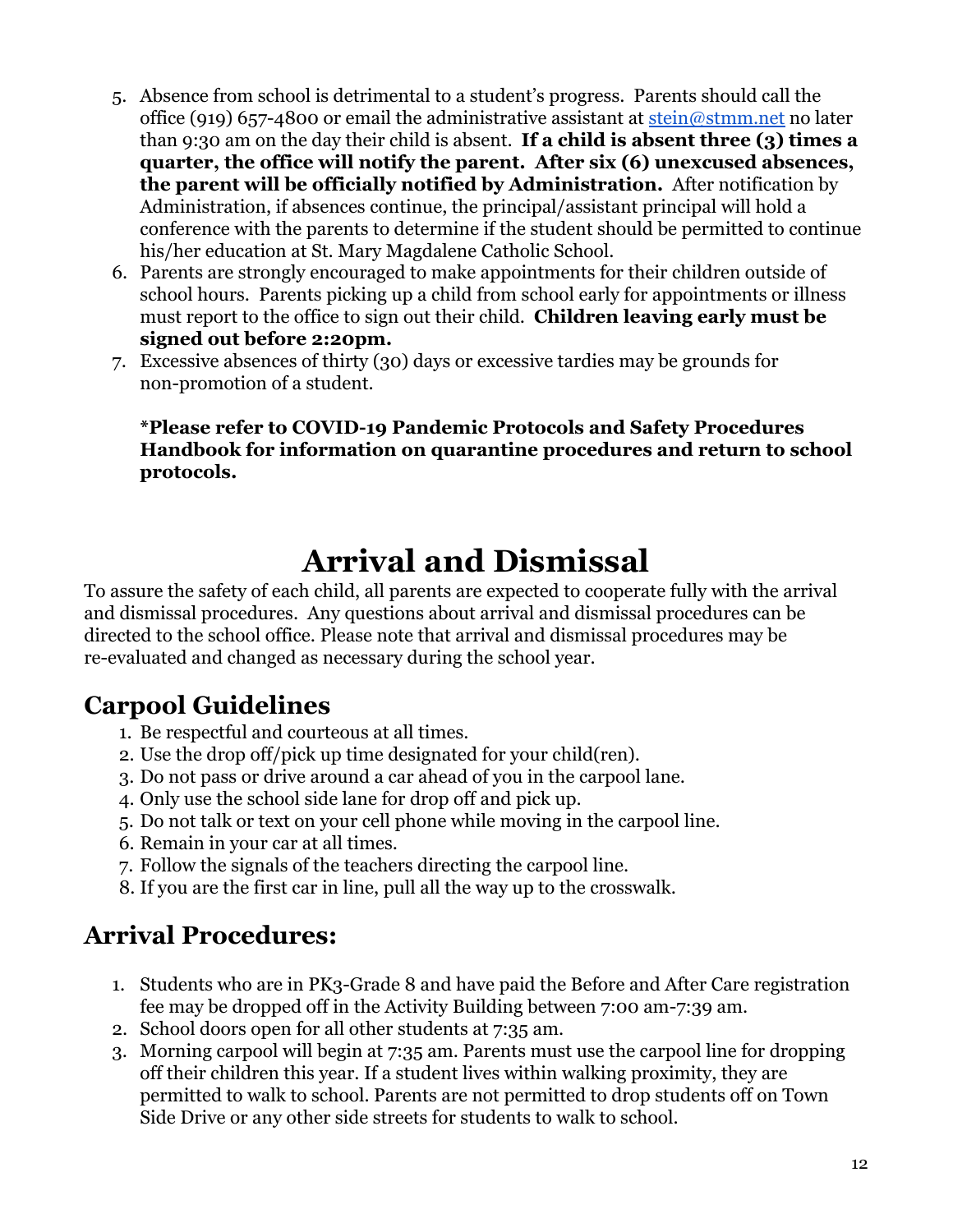5. Absence from school is detrimental to a student's progress. Parents should call the office (919) 657-4800 or email the administrative assistant at stein@stmm.net no later than 9:30 am on the day their child is absent. **If a child is absent three (3) times a quarter, the office will notify the parent. After six (6) unexcused absences, the parent will be officially notified by Administration.** After notification by Administration, if absences continue, the principal/assistant principal will hold a conference with the parents to determine if the student should be permitted to continue his/her education at St. Mary Magdalene Catholic School.
6. Parents are strongly encouraged to make appointments for their children outside of school hours. Parents picking up a child from school early for appointments or illness must report to the office to sign out their child. **Children leaving early must be signed out before 2:20pm.**
7. Excessive absences of thirty (30) days or excessive tardies may be grounds for non-promotion of a student.

   **\*Please refer to COVID-19 Pandemic Protocols and Safety Procedures Handbook for information on quarantine procedures and return to school protocols.**

# Arrival and Dismissal

To assure the safety of each child, all parents are expected to cooperate fully with the arrival and dismissal procedures. Any questions about arrival and dismissal procedures can be directed to the school office. Please note that arrival and dismissal procedures may be re-evaluated and changed as necessary during the school year.

## Carpool Guidelines

1. Be respectful and courteous at all times.
2. Use the drop off/pick up time designated for your child(ren).
3. Do not pass or drive around a car ahead of you in the carpool lane.
4. Only use the school side lane for drop off and pick up.
5. Do not talk or text on your cell phone while moving in the carpool line.
6. Remain in your car at all times.
7. Follow the signals of the teachers directing the carpool line.
8. If you are the first car in line, pull all the way up to the crosswalk.

## Arrival Procedures:

1. Students who are in PK3-Grade 8 and have paid the Before and After Care registration fee may be dropped off in the Activity Building between 7:00 am-7:39 am.
2. School doors open for all other students at 7:35 am.
3. Morning carpool will begin at 7:35 am. Parents must use the carpool line for dropping off their children this year. If a student lives within walking proximity, they are permitted to walk to school. Parents are not permitted to drop students off on Town Side Drive or any other side streets for students to walk to school.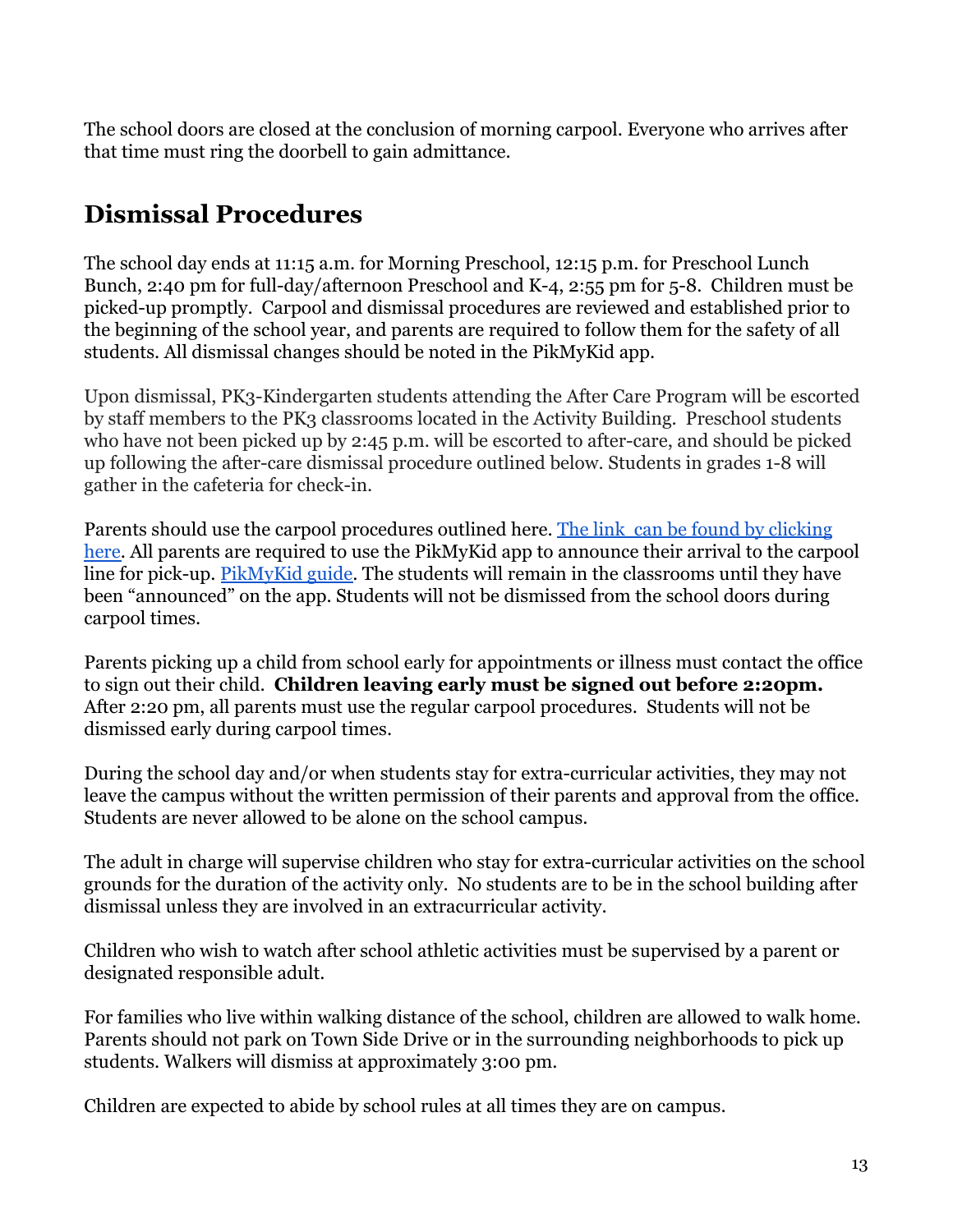The school doors are closed at the conclusion of morning carpool. Everyone who arrives after that time must ring the doorbell to gain admittance.

## Dismissal Procedures

The school day ends at 11:15 a.m. for Morning Preschool, 12:15 p.m. for Preschool Lunch Bunch, 2:40 pm for full-day/afternoon Preschool and K-4, 2:55 pm for 5-8. Children must be picked-up promptly. Carpool and dismissal procedures are reviewed and established prior to the beginning of the school year, and parents are required to follow them for the safety of all students. All dismissal changes should be noted in the PikMyKid app.

Upon dismissal, PK3-Kindergarten students attending the After Care Program will be escorted by staff members to the PK3 classrooms located in the Activity Building. Preschool students who have not been picked up by 2:45 p.m. will be escorted to after-care, and should be picked up following the after-care dismissal procedure outlined below. Students in grades 1-8 will gather in the cafeteria for check-in.

Parents should use the carpool procedures outlined here. The link can be found by clicking here. All parents are required to use the PikMyKid app to announce their arrival to the carpool line for pick-up. PikMyKid guide. The students will remain in the classrooms until they have been "announced" on the app. Students will not be dismissed from the school doors during carpool times.

Parents picking up a child from school early for appointments or illness must contact the office to sign out their child. **Children leaving early must be signed out before 2:20pm.** After 2:20 pm, all parents must use the regular carpool procedures. Students will not be dismissed early during carpool times.

During the school day and/or when students stay for extra-curricular activities, they may not leave the campus without the written permission of their parents and approval from the office. Students are never allowed to be alone on the school campus.

The adult in charge will supervise children who stay for extra-curricular activities on the school grounds for the duration of the activity only. No students are to be in the school building after dismissal unless they are involved in an extracurricular activity.

Children who wish to watch after school athletic activities must be supervised by a parent or designated responsible adult.

For families who live within walking distance of the school, children are allowed to walk home. Parents should not park on Town Side Drive or in the surrounding neighborhoods to pick up students. Walkers will dismiss at approximately 3:00 pm.

Children are expected to abide by school rules at all times they are on campus.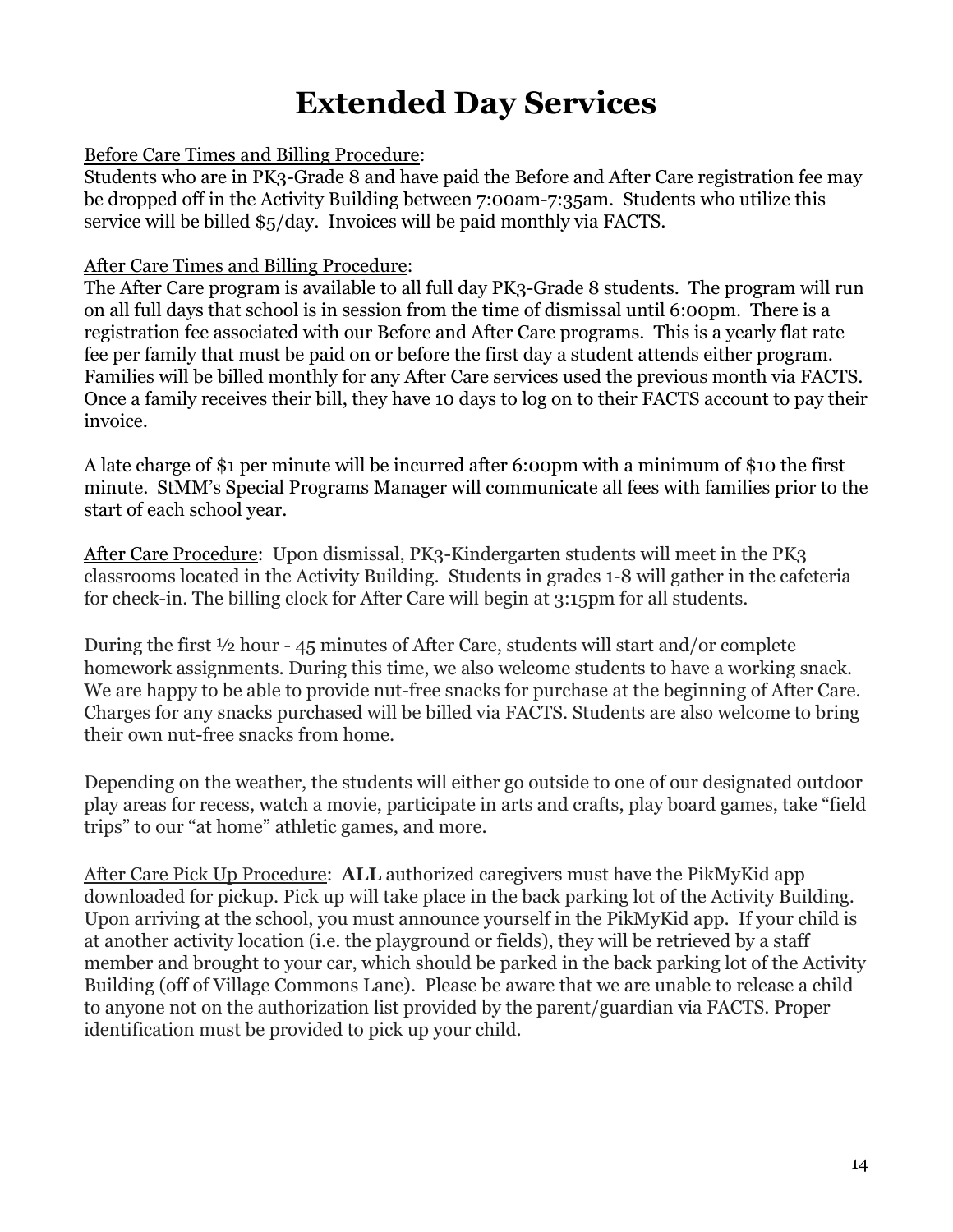# Extended Day Services

Before Care Times and Billing Procedure:
Students who are in PK3-Grade 8 and have paid the Before and After Care registration fee may be dropped off in the Activity Building between 7:00am-7:35am. Students who utilize this service will be billed $5/day. Invoices will be paid monthly via FACTS.

After Care Times and Billing Procedure:
The After Care program is available to all full day PK3-Grade 8 students. The program will run on all full days that school is in session from the time of dismissal until 6:00pm. There is a registration fee associated with our Before and After Care programs. This is a yearly flat rate fee per family that must be paid on or before the first day a student attends either program. Families will be billed monthly for any After Care services used the previous month via FACTS. Once a family receives their bill, they have 10 days to log on to their FACTS account to pay their invoice.

A late charge of $1 per minute will be incurred after 6:00pm with a minimum of $10 the first minute. StMM's Special Programs Manager will communicate all fees with families prior to the start of each school year.

After Care Procedure: Upon dismissal, PK3-Kindergarten students will meet in the PK3 classrooms located in the Activity Building. Students in grades 1-8 will gather in the cafeteria for check-in. The billing clock for After Care will begin at 3:15pm for all students.

During the first ½ hour - 45 minutes of After Care, students will start and/or complete homework assignments. During this time, we also welcome students to have a working snack. We are happy to be able to provide nut-free snacks for purchase at the beginning of After Care. Charges for any snacks purchased will be billed via FACTS. Students are also welcome to bring their own nut-free snacks from home.

Depending on the weather, the students will either go outside to one of our designated outdoor play areas for recess, watch a movie, participate in arts and crafts, play board games, take "field trips" to our "at home" athletic games, and more.

After Care Pick Up Procedure: **ALL** authorized caregivers must have the PikMyKid app downloaded for pickup. Pick up will take place in the back parking lot of the Activity Building. Upon arriving at the school, you must announce yourself in the PikMyKid app. If your child is at another activity location (i.e. the playground or fields), they will be retrieved by a staff member and brought to your car, which should be parked in the back parking lot of the Activity Building (off of Village Commons Lane). Please be aware that we are unable to release a child to anyone not on the authorization list provided by the parent/guardian via FACTS. Proper identification must be provided to pick up your child.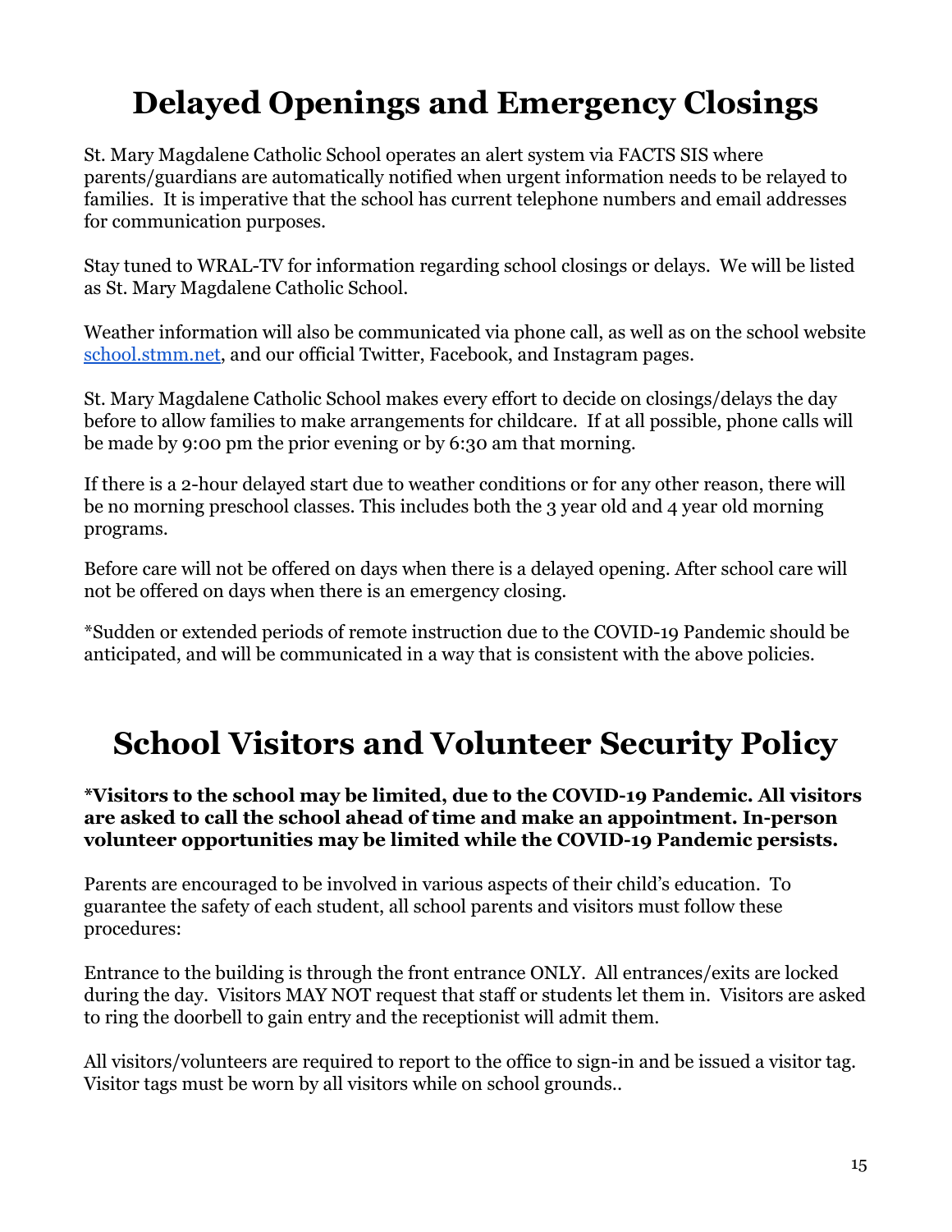# Delayed Openings and Emergency Closings

St. Mary Magdalene Catholic School operates an alert system via FACTS SIS where parents/guardians are automatically notified when urgent information needs to be relayed to families. It is imperative that the school has current telephone numbers and email addresses for communication purposes.

Stay tuned to WRAL-TV for information regarding school closings or delays. We will be listed as St. Mary Magdalene Catholic School.

Weather information will also be communicated via phone call, as well as on the school website [school.stmm.net](school.stmm.net), and our official Twitter, Facebook, and Instagram pages.

St. Mary Magdalene Catholic School makes every effort to decide on closings/delays the day before to allow families to make arrangements for childcare. If at all possible, phone calls will be made by 9:00 pm the prior evening or by 6:30 am that morning.

If there is a 2-hour delayed start due to weather conditions or for any other reason, there will be no morning preschool classes. This includes both the 3 year old and 4 year old morning programs.

Before care will not be offered on days when there is a delayed opening. After school care will not be offered on days when there is an emergency closing.

*Sudden or extended periods of remote instruction due to the COVID-19 Pandemic should be anticipated, and will be communicated in a way that is consistent with the above policies.

# School Visitors and Volunteer Security Policy

**\*Visitors to the school may be limited, due to the COVID-19 Pandemic. All visitors are asked to call the school ahead of time and make an appointment. In-person volunteer opportunities may be limited while the COVID-19 Pandemic persists.**

Parents are encouraged to be involved in various aspects of their child's education. To guarantee the safety of each student, all school parents and visitors must follow these procedures:

Entrance to the building is through the front entrance ONLY. All entrances/exits are locked during the day. Visitors MAY NOT request that staff or students let them in. Visitors are asked to ring the doorbell to gain entry and the receptionist will admit them.

All visitors/volunteers are required to report to the office to sign-in and be issued a visitor tag. Visitor tags must be worn by all visitors while on school grounds..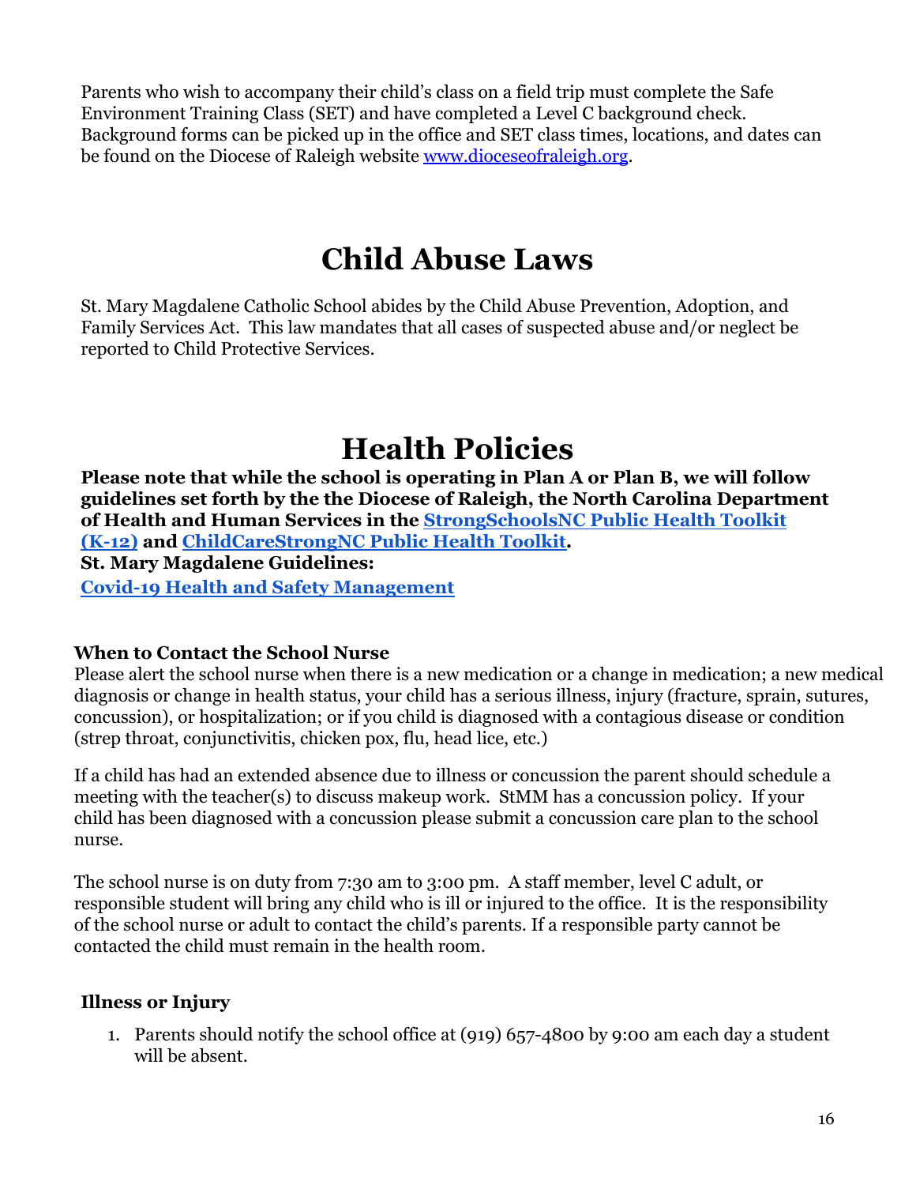Parents who wish to accompany their child's class on a field trip must complete the Safe Environment Training Class (SET) and have completed a Level C background check. Background forms can be picked up in the office and SET class times, locations, and dates can be found on the Diocese of Raleigh website [www.dioceseofraleigh.org](http://www.dioceseofraleigh.org).

# Child Abuse Laws

St. Mary Magdalene Catholic School abides by the Child Abuse Prevention, Adoption, and Family Services Act. This law mandates that all cases of suspected abuse and/or neglect be reported to Child Protective Services.

# Health Policies

**Please note that while the school is operating in Plan A or Plan B, we will follow guidelines set forth by the the Diocese of Raleigh, the North Carolina Department of Health and Human Services in the [StrongSchoolsNC Public Health Toolkit (K-12)]() and [ChildCareStrongNC Public Health Toolkit]().**

**St. Mary Magdalene Guidelines:**

**[Covid-19 Health and Safety Management]()**

### When to Contact the School Nurse

Please alert the school nurse when there is a new medication or a change in medication; a new medical diagnosis or change in health status, your child has a serious illness, injury (fracture, sprain, sutures, concussion), or hospitalization; or if you child is diagnosed with a contagious disease or condition (strep throat, conjunctivitis, chicken pox, flu, head lice, etc.)

If a child has had an extended absence due to illness or concussion the parent should schedule a meeting with the teacher(s) to discuss makeup work. StMM has a concussion policy. If your child has been diagnosed with a concussion please submit a concussion care plan to the school nurse.

The school nurse is on duty from 7:30 am to 3:00 pm. A staff member, level C adult, or responsible student will bring any child who is ill or injured to the office. It is the responsibility of the school nurse or adult to contact the child's parents. If a responsible party cannot be contacted the child must remain in the health room.

### Illness or Injury

1. Parents should notify the school office at (919) 657-4800 by 9:00 am each day a student will be absent.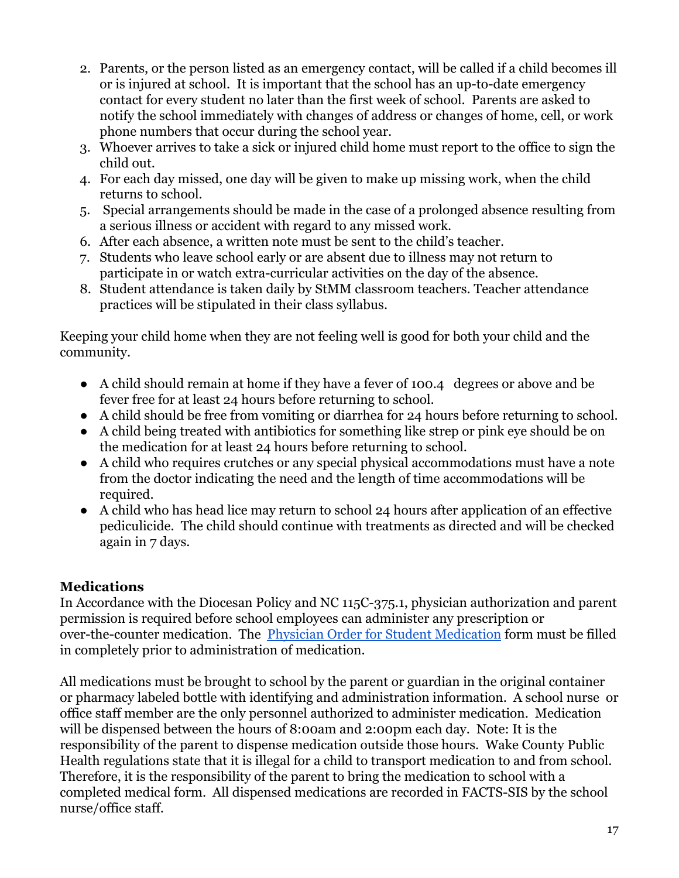2. Parents, or the person listed as an emergency contact, will be called if a child becomes ill or is injured at school. It is important that the school has an up-to-date emergency contact for every student no later than the first week of school. Parents are asked to notify the school immediately with changes of address or changes of home, cell, or work phone numbers that occur during the school year.
3. Whoever arrives to take a sick or injured child home must report to the office to sign the child out.
4. For each day missed, one day will be given to make up missing work, when the child returns to school.
5. Special arrangements should be made in the case of a prolonged absence resulting from a serious illness or accident with regard to any missed work.
6. After each absence, a written note must be sent to the child's teacher.
7. Students who leave school early or are absent due to illness may not return to participate in or watch extra-curricular activities on the day of the absence.
8. Student attendance is taken daily by StMM classroom teachers. Teacher attendance practices will be stipulated in their class syllabus.

Keeping your child home when they are not feeling well is good for both your child and the community.

- A child should remain at home if they have a fever of 100.4 degrees or above and be fever free for at least 24 hours before returning to school.
- A child should be free from vomiting or diarrhea for 24 hours before returning to school.
- A child being treated with antibiotics for something like strep or pink eye should be on the medication for at least 24 hours before returning to school.
- A child who requires crutches or any special physical accommodations must have a note from the doctor indicating the need and the length of time accommodations will be required.
- A child who has head lice may return to school 24 hours after application of an effective pediculicide. The child should continue with treatments as directed and will be checked again in 7 days.

**Medications**

In Accordance with the Diocesan Policy and NC 115C-375.1, physician authorization and parent permission is required before school employees can administer any prescription or over-the-counter medication. The Physician Order for Student Medication form must be filled in completely prior to administration of medication.

All medications must be brought to school by the parent or guardian in the original container or pharmacy labeled bottle with identifying and administration information. A school nurse or office staff member are the only personnel authorized to administer medication. Medication will be dispensed between the hours of 8:00am and 2:00pm each day. Note: It is the responsibility of the parent to dispense medication outside those hours. Wake County Public Health regulations state that it is illegal for a child to transport medication to and from school. Therefore, it is the responsibility of the parent to bring the medication to school with a completed medical form. All dispensed medications are recorded in FACTS-SIS by the school nurse/office staff.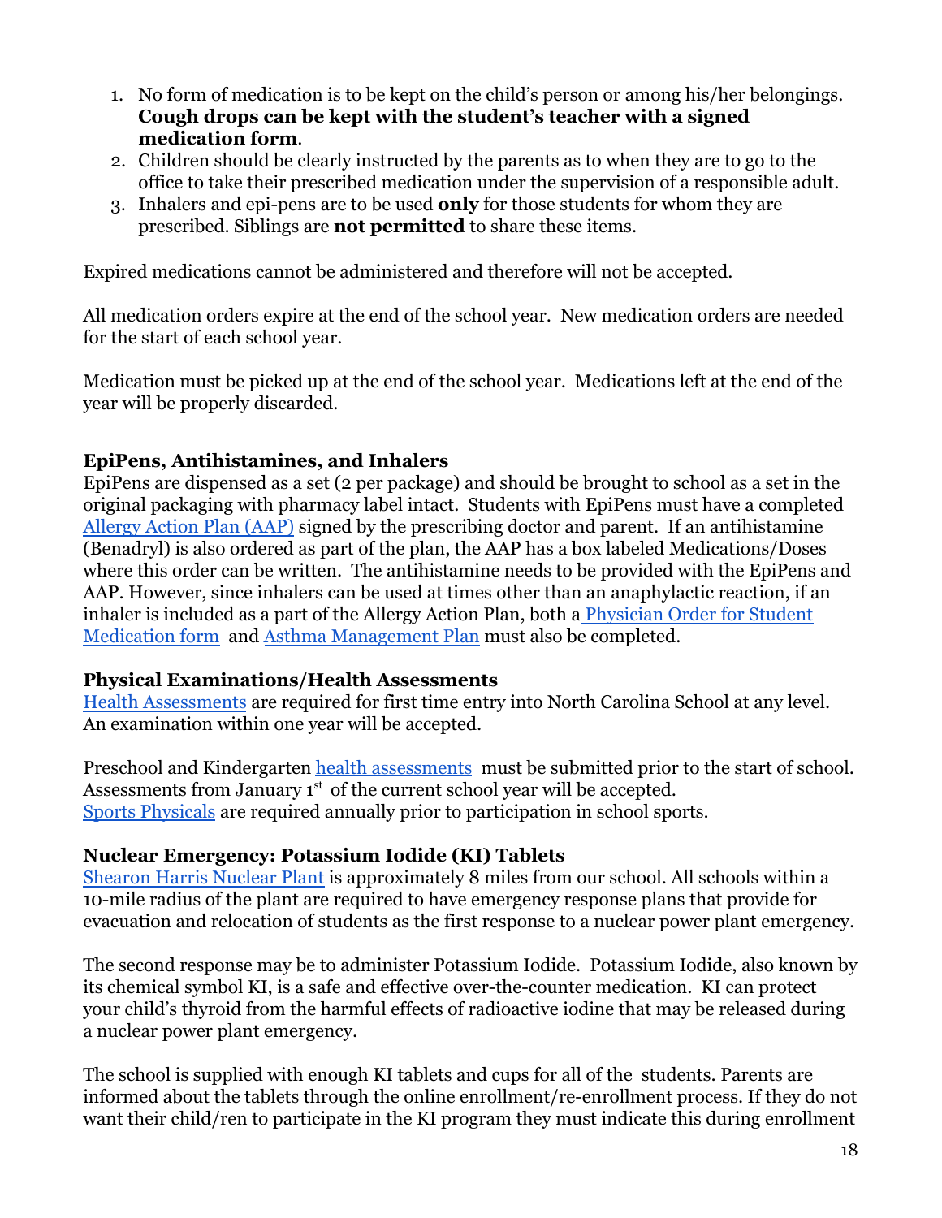1. No form of medication is to be kept on the child's person or among his/her belongings. **Cough drops can be kept with the student's teacher with a signed medication form**.
2. Children should be clearly instructed by the parents as to when they are to go to the office to take their prescribed medication under the supervision of a responsible adult.
3. Inhalers and epi-pens are to be used **only** for those students for whom they are prescribed. Siblings are **not permitted** to share these items.

Expired medications cannot be administered and therefore will not be accepted.

All medication orders expire at the end of the school year. New medication orders are needed for the start of each school year.

Medication must be picked up at the end of the school year. Medications left at the end of the year will be properly discarded.

### EpiPens, Antihistamines, and Inhalers

EpiPens are dispensed as a set (2 per package) and should be brought to school as a set in the original packaging with pharmacy label intact. Students with EpiPens must have a completed Allergy Action Plan (AAP) signed by the prescribing doctor and parent. If an antihistamine (Benadryl) is also ordered as part of the plan, the AAP has a box labeled Medications/Doses where this order can be written. The antihistamine needs to be provided with the EpiPens and AAP. However, since inhalers can be used at times other than an anaphylactic reaction, if an inhaler is included as a part of the Allergy Action Plan, both a Physician Order for Student Medication form and Asthma Management Plan must also be completed.

### Physical Examinations/Health Assessments

Health Assessments are required for first time entry into North Carolina School at any level. An examination within one year will be accepted.

Preschool and Kindergarten health assessments must be submitted prior to the start of school. Assessments from January 1st of the current school year will be accepted.
Sports Physicals are required annually prior to participation in school sports.

### Nuclear Emergency: Potassium Iodide (KI) Tablets

Shearon Harris Nuclear Plant is approximately 8 miles from our school. All schools within a 10-mile radius of the plant are required to have emergency response plans that provide for evacuation and relocation of students as the first response to a nuclear power plant emergency.

The second response may be to administer Potassium Iodide. Potassium Iodide, also known by its chemical symbol KI, is a safe and effective over-the-counter medication. KI can protect your child's thyroid from the harmful effects of radioactive iodine that may be released during a nuclear power plant emergency.

The school is supplied with enough KI tablets and cups for all of the students. Parents are informed about the tablets through the online enrollment/re-enrollment process. If they do not want their child/ren to participate in the KI program they must indicate this during enrollment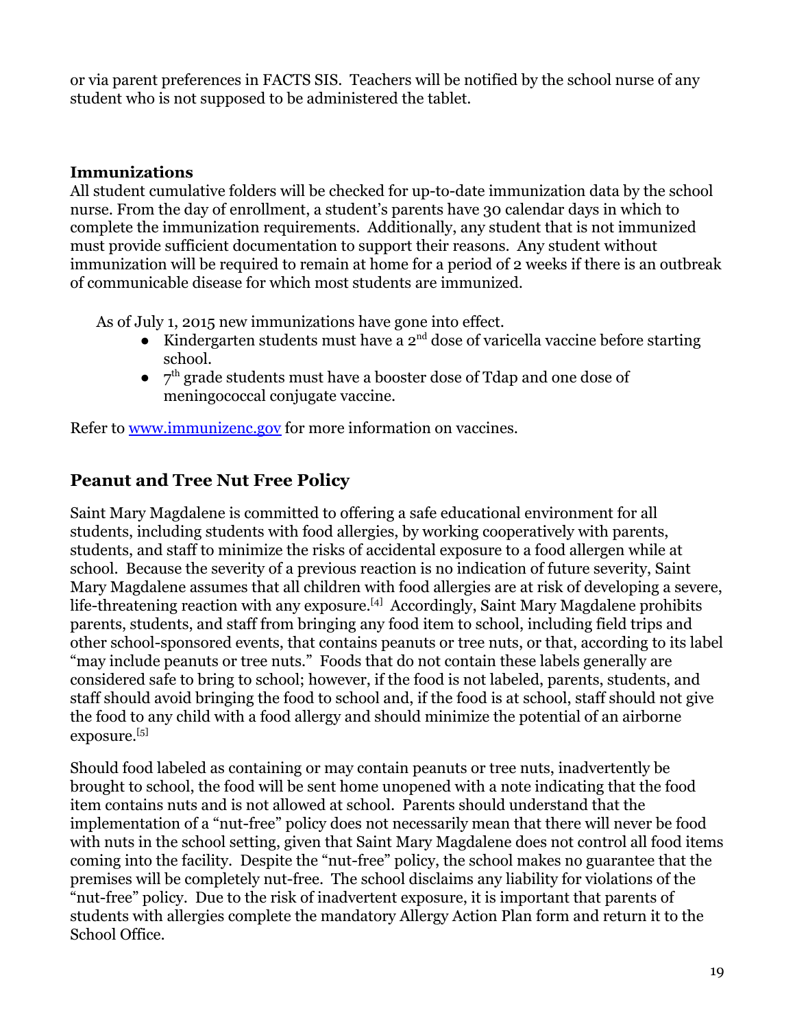or via parent preferences in FACTS SIS. Teachers will be notified by the school nurse of any student who is not supposed to be administered the tablet.

### Immunizations

All student cumulative folders will be checked for up-to-date immunization data by the school nurse. From the day of enrollment, a student's parents have 30 calendar days in which to complete the immunization requirements. Additionally, any student that is not immunized must provide sufficient documentation to support their reasons. Any student without immunization will be required to remain at home for a period of 2 weeks if there is an outbreak of communicable disease for which most students are immunized.

As of July 1, 2015 new immunizations have gone into effect.

- Kindergarten students must have a 2nd dose of varicella vaccine before starting school.
- 7th grade students must have a booster dose of Tdap and one dose of meningococcal conjugate vaccine.

Refer to [www.immunizenc.gov](http://www.immunizenc.gov) for more information on vaccines.

## Peanut and Tree Nut Free Policy

Saint Mary Magdalene is committed to offering a safe educational environment for all students, including students with food allergies, by working cooperatively with parents, students, and staff to minimize the risks of accidental exposure to a food allergen while at school. Because the severity of a previous reaction is no indication of future severity, Saint Mary Magdalene assumes that all children with food allergies are at risk of developing a severe, life-threatening reaction with any exposure.[4] Accordingly, Saint Mary Magdalene prohibits parents, students, and staff from bringing any food item to school, including field trips and other school-sponsored events, that contains peanuts or tree nuts, or that, according to its label "may include peanuts or tree nuts." Foods that do not contain these labels generally are considered safe to bring to school; however, if the food is not labeled, parents, students, and staff should avoid bringing the food to school and, if the food is at school, staff should not give the food to any child with a food allergy and should minimize the potential of an airborne exposure.[5]

Should food labeled as containing or may contain peanuts or tree nuts, inadvertently be brought to school, the food will be sent home unopened with a note indicating that the food item contains nuts and is not allowed at school. Parents should understand that the implementation of a "nut-free" policy does not necessarily mean that there will never be food with nuts in the school setting, given that Saint Mary Magdalene does not control all food items coming into the facility. Despite the "nut-free" policy, the school makes no guarantee that the premises will be completely nut-free. The school disclaims any liability for violations of the "nut-free" policy. Due to the risk of inadvertent exposure, it is important that parents of students with allergies complete the mandatory Allergy Action Plan form and return it to the School Office.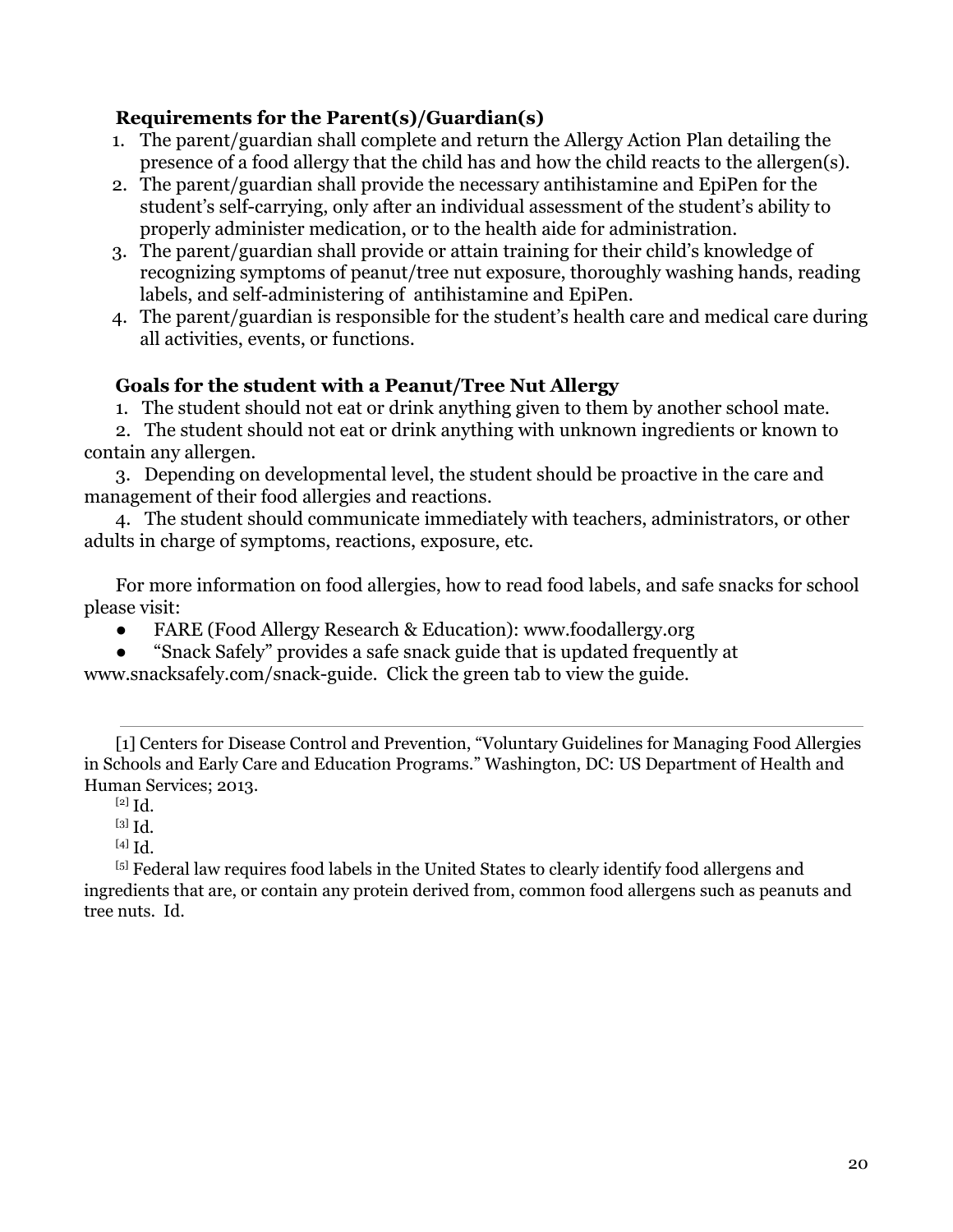### Requirements for the Parent(s)/Guardian(s)

1. The parent/guardian shall complete and return the Allergy Action Plan detailing the presence of a food allergy that the child has and how the child reacts to the allergen(s).
2. The parent/guardian shall provide the necessary antihistamine and EpiPen for the student's self-carrying, only after an individual assessment of the student's ability to properly administer medication, or to the health aide for administration.
3. The parent/guardian shall provide or attain training for their child's knowledge of recognizing symptoms of peanut/tree nut exposure, thoroughly washing hands, reading labels, and self-administering of antihistamine and EpiPen.
4. The parent/guardian is responsible for the student's health care and medical care during all activities, events, or functions.

### Goals for the student with a Peanut/Tree Nut Allergy

1. The student should not eat or drink anything given to them by another school mate.
2. The student should not eat or drink anything with unknown ingredients or known to contain any allergen.
3. Depending on developmental level, the student should be proactive in the care and management of their food allergies and reactions.
4. The student should communicate immediately with teachers, administrators, or other adults in charge of symptoms, reactions, exposure, etc.

For more information on food allergies, how to read food labels, and safe snacks for school please visit:

- FARE (Food Allergy Research & Education): www.foodallergy.org
- "Snack Safely" provides a safe snack guide that is updated frequently at www.snacksafely.com/snack-guide. Click the green tab to view the guide.

---

[1] Centers for Disease Control and Prevention, "Voluntary Guidelines for Managing Food Allergies in Schools and Early Care and Education Programs." Washington, DC: US Department of Health and Human Services; 2013.

[2] Id.

[3] Id.

[4] Id.

[5] Federal law requires food labels in the United States to clearly identify food allergens and ingredients that are, or contain any protein derived from, common food allergens such as peanuts and tree nuts. Id.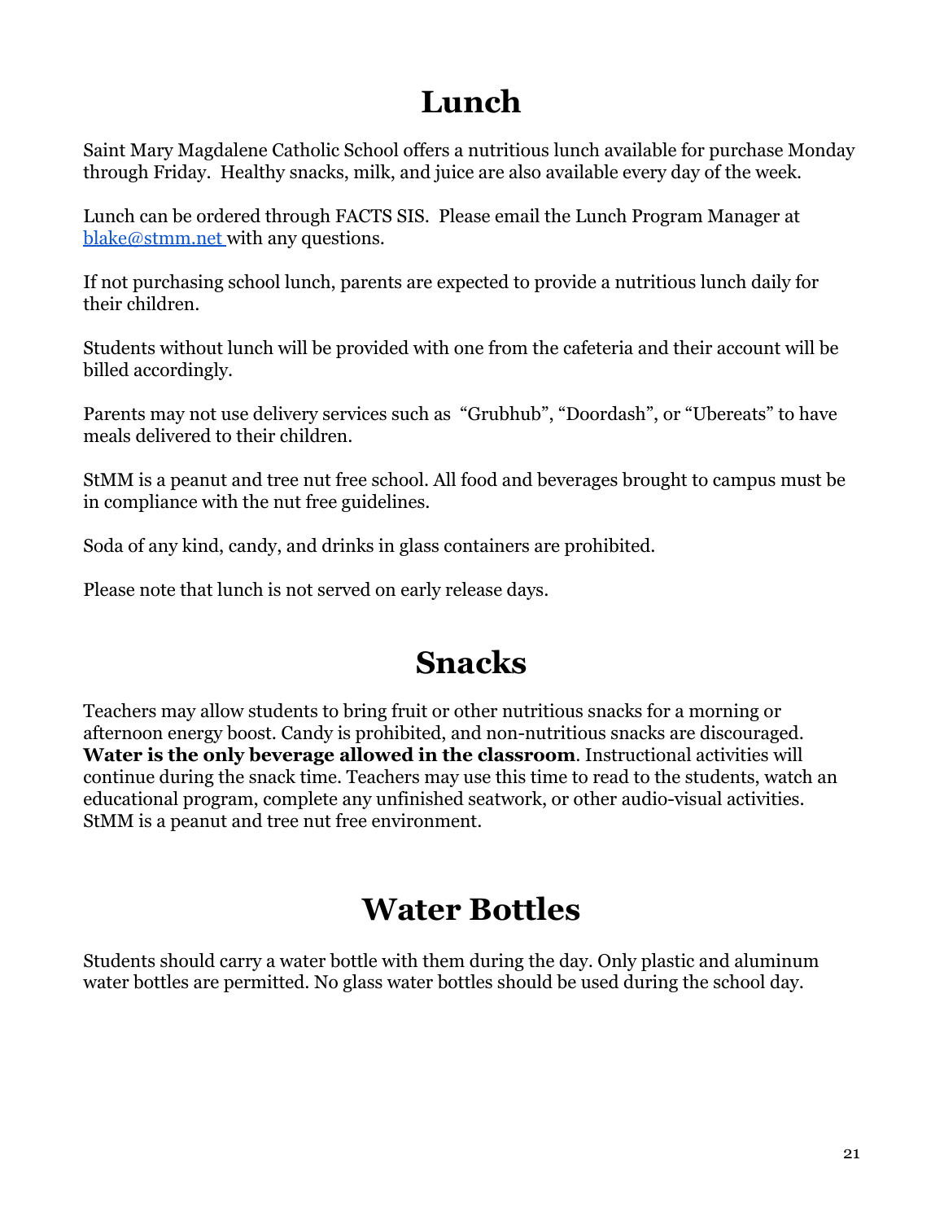# Lunch

Saint Mary Magdalene Catholic School offers a nutritious lunch available for purchase Monday through Friday. Healthy snacks, milk, and juice are also available every day of the week.

Lunch can be ordered through FACTS SIS. Please email the Lunch Program Manager at [blake@stmm.net](mailto:blake@stmm.net) with any questions.

If not purchasing school lunch, parents are expected to provide a nutritious lunch daily for their children.

Students without lunch will be provided with one from the cafeteria and their account will be billed accordingly.

Parents may not use delivery services such as "Grubhub", "Doordash", or "Ubereats" to have meals delivered to their children.

StMM is a peanut and tree nut free school. All food and beverages brought to campus must be in compliance with the nut free guidelines.

Soda of any kind, candy, and drinks in glass containers are prohibited.

Please note that lunch is not served on early release days.

# Snacks

Teachers may allow students to bring fruit or other nutritious snacks for a morning or afternoon energy boost. Candy is prohibited, and non-nutritious snacks are discouraged. **Water is the only beverage allowed in the classroom**. Instructional activities will continue during the snack time. Teachers may use this time to read to the students, watch an educational program, complete any unfinished seatwork, or other audio-visual activities. StMM is a peanut and tree nut free environment.

# Water Bottles

Students should carry a water bottle with them during the day. Only plastic and aluminum water bottles are permitted. No glass water bottles should be used during the school day.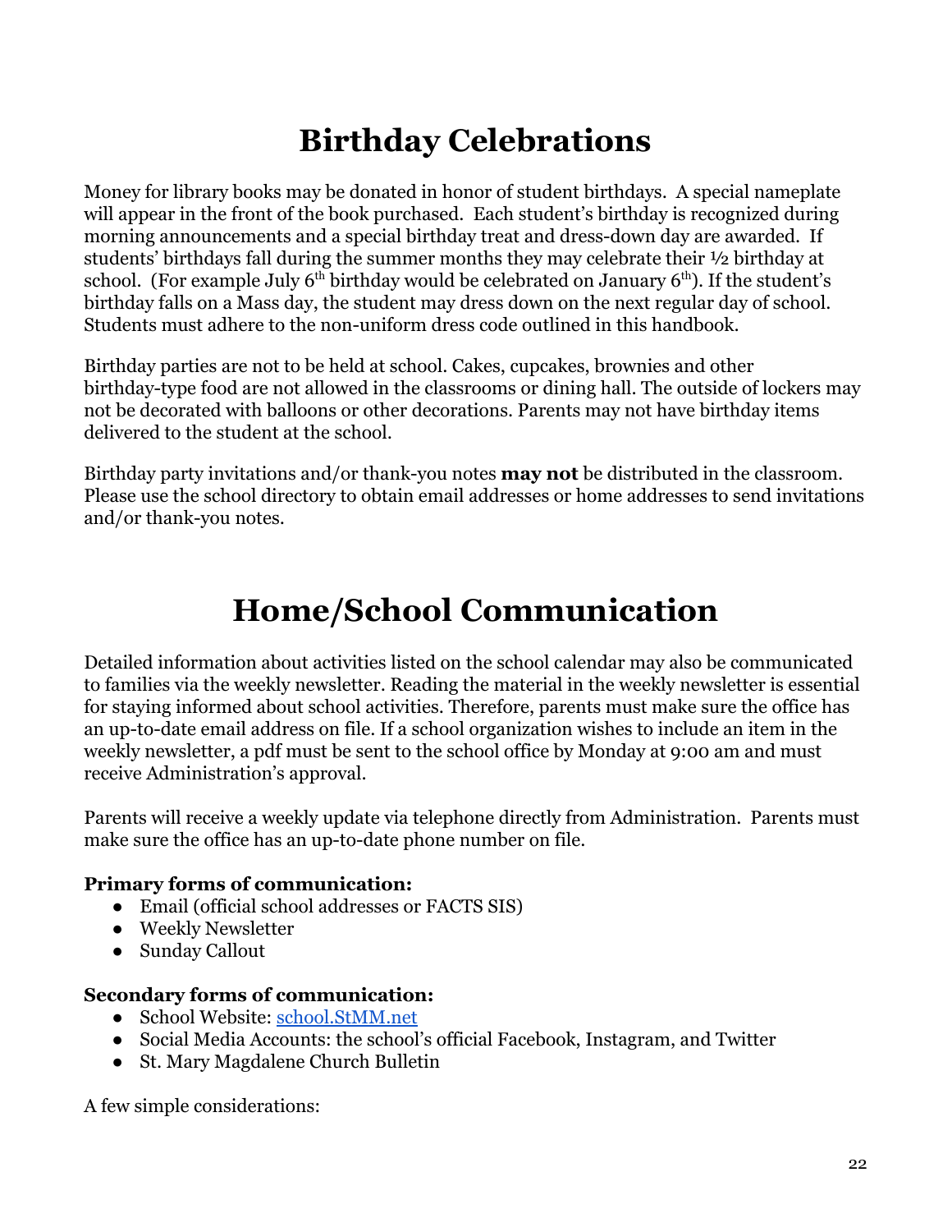# Birthday Celebrations

Money for library books may be donated in honor of student birthdays. A special nameplate will appear in the front of the book purchased. Each student's birthday is recognized during morning announcements and a special birthday treat and dress-down day are awarded. If students' birthdays fall during the summer months they may celebrate their ½ birthday at school. (For example July 6th birthday would be celebrated on January 6th). If the student's birthday falls on a Mass day, the student may dress down on the next regular day of school. Students must adhere to the non-uniform dress code outlined in this handbook.

Birthday parties are not to be held at school. Cakes, cupcakes, brownies and other birthday-type food are not allowed in the classrooms or dining hall. The outside of lockers may not be decorated with balloons or other decorations. Parents may not have birthday items delivered to the student at the school.

Birthday party invitations and/or thank-you notes **may not** be distributed in the classroom. Please use the school directory to obtain email addresses or home addresses to send invitations and/or thank-you notes.

# Home/School Communication

Detailed information about activities listed on the school calendar may also be communicated to families via the weekly newsletter. Reading the material in the weekly newsletter is essential for staying informed about school activities. Therefore, parents must make sure the office has an up-to-date email address on file. If a school organization wishes to include an item in the weekly newsletter, a pdf must be sent to the school office by Monday at 9:00 am and must receive Administration's approval.

Parents will receive a weekly update via telephone directly from Administration. Parents must make sure the office has an up-to-date phone number on file.

**Primary forms of communication:**

- Email (official school addresses or FACTS SIS)
- Weekly Newsletter
- Sunday Callout

**Secondary forms of communication:**

- School Website: school.StMM.net
- Social Media Accounts: the school's official Facebook, Instagram, and Twitter
- St. Mary Magdalene Church Bulletin

A few simple considerations: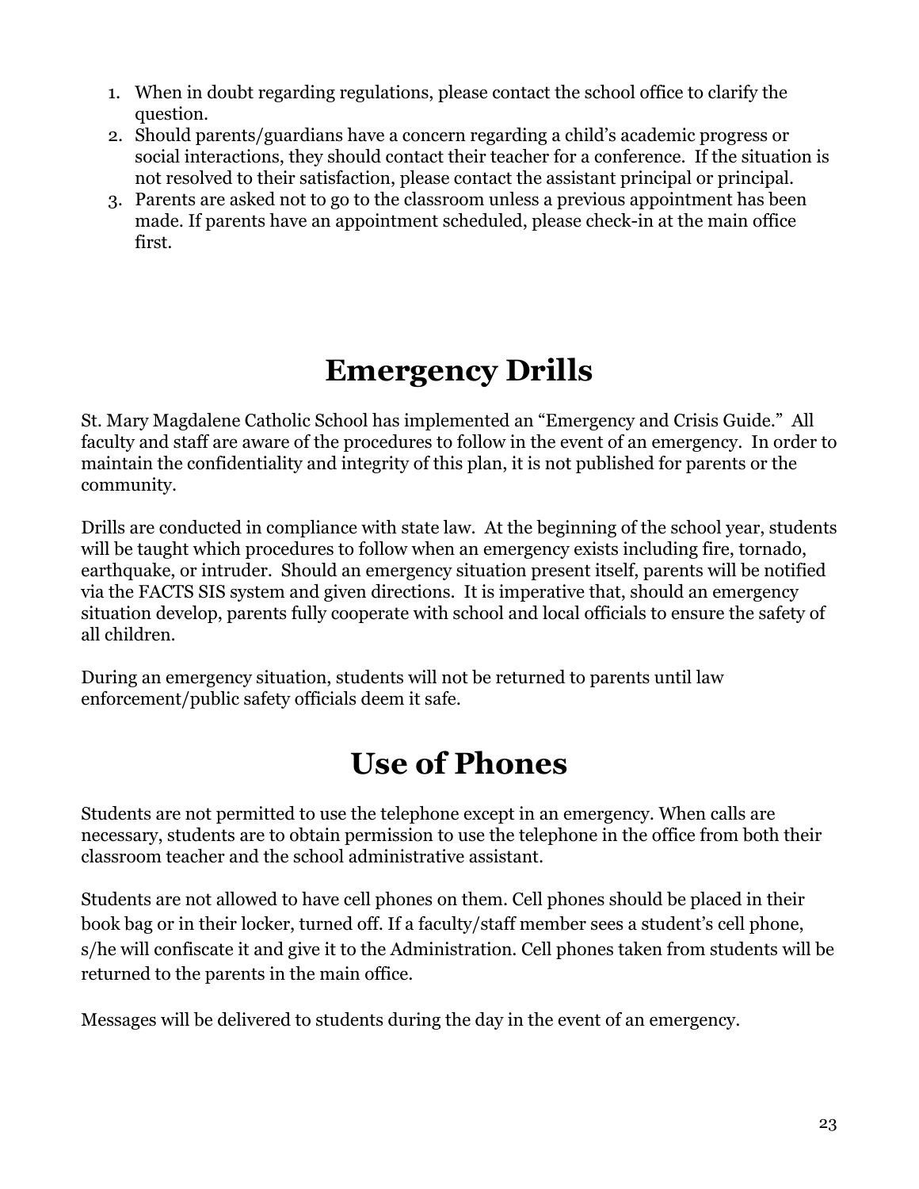1. When in doubt regarding regulations, please contact the school office to clarify the question.
2. Should parents/guardians have a concern regarding a child's academic progress or social interactions, they should contact their teacher for a conference. If the situation is not resolved to their satisfaction, please contact the assistant principal or principal.
3. Parents are asked not to go to the classroom unless a previous appointment has been made. If parents have an appointment scheduled, please check-in at the main office first.

# Emergency Drills

St. Mary Magdalene Catholic School has implemented an "Emergency and Crisis Guide." All faculty and staff are aware of the procedures to follow in the event of an emergency. In order to maintain the confidentiality and integrity of this plan, it is not published for parents or the community.

Drills are conducted in compliance with state law. At the beginning of the school year, students will be taught which procedures to follow when an emergency exists including fire, tornado, earthquake, or intruder. Should an emergency situation present itself, parents will be notified via the FACTS SIS system and given directions. It is imperative that, should an emergency situation develop, parents fully cooperate with school and local officials to ensure the safety of all children.

During an emergency situation, students will not be returned to parents until law enforcement/public safety officials deem it safe.

# Use of Phones

Students are not permitted to use the telephone except in an emergency. When calls are necessary, students are to obtain permission to use the telephone in the office from both their classroom teacher and the school administrative assistant.

Students are not allowed to have cell phones on them. Cell phones should be placed in their book bag or in their locker, turned off. If a faculty/staff member sees a student's cell phone, s/he will confiscate it and give it to the Administration. Cell phones taken from students will be returned to the parents in the main office.

Messages will be delivered to students during the day in the event of an emergency.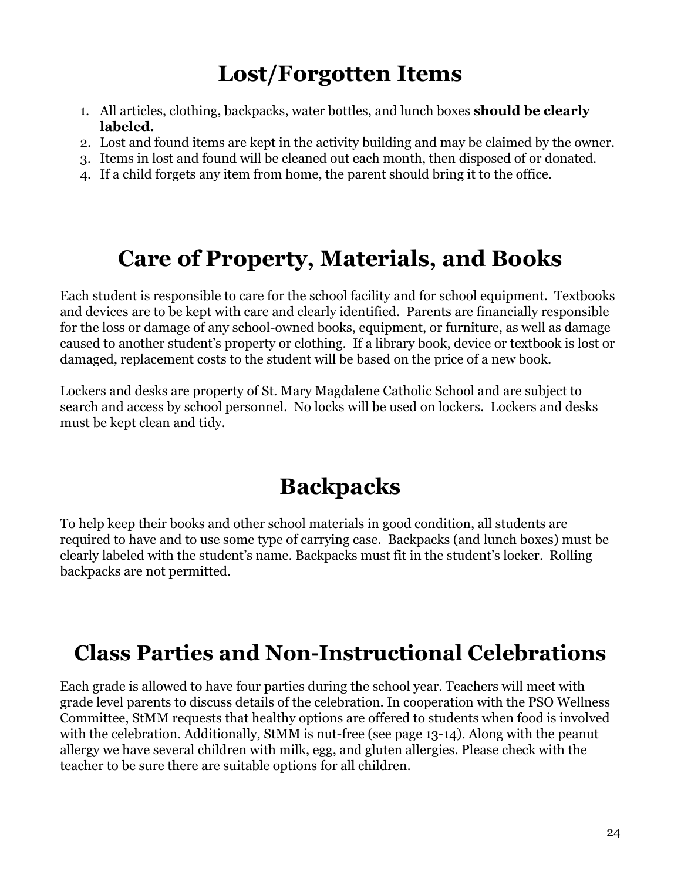# Lost/Forgotten Items

1. All articles, clothing, backpacks, water bottles, and lunch boxes **should be clearly labeled.**
2. Lost and found items are kept in the activity building and may be claimed by the owner.
3. Items in lost and found will be cleaned out each month, then disposed of or donated.
4. If a child forgets any item from home, the parent should bring it to the office.

# Care of Property, Materials, and Books

Each student is responsible to care for the school facility and for school equipment. Textbooks and devices are to be kept with care and clearly identified. Parents are financially responsible for the loss or damage of any school-owned books, equipment, or furniture, as well as damage caused to another student's property or clothing. If a library book, device or textbook is lost or damaged, replacement costs to the student will be based on the price of a new book.

Lockers and desks are property of St. Mary Magdalene Catholic School and are subject to search and access by school personnel. No locks will be used on lockers. Lockers and desks must be kept clean and tidy.

# Backpacks

To help keep their books and other school materials in good condition, all students are required to have and to use some type of carrying case. Backpacks (and lunch boxes) must be clearly labeled with the student's name. Backpacks must fit in the student's locker. Rolling backpacks are not permitted.

# Class Parties and Non-Instructional Celebrations

Each grade is allowed to have four parties during the school year. Teachers will meet with grade level parents to discuss details of the celebration. In cooperation with the PSO Wellness Committee, StMM requests that healthy options are offered to students when food is involved with the celebration. Additionally, StMM is nut-free (see page 13-14). Along with the peanut allergy we have several children with milk, egg, and gluten allergies. Please check with the teacher to be sure there are suitable options for all children.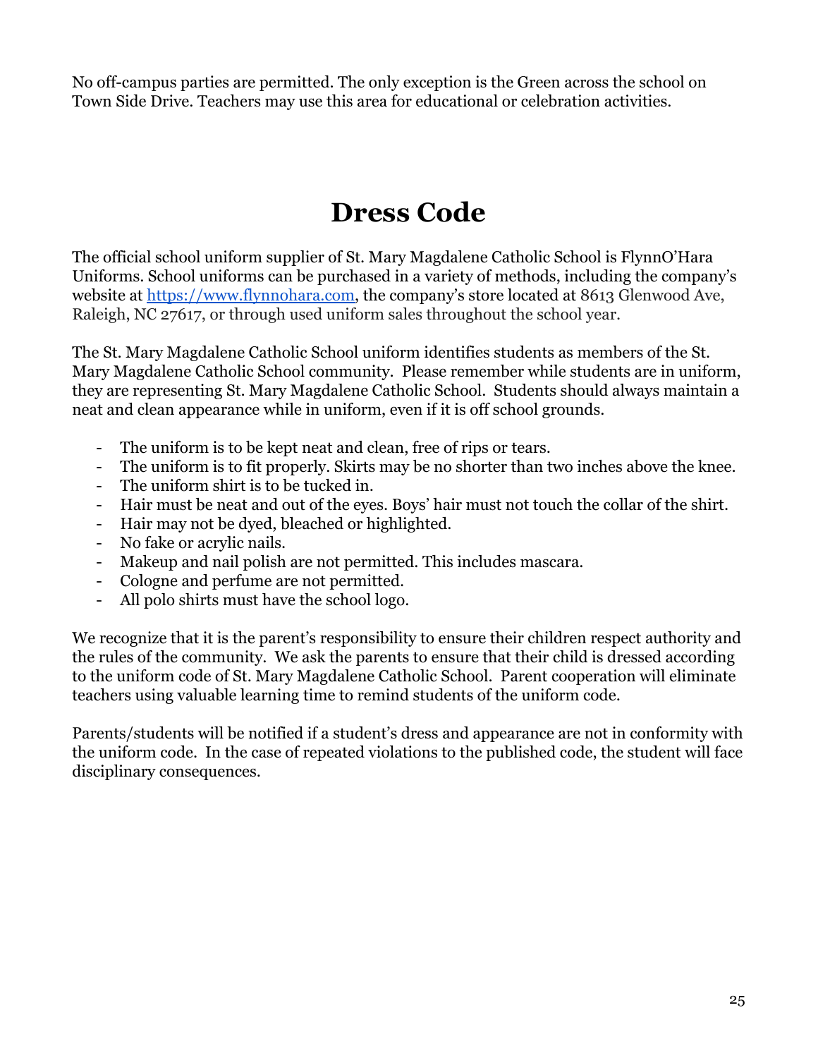No off-campus parties are permitted. The only exception is the Green across the school on Town Side Drive. Teachers may use this area for educational or celebration activities.

# Dress Code

The official school uniform supplier of St. Mary Magdalene Catholic School is FlynnO'Hara Uniforms. School uniforms can be purchased in a variety of methods, including the company's website at https://www.flynnohara.com, the company's store located at 8613 Glenwood Ave, Raleigh, NC 27617, or through used uniform sales throughout the school year.

The St. Mary Magdalene Catholic School uniform identifies students as members of the St. Mary Magdalene Catholic School community. Please remember while students are in uniform, they are representing St. Mary Magdalene Catholic School. Students should always maintain a neat and clean appearance while in uniform, even if it is off school grounds.

- The uniform is to be kept neat and clean, free of rips or tears.
- The uniform is to fit properly. Skirts may be no shorter than two inches above the knee.
- The uniform shirt is to be tucked in.
- Hair must be neat and out of the eyes. Boys' hair must not touch the collar of the shirt.
- Hair may not be dyed, bleached or highlighted.
- No fake or acrylic nails.
- Makeup and nail polish are not permitted. This includes mascara.
- Cologne and perfume are not permitted.
- All polo shirts must have the school logo.

We recognize that it is the parent's responsibility to ensure their children respect authority and the rules of the community. We ask the parents to ensure that their child is dressed according to the uniform code of St. Mary Magdalene Catholic School. Parent cooperation will eliminate teachers using valuable learning time to remind students of the uniform code.

Parents/students will be notified if a student's dress and appearance are not in conformity with the uniform code. In the case of repeated violations to the published code, the student will face disciplinary consequences.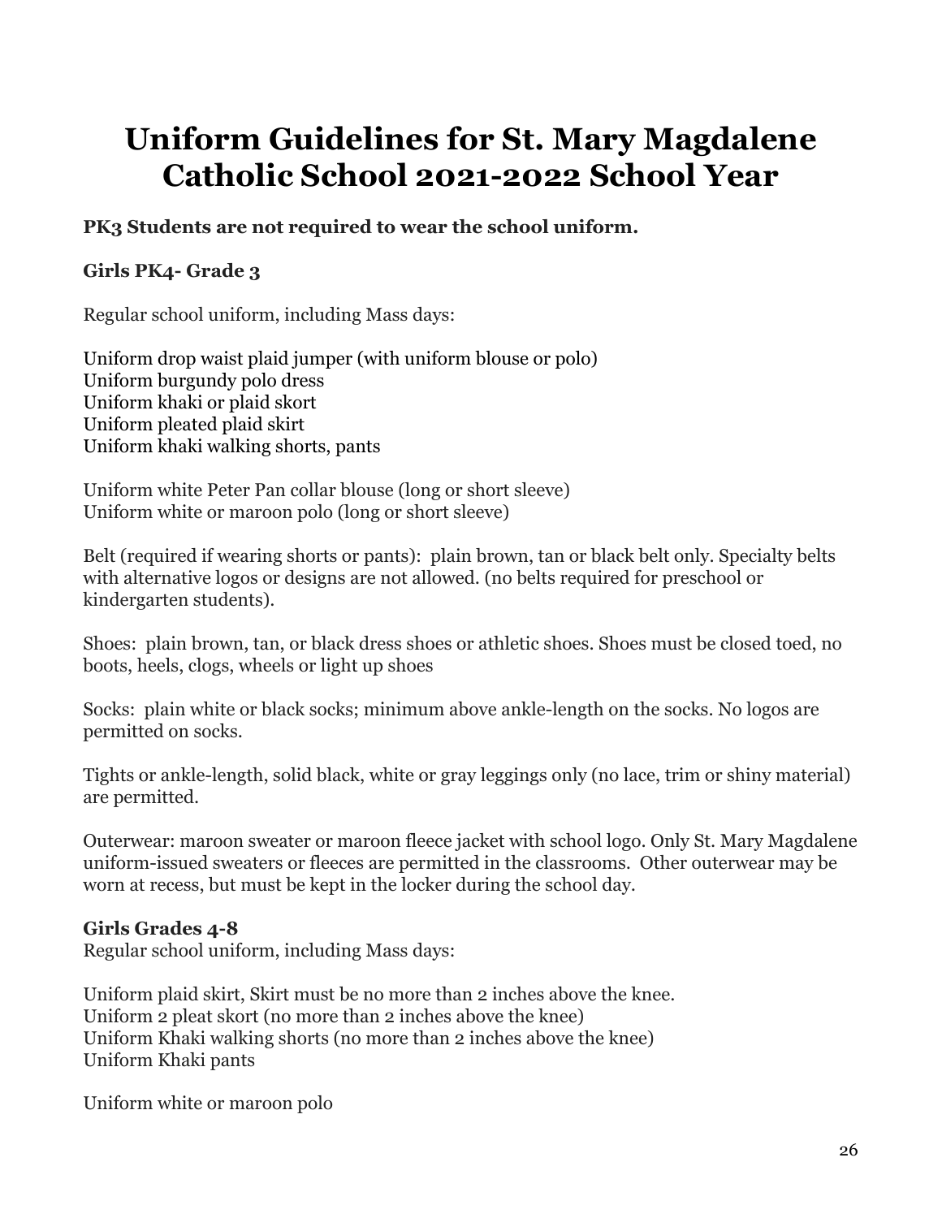# Uniform Guidelines for St. Mary Magdalene Catholic School 2021-2022 School Year

**PK3 Students are not required to wear the school uniform.**

**Girls PK4- Grade 3**

Regular school uniform, including Mass days:

Uniform drop waist plaid jumper (with uniform blouse or polo)
Uniform burgundy polo dress
Uniform khaki or plaid skort
Uniform pleated plaid skirt
Uniform khaki walking shorts, pants

Uniform white Peter Pan collar blouse (long or short sleeve)
Uniform white or maroon polo (long or short sleeve)

Belt (required if wearing shorts or pants): plain brown, tan or black belt only. Specialty belts with alternative logos or designs are not allowed. (no belts required for preschool or kindergarten students).

Shoes: plain brown, tan, or black dress shoes or athletic shoes. Shoes must be closed toed, no boots, heels, clogs, wheels or light up shoes

Socks: plain white or black socks; minimum above ankle-length on the socks. No logos are permitted on socks.

Tights or ankle-length, solid black, white or gray leggings only (no lace, trim or shiny material) are permitted.

Outerwear: maroon sweater or maroon fleece jacket with school logo. Only St. Mary Magdalene uniform-issued sweaters or fleeces are permitted in the classrooms. Other outerwear may be worn at recess, but must be kept in the locker during the school day.

**Girls Grades 4-8**
Regular school uniform, including Mass days:

Uniform plaid skirt, Skirt must be no more than 2 inches above the knee.
Uniform 2 pleat skort (no more than 2 inches above the knee)
Uniform Khaki walking shorts (no more than 2 inches above the knee)
Uniform Khaki pants

Uniform white or maroon polo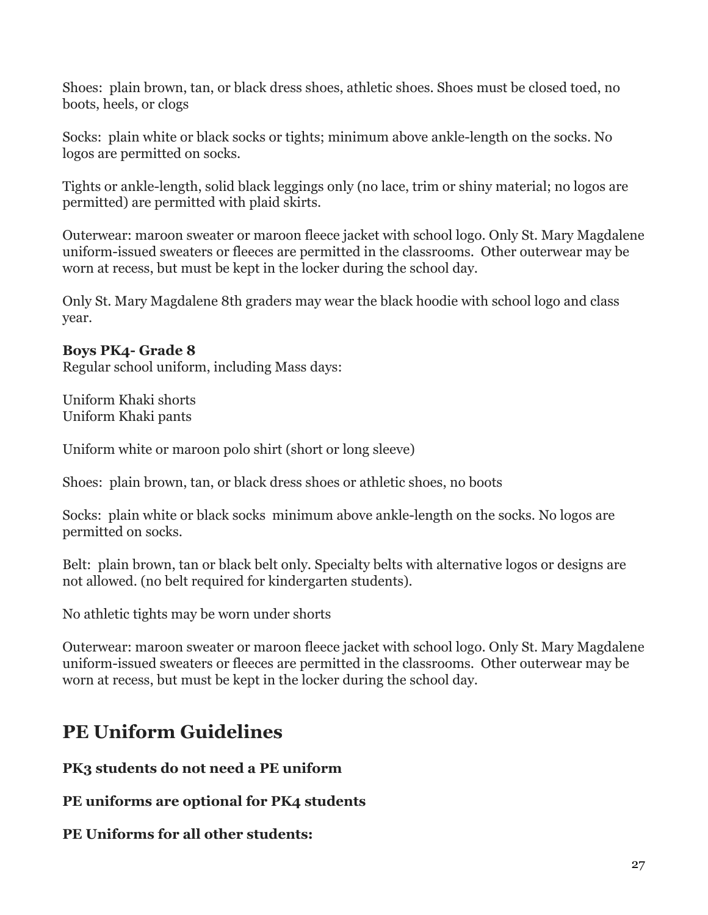Shoes: plain brown, tan, or black dress shoes, athletic shoes. Shoes must be closed toed, no boots, heels, or clogs

Socks: plain white or black socks or tights; minimum above ankle-length on the socks. No logos are permitted on socks.

Tights or ankle-length, solid black leggings only (no lace, trim or shiny material; no logos are permitted) are permitted with plaid skirts.

Outerwear: maroon sweater or maroon fleece jacket with school logo. Only St. Mary Magdalene uniform-issued sweaters or fleeces are permitted in the classrooms. Other outerwear may be worn at recess, but must be kept in the locker during the school day.

Only St. Mary Magdalene 8th graders may wear the black hoodie with school logo and class year.

**Boys PK4- Grade 8**
Regular school uniform, including Mass days:

Uniform Khaki shorts
Uniform Khaki pants

Uniform white or maroon polo shirt (short or long sleeve)

Shoes: plain brown, tan, or black dress shoes or athletic shoes, no boots

Socks: plain white or black socks minimum above ankle-length on the socks. No logos are permitted on socks.

Belt: plain brown, tan or black belt only. Specialty belts with alternative logos or designs are not allowed. (no belt required for kindergarten students).

No athletic tights may be worn under shorts

Outerwear: maroon sweater or maroon fleece jacket with school logo. Only St. Mary Magdalene uniform-issued sweaters or fleeces are permitted in the classrooms. Other outerwear may be worn at recess, but must be kept in the locker during the school day.

## PE Uniform Guidelines

**PK3 students do not need a PE uniform**

**PE uniforms are optional for PK4 students**

**PE Uniforms for all other students:**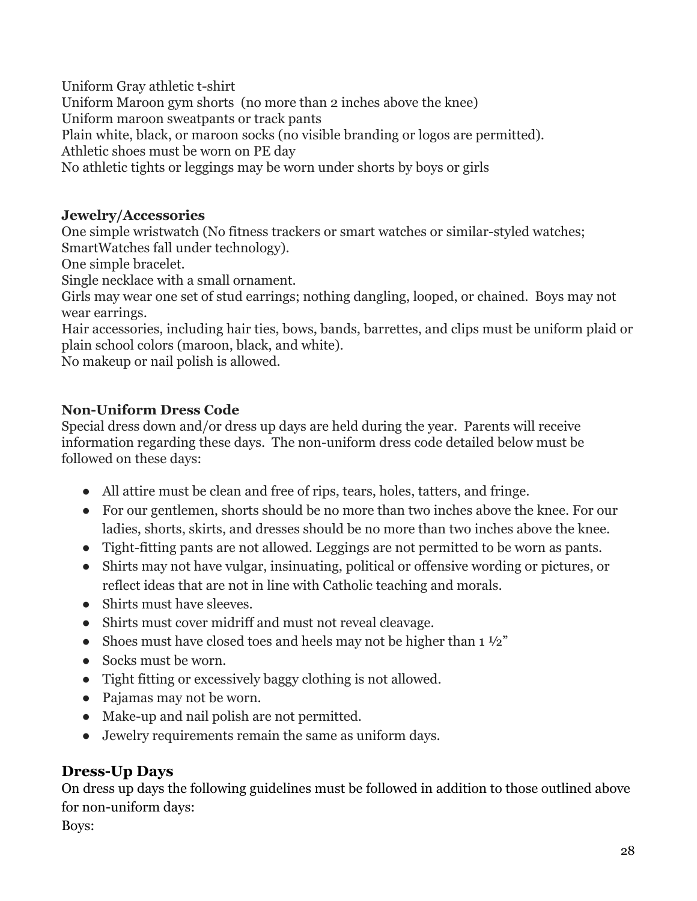Uniform Gray athletic t-shirt
Uniform Maroon gym shorts (no more than 2 inches above the knee)
Uniform maroon sweatpants or track pants
Plain white, black, or maroon socks (no visible branding or logos are permitted).
Athletic shoes must be worn on PE day
No athletic tights or leggings may be worn under shorts by boys or girls

**Jewelry/Accessories**
One simple wristwatch (No fitness trackers or smart watches or similar-styled watches; SmartWatches fall under technology).
One simple bracelet.
Single necklace with a small ornament.
Girls may wear one set of stud earrings; nothing dangling, looped, or chained. Boys may not wear earrings.
Hair accessories, including hair ties, bows, bands, barrettes, and clips must be uniform plaid or plain school colors (maroon, black, and white).
No makeup or nail polish is allowed.

**Non-Uniform Dress Code**
Special dress down and/or dress up days are held during the year. Parents will receive information regarding these days. The non-uniform dress code detailed below must be followed on these days:

- All attire must be clean and free of rips, tears, holes, tatters, and fringe.
- For our gentlemen, shorts should be no more than two inches above the knee. For our ladies, shorts, skirts, and dresses should be no more than two inches above the knee.
- Tight-fitting pants are not allowed. Leggings are not permitted to be worn as pants.
- Shirts may not have vulgar, insinuating, political or offensive wording or pictures, or reflect ideas that are not in line with Catholic teaching and morals.
- Shirts must have sleeves.
- Shirts must cover midriff and must not reveal cleavage.
- Shoes must have closed toes and heels may not be higher than 1 ½"
- Socks must be worn.
- Tight fitting or excessively baggy clothing is not allowed.
- Pajamas may not be worn.
- Make-up and nail polish are not permitted.
- Jewelry requirements remain the same as uniform days.

## Dress-Up Days
On dress up days the following guidelines must be followed in addition to those outlined above for non-uniform days:
Boys: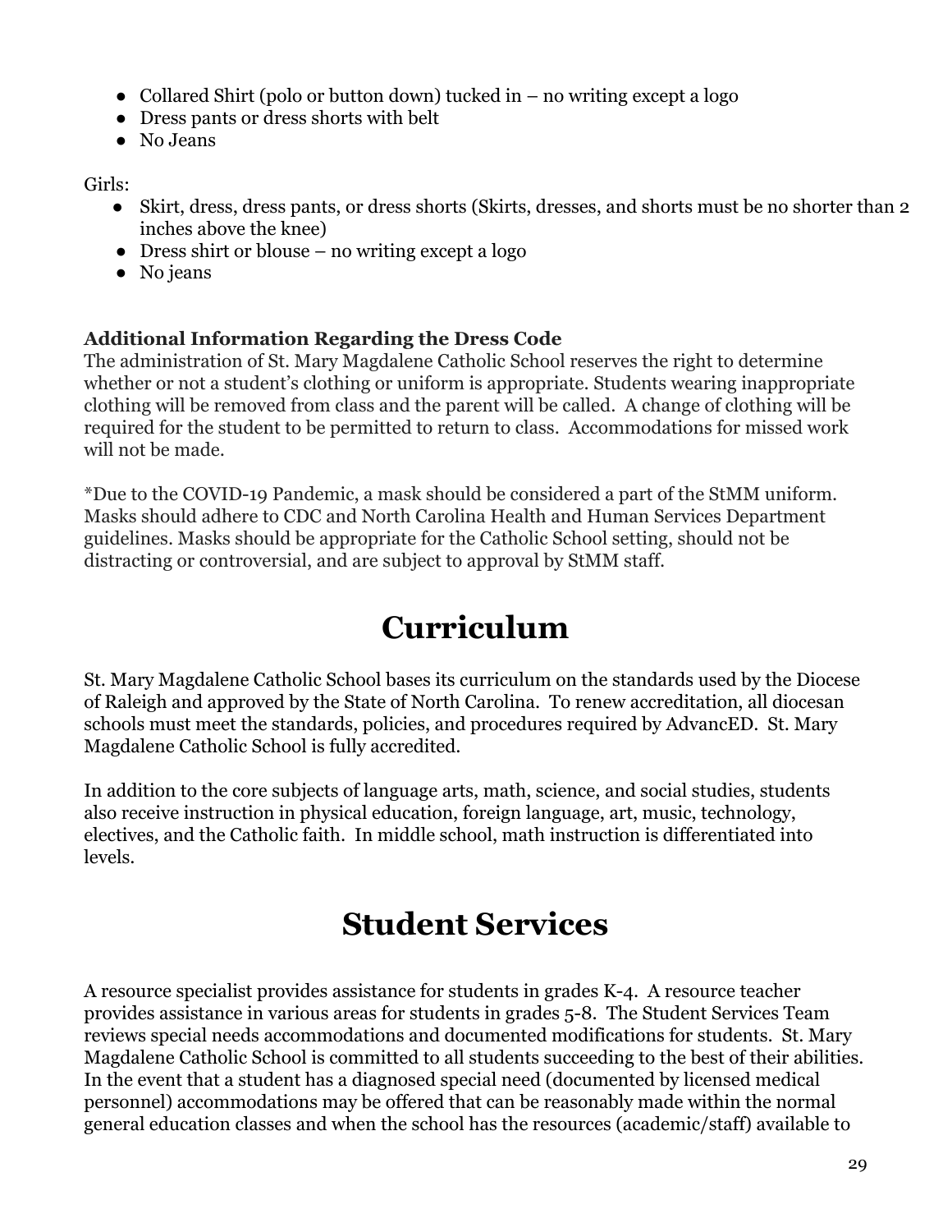- Collared Shirt (polo or button down) tucked in – no writing except a logo
- Dress pants or dress shorts with belt
- No Jeans

Girls:

- Skirt, dress, dress pants, or dress shorts (Skirts, dresses, and shorts must be no shorter than 2 inches above the knee)
- Dress shirt or blouse – no writing except a logo
- No jeans

**Additional Information Regarding the Dress Code**

The administration of St. Mary Magdalene Catholic School reserves the right to determine whether or not a student's clothing or uniform is appropriate. Students wearing inappropriate clothing will be removed from class and the parent will be called. A change of clothing will be required for the student to be permitted to return to class. Accommodations for missed work will not be made.

*Due to the COVID-19 Pandemic, a mask should be considered a part of the StMM uniform. Masks should adhere to CDC and North Carolina Health and Human Services Department guidelines. Masks should be appropriate for the Catholic School setting, should not be distracting or controversial, and are subject to approval by StMM staff.

# Curriculum

St. Mary Magdalene Catholic School bases its curriculum on the standards used by the Diocese of Raleigh and approved by the State of North Carolina. To renew accreditation, all diocesan schools must meet the standards, policies, and procedures required by AdvancED. St. Mary Magdalene Catholic School is fully accredited.

In addition to the core subjects of language arts, math, science, and social studies, students also receive instruction in physical education, foreign language, art, music, technology, electives, and the Catholic faith. In middle school, math instruction is differentiated into levels.

# Student Services

A resource specialist provides assistance for students in grades K-4. A resource teacher provides assistance in various areas for students in grades 5-8. The Student Services Team reviews special needs accommodations and documented modifications for students. St. Mary Magdalene Catholic School is committed to all students succeeding to the best of their abilities. In the event that a student has a diagnosed special need (documented by licensed medical personnel) accommodations may be offered that can be reasonably made within the normal general education classes and when the school has the resources (academic/staff) available to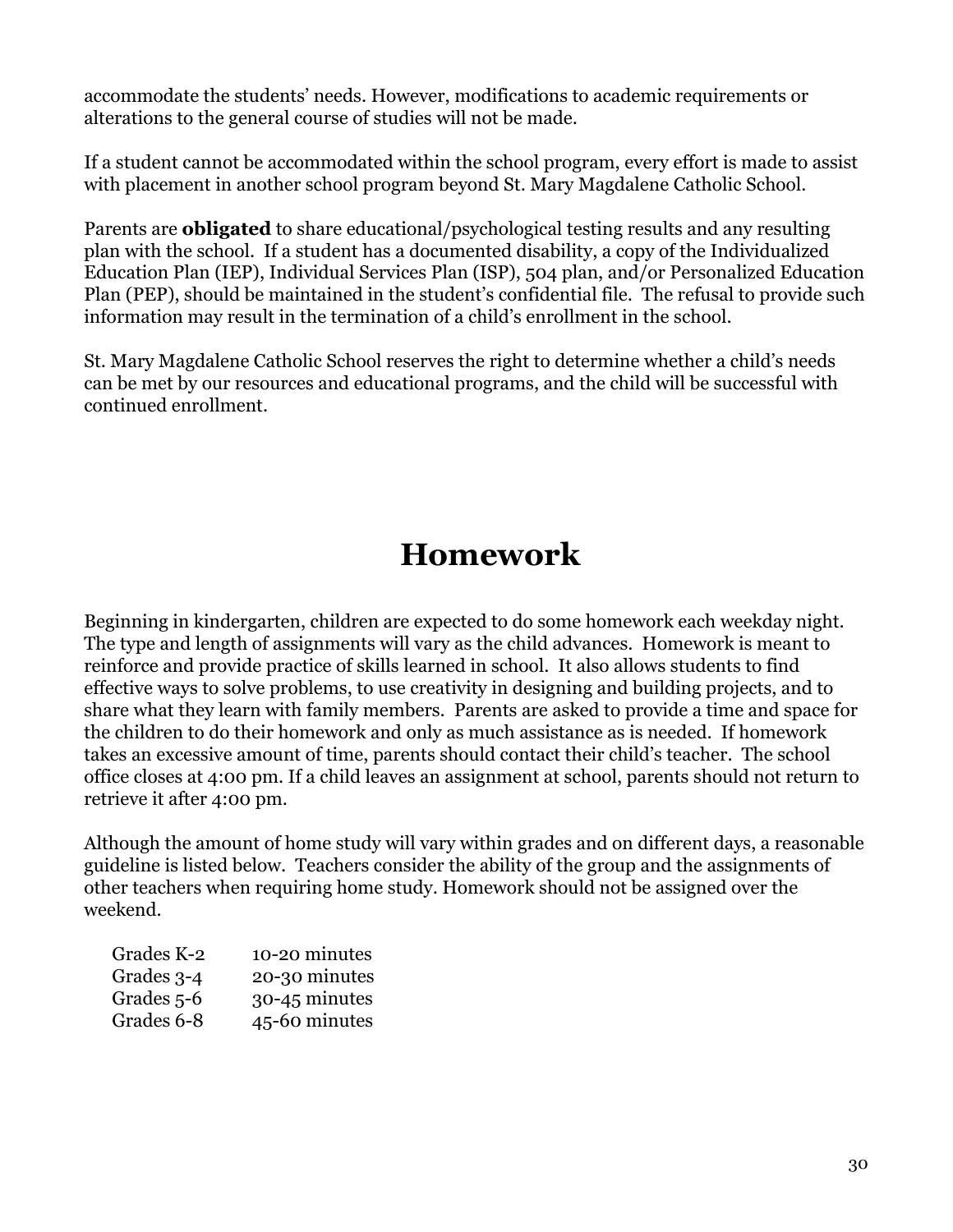accommodate the students' needs. However, modifications to academic requirements or alterations to the general course of studies will not be made.

If a student cannot be accommodated within the school program, every effort is made to assist with placement in another school program beyond St. Mary Magdalene Catholic School.

Parents are **obligated** to share educational/psychological testing results and any resulting plan with the school. If a student has a documented disability, a copy of the Individualized Education Plan (IEP), Individual Services Plan (ISP), 504 plan, and/or Personalized Education Plan (PEP), should be maintained in the student's confidential file. The refusal to provide such information may result in the termination of a child's enrollment in the school.

St. Mary Magdalene Catholic School reserves the right to determine whether a child's needs can be met by our resources and educational programs, and the child will be successful with continued enrollment.

# Homework

Beginning in kindergarten, children are expected to do some homework each weekday night. The type and length of assignments will vary as the child advances. Homework is meant to reinforce and provide practice of skills learned in school. It also allows students to find effective ways to solve problems, to use creativity in designing and building projects, and to share what they learn with family members. Parents are asked to provide a time and space for the children to do their homework and only as much assistance as is needed. If homework takes an excessive amount of time, parents should contact their child's teacher. The school office closes at 4:00 pm. If a child leaves an assignment at school, parents should not return to retrieve it after 4:00 pm.

Although the amount of home study will vary within grades and on different days, a reasonable guideline is listed below. Teachers consider the ability of the group and the assignments of other teachers when requiring home study. Homework should not be assigned over the weekend.

| Grades | Time |
|---|---|
| Grades K-2 | 10-20 minutes |
| Grades 3-4 | 20-30 minutes |
| Grades 5-6 | 30-45 minutes |
| Grades 6-8 | 45-60 minutes |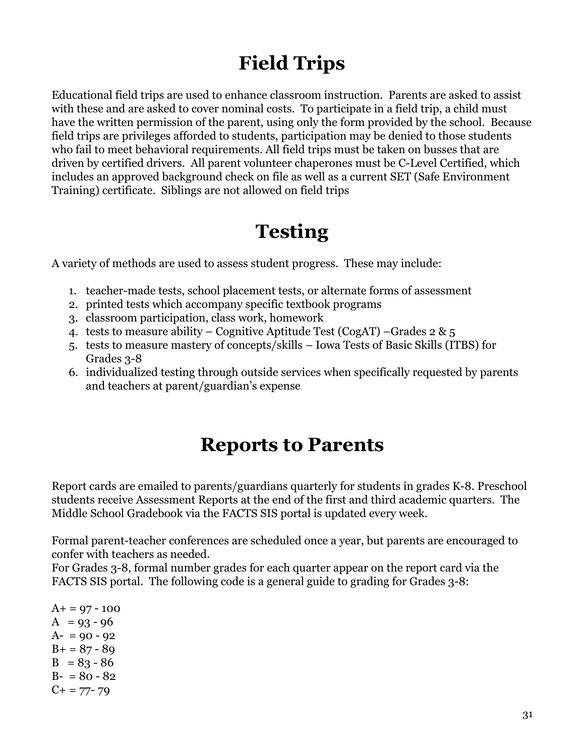# Field Trips

Educational field trips are used to enhance classroom instruction. Parents are asked to assist with these and are asked to cover nominal costs. To participate in a field trip, a child must have the written permission of the parent, using only the form provided by the school. Because field trips are privileges afforded to students, participation may be denied to those students who fail to meet behavioral requirements. All field trips must be taken on busses that are driven by certified drivers. All parent volunteer chaperones must be C-Level Certified, which includes an approved background check on file as well as a current SET (Safe Environment Training) certificate. Siblings are not allowed on field trips

# Testing

A variety of methods are used to assess student progress. These may include:

1. teacher-made tests, school placement tests, or alternate forms of assessment
2. printed tests which accompany specific textbook programs
3. classroom participation, class work, homework
4. tests to measure ability – Cognitive Aptitude Test (CogAT) –Grades 2 & 5
5. tests to measure mastery of concepts/skills – Iowa Tests of Basic Skills (ITBS) for Grades 3-8
6. individualized testing through outside services when specifically requested by parents and teachers at parent/guardian's expense

# Reports to Parents

Report cards are emailed to parents/guardians quarterly for students in grades K-8. Preschool students receive Assessment Reports at the end of the first and third academic quarters. The Middle School Gradebook via the FACTS SIS portal is updated every week.

Formal parent-teacher conferences are scheduled once a year, but parents are encouraged to confer with teachers as needed.
For Grades 3-8, formal number grades for each quarter appear on the report card via the FACTS SIS portal. The following code is a general guide to grading for Grades 3-8:

A+ = 97 - 100
A = 93 - 96
A- = 90 - 92
B+ = 87 - 89
B = 83 - 86
B- = 80 - 82
C+ = 77- 79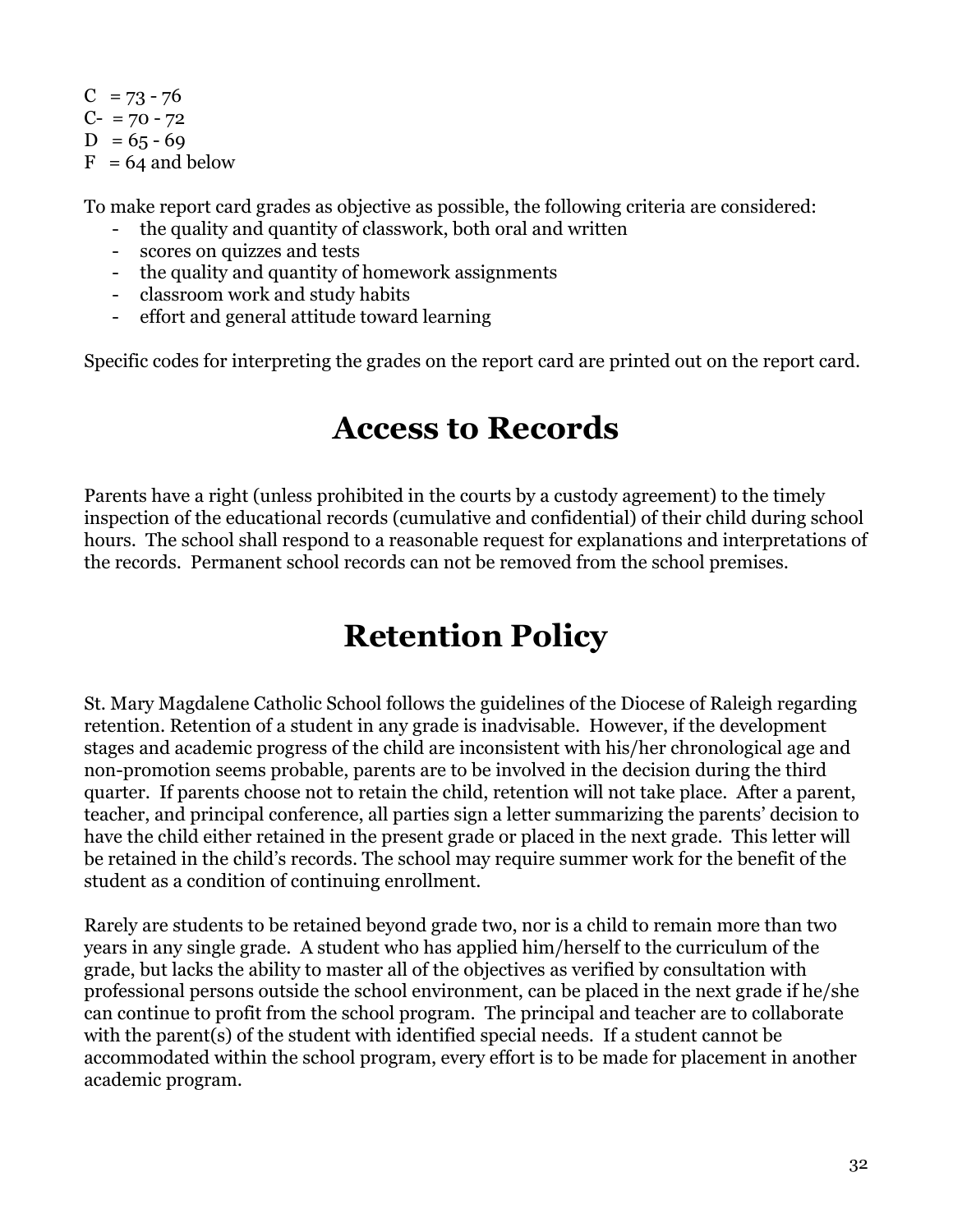C = 73 - 76
C- = 70 - 72
D = 65 - 69
F = 64 and below

To make report card grades as objective as possible, the following criteria are considered:

- the quality and quantity of classwork, both oral and written
- scores on quizzes and tests
- the quality and quantity of homework assignments
- classroom work and study habits
- effort and general attitude toward learning

Specific codes for interpreting the grades on the report card are printed out on the report card.

# Access to Records

Parents have a right (unless prohibited in the courts by a custody agreement) to the timely inspection of the educational records (cumulative and confidential) of their child during school hours. The school shall respond to a reasonable request for explanations and interpretations of the records. Permanent school records can not be removed from the school premises.

# Retention Policy

St. Mary Magdalene Catholic School follows the guidelines of the Diocese of Raleigh regarding retention. Retention of a student in any grade is inadvisable. However, if the development stages and academic progress of the child are inconsistent with his/her chronological age and non-promotion seems probable, parents are to be involved in the decision during the third quarter. If parents choose not to retain the child, retention will not take place. After a parent, teacher, and principal conference, all parties sign a letter summarizing the parents' decision to have the child either retained in the present grade or placed in the next grade. This letter will be retained in the child's records. The school may require summer work for the benefit of the student as a condition of continuing enrollment.

Rarely are students to be retained beyond grade two, nor is a child to remain more than two years in any single grade. A student who has applied him/herself to the curriculum of the grade, but lacks the ability to master all of the objectives as verified by consultation with professional persons outside the school environment, can be placed in the next grade if he/she can continue to profit from the school program. The principal and teacher are to collaborate with the parent(s) of the student with identified special needs. If a student cannot be accommodated within the school program, every effort is to be made for placement in another academic program.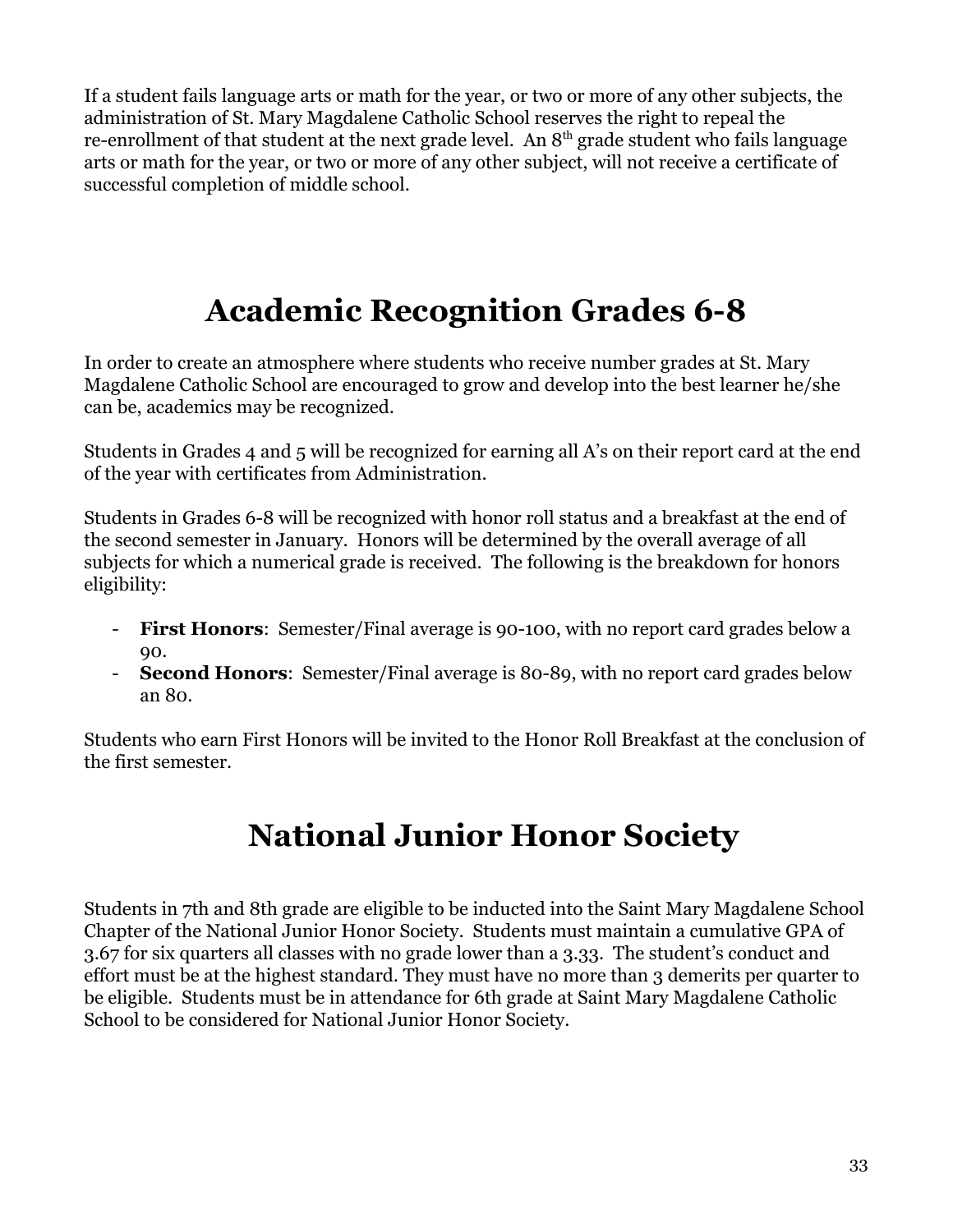If a student fails language arts or math for the year, or two or more of any other subjects, the administration of St. Mary Magdalene Catholic School reserves the right to repeal the re-enrollment of that student at the next grade level. An 8th grade student who fails language arts or math for the year, or two or more of any other subject, will not receive a certificate of successful completion of middle school.

# Academic Recognition Grades 6-8

In order to create an atmosphere where students who receive number grades at St. Mary Magdalene Catholic School are encouraged to grow and develop into the best learner he/she can be, academics may be recognized.

Students in Grades 4 and 5 will be recognized for earning all A's on their report card at the end of the year with certificates from Administration.

Students in Grades 6-8 will be recognized with honor roll status and a breakfast at the end of the second semester in January. Honors will be determined by the overall average of all subjects for which a numerical grade is received. The following is the breakdown for honors eligibility:

- **First Honors**: Semester/Final average is 90-100, with no report card grades below a 90.
- **Second Honors**: Semester/Final average is 80-89, with no report card grades below an 80.

Students who earn First Honors will be invited to the Honor Roll Breakfast at the conclusion of the first semester.

# National Junior Honor Society

Students in 7th and 8th grade are eligible to be inducted into the Saint Mary Magdalene School Chapter of the National Junior Honor Society. Students must maintain a cumulative GPA of 3.67 for six quarters all classes with no grade lower than a 3.33. The student's conduct and effort must be at the highest standard. They must have no more than 3 demerits per quarter to be eligible. Students must be in attendance for 6th grade at Saint Mary Magdalene Catholic School to be considered for National Junior Honor Society.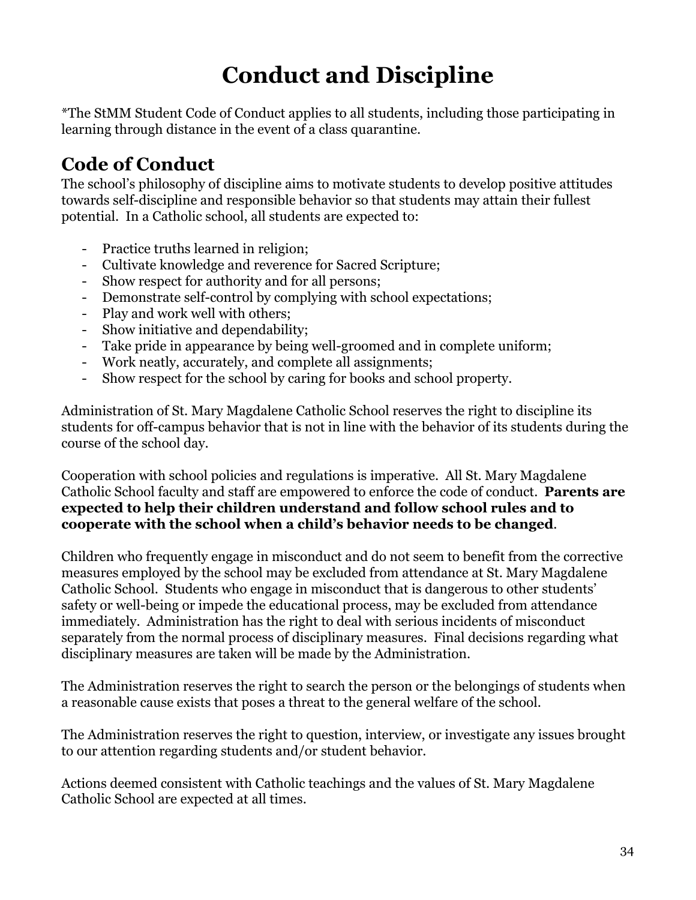# Conduct and Discipline

*The StMM Student Code of Conduct applies to all students, including those participating in learning through distance in the event of a class quarantine.

## Code of Conduct

The school's philosophy of discipline aims to motivate students to develop positive attitudes towards self-discipline and responsible behavior so that students may attain their fullest potential. In a Catholic school, all students are expected to:

- Practice truths learned in religion;
- Cultivate knowledge and reverence for Sacred Scripture;
- Show respect for authority and for all persons;
- Demonstrate self-control by complying with school expectations;
- Play and work well with others;
- Show initiative and dependability;
- Take pride in appearance by being well-groomed and in complete uniform;
- Work neatly, accurately, and complete all assignments;
- Show respect for the school by caring for books and school property.

Administration of St. Mary Magdalene Catholic School reserves the right to discipline its students for off-campus behavior that is not in line with the behavior of its students during the course of the school day.

Cooperation with school policies and regulations is imperative. All St. Mary Magdalene Catholic School faculty and staff are empowered to enforce the code of conduct. **Parents are expected to help their children understand and follow school rules and to cooperate with the school when a child's behavior needs to be changed**.

Children who frequently engage in misconduct and do not seem to benefit from the corrective measures employed by the school may be excluded from attendance at St. Mary Magdalene Catholic School. Students who engage in misconduct that is dangerous to other students' safety or well-being or impede the educational process, may be excluded from attendance immediately. Administration has the right to deal with serious incidents of misconduct separately from the normal process of disciplinary measures. Final decisions regarding what disciplinary measures are taken will be made by the Administration.

The Administration reserves the right to search the person or the belongings of students when a reasonable cause exists that poses a threat to the general welfare of the school.

The Administration reserves the right to question, interview, or investigate any issues brought to our attention regarding students and/or student behavior.

Actions deemed consistent with Catholic teachings and the values of St. Mary Magdalene Catholic School are expected at all times.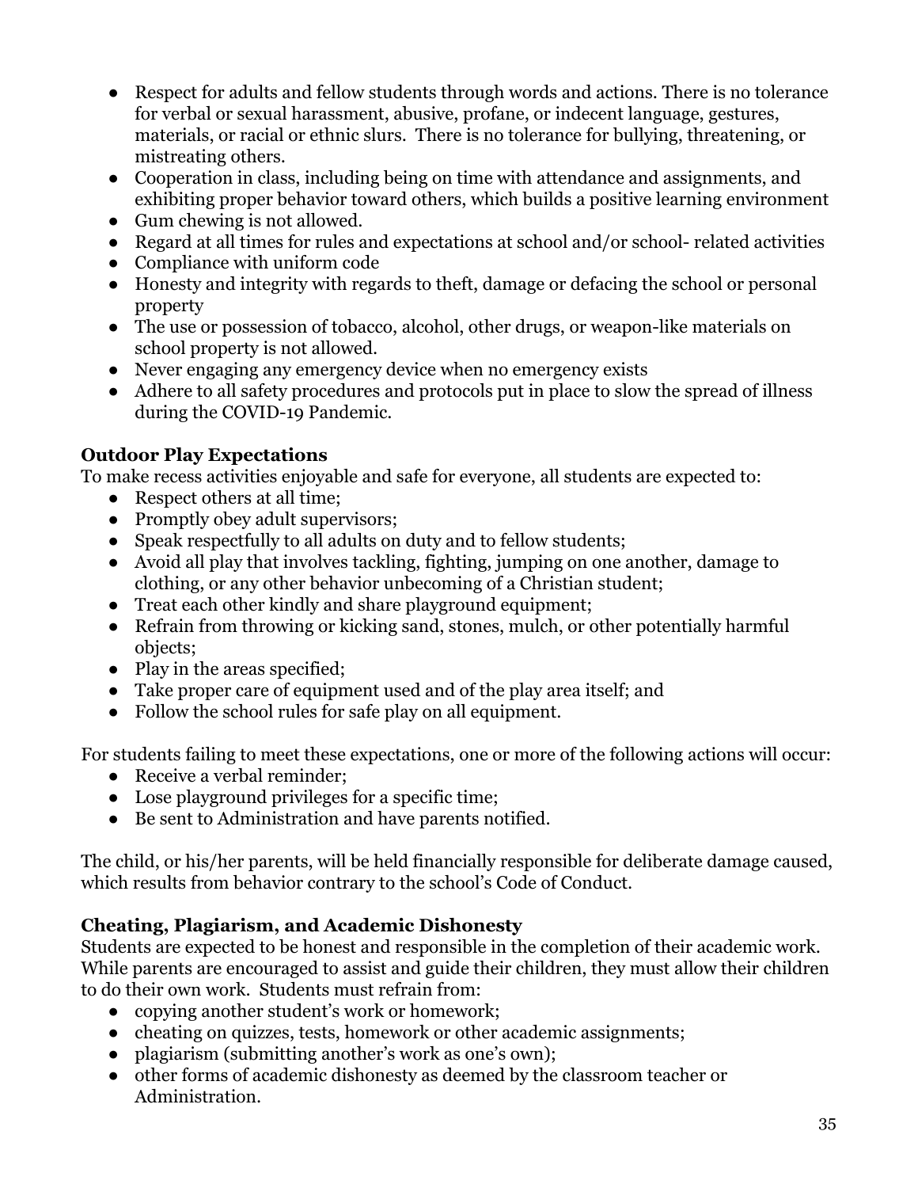- Respect for adults and fellow students through words and actions. There is no tolerance for verbal or sexual harassment, abusive, profane, or indecent language, gestures, materials, or racial or ethnic slurs. There is no tolerance for bullying, threatening, or mistreating others.
- Cooperation in class, including being on time with attendance and assignments, and exhibiting proper behavior toward others, which builds a positive learning environment
- Gum chewing is not allowed.
- Regard at all times for rules and expectations at school and/or school- related activities
- Compliance with uniform code
- Honesty and integrity with regards to theft, damage or defacing the school or personal property
- The use or possession of tobacco, alcohol, other drugs, or weapon-like materials on school property is not allowed.
- Never engaging any emergency device when no emergency exists
- Adhere to all safety procedures and protocols put in place to slow the spread of illness during the COVID-19 Pandemic.

### Outdoor Play Expectations

To make recess activities enjoyable and safe for everyone, all students are expected to:

- Respect others at all time;
- Promptly obey adult supervisors;
- Speak respectfully to all adults on duty and to fellow students;
- Avoid all play that involves tackling, fighting, jumping on one another, damage to clothing, or any other behavior unbecoming of a Christian student;
- Treat each other kindly and share playground equipment;
- Refrain from throwing or kicking sand, stones, mulch, or other potentially harmful objects;
- Play in the areas specified;
- Take proper care of equipment used and of the play area itself; and
- Follow the school rules for safe play on all equipment.

For students failing to meet these expectations, one or more of the following actions will occur:

- Receive a verbal reminder;
- Lose playground privileges for a specific time;
- Be sent to Administration and have parents notified.

The child, or his/her parents, will be held financially responsible for deliberate damage caused, which results from behavior contrary to the school's Code of Conduct.

### Cheating, Plagiarism, and Academic Dishonesty

Students are expected to be honest and responsible in the completion of their academic work. While parents are encouraged to assist and guide their children, they must allow their children to do their own work. Students must refrain from:

- copying another student's work or homework;
- cheating on quizzes, tests, homework or other academic assignments;
- plagiarism (submitting another's work as one's own);
- other forms of academic dishonesty as deemed by the classroom teacher or Administration.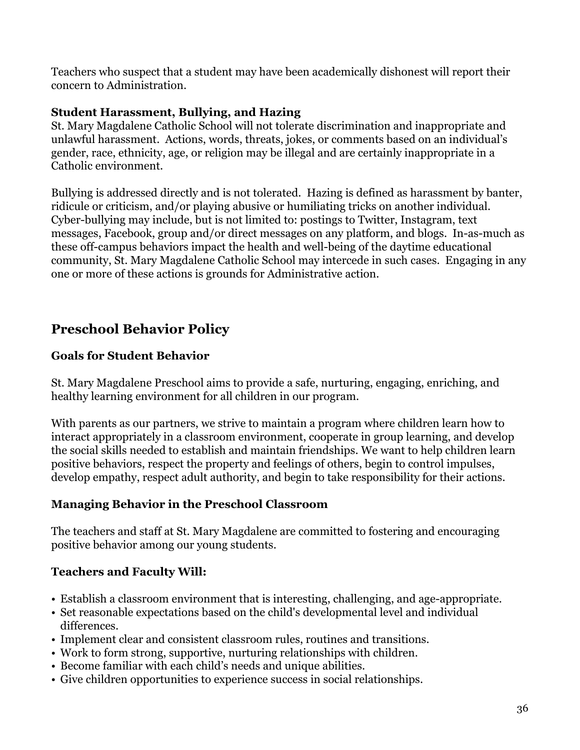Teachers who suspect that a student may have been academically dishonest will report their concern to Administration.

**Student Harassment, Bullying, and Hazing**

St. Mary Magdalene Catholic School will not tolerate discrimination and inappropriate and unlawful harassment. Actions, words, threats, jokes, or comments based on an individual's gender, race, ethnicity, age, or religion may be illegal and are certainly inappropriate in a Catholic environment.

Bullying is addressed directly and is not tolerated. Hazing is defined as harassment by banter, ridicule or criticism, and/or playing abusive or humiliating tricks on another individual. Cyber-bullying may include, but is not limited to: postings to Twitter, Instagram, text messages, Facebook, group and/or direct messages on any platform, and blogs. In-as-much as these off-campus behaviors impact the health and well-being of the daytime educational community, St. Mary Magdalene Catholic School may intercede in such cases. Engaging in any one or more of these actions is grounds for Administrative action.

## Preschool Behavior Policy

### Goals for Student Behavior

St. Mary Magdalene Preschool aims to provide a safe, nurturing, engaging, enriching, and healthy learning environment for all children in our program.

With parents as our partners, we strive to maintain a program where children learn how to interact appropriately in a classroom environment, cooperate in group learning, and develop the social skills needed to establish and maintain friendships. We want to help children learn positive behaviors, respect the property and feelings of others, begin to control impulses, develop empathy, respect adult authority, and begin to take responsibility for their actions.

### Managing Behavior in the Preschool Classroom

The teachers and staff at St. Mary Magdalene are committed to fostering and encouraging positive behavior among our young students.

### Teachers and Faculty Will:

- Establish a classroom environment that is interesting, challenging, and age-appropriate.
- Set reasonable expectations based on the child's developmental level and individual differences.
- Implement clear and consistent classroom rules, routines and transitions.
- Work to form strong, supportive, nurturing relationships with children.
- Become familiar with each child's needs and unique abilities.
- Give children opportunities to experience success in social relationships.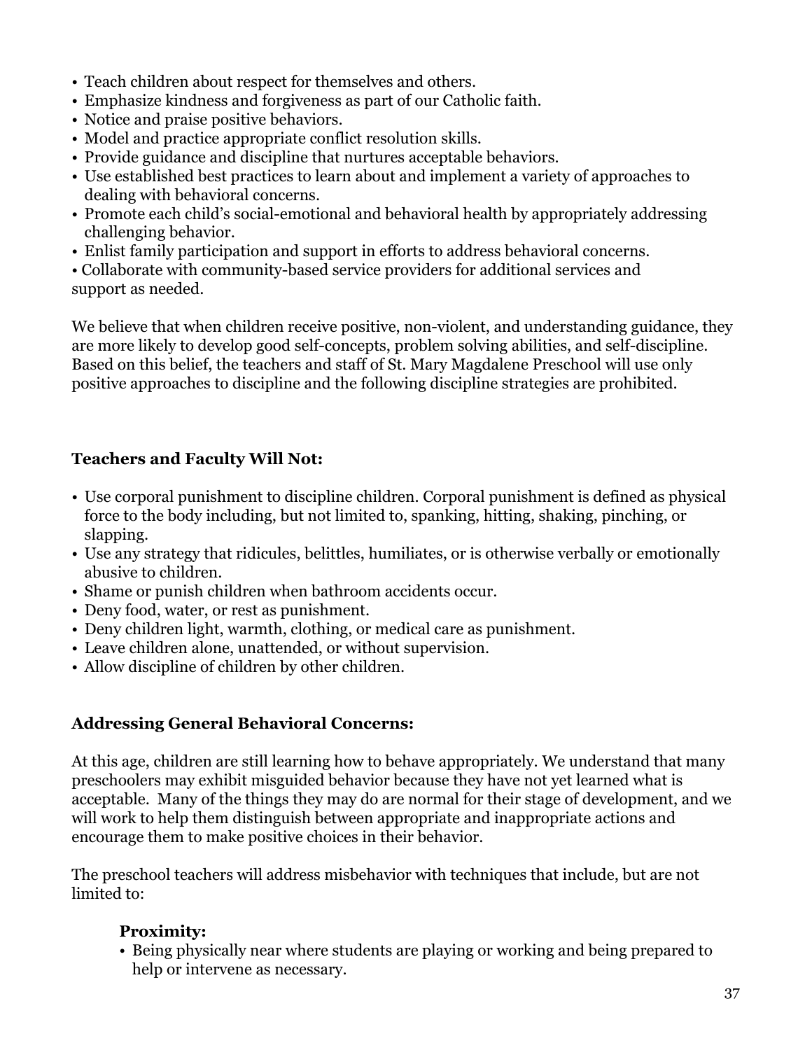- Teach children about respect for themselves and others.
- Emphasize kindness and forgiveness as part of our Catholic faith.
- Notice and praise positive behaviors.
- Model and practice appropriate conflict resolution skills.
- Provide guidance and discipline that nurtures acceptable behaviors.
- Use established best practices to learn about and implement a variety of approaches to dealing with behavioral concerns.
- Promote each child's social-emotional and behavioral health by appropriately addressing challenging behavior.
- Enlist family participation and support in efforts to address behavioral concerns.
- Collaborate with community-based service providers for additional services and support as needed.

We believe that when children receive positive, non-violent, and understanding guidance, they are more likely to develop good self-concepts, problem solving abilities, and self-discipline. Based on this belief, the teachers and staff of St. Mary Magdalene Preschool will use only positive approaches to discipline and the following discipline strategies are prohibited.

**Teachers and Faculty Will Not:**

- Use corporal punishment to discipline children. Corporal punishment is defined as physical force to the body including, but not limited to, spanking, hitting, shaking, pinching, or slapping.
- Use any strategy that ridicules, belittles, humiliates, or is otherwise verbally or emotionally abusive to children.
- Shame or punish children when bathroom accidents occur.
- Deny food, water, or rest as punishment.
- Deny children light, warmth, clothing, or medical care as punishment.
- Leave children alone, unattended, or without supervision.
- Allow discipline of children by other children.

**Addressing General Behavioral Concerns:**

At this age, children are still learning how to behave appropriately. We understand that many preschoolers may exhibit misguided behavior because they have not yet learned what is acceptable. Many of the things they may do are normal for their stage of development, and we will work to help them distinguish between appropriate and inappropriate actions and encourage them to make positive choices in their behavior.

The preschool teachers will address misbehavior with techniques that include, but are not limited to:

**Proximity:**

- Being physically near where students are playing or working and being prepared to help or intervene as necessary.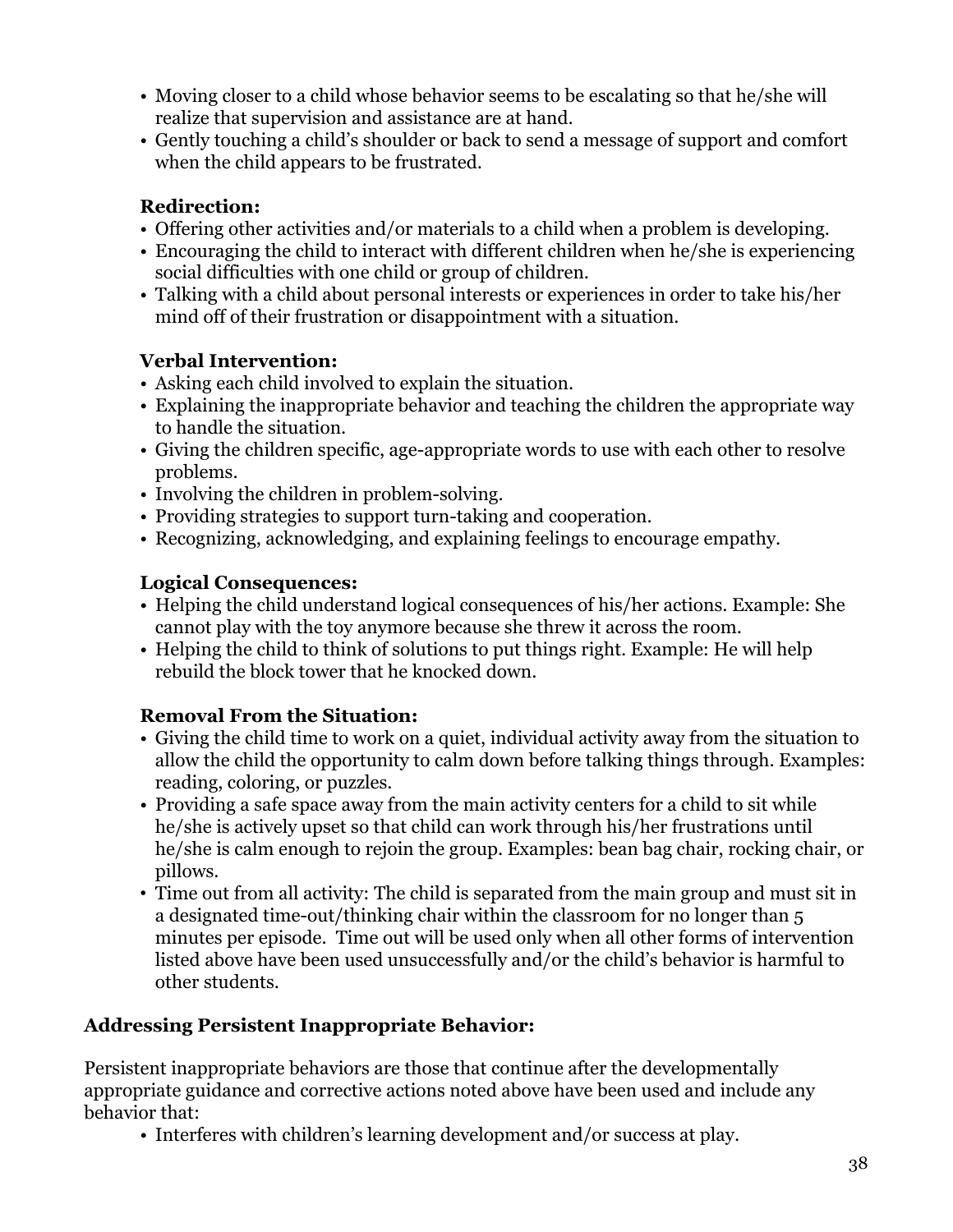- Moving closer to a child whose behavior seems to be escalating so that he/she will realize that supervision and assistance are at hand.
- Gently touching a child's shoulder or back to send a message of support and comfort when the child appears to be frustrated.

**Redirection:**

- Offering other activities and/or materials to a child when a problem is developing.
- Encouraging the child to interact with different children when he/she is experiencing social difficulties with one child or group of children.
- Talking with a child about personal interests or experiences in order to take his/her mind off of their frustration or disappointment with a situation.

**Verbal Intervention:**

- Asking each child involved to explain the situation.
- Explaining the inappropriate behavior and teaching the children the appropriate way to handle the situation.
- Giving the children specific, age-appropriate words to use with each other to resolve problems.
- Involving the children in problem-solving.
- Providing strategies to support turn-taking and cooperation.
- Recognizing, acknowledging, and explaining feelings to encourage empathy.

**Logical Consequences:**

- Helping the child understand logical consequences of his/her actions. Example: She cannot play with the toy anymore because she threw it across the room.
- Helping the child to think of solutions to put things right. Example: He will help rebuild the block tower that he knocked down.

**Removal From the Situation:**

- Giving the child time to work on a quiet, individual activity away from the situation to allow the child the opportunity to calm down before talking things through. Examples: reading, coloring, or puzzles.
- Providing a safe space away from the main activity centers for a child to sit while he/she is actively upset so that child can work through his/her frustrations until he/she is calm enough to rejoin the group. Examples: bean bag chair, rocking chair, or pillows.
- Time out from all activity: The child is separated from the main group and must sit in a designated time-out/thinking chair within the classroom for no longer than 5 minutes per episode. Time out will be used only when all other forms of intervention listed above have been used unsuccessfully and/or the child's behavior is harmful to other students.

**Addressing Persistent Inappropriate Behavior:**

Persistent inappropriate behaviors are those that continue after the developmentally appropriate guidance and corrective actions noted above have been used and include any behavior that:

- Interferes with children's learning development and/or success at play.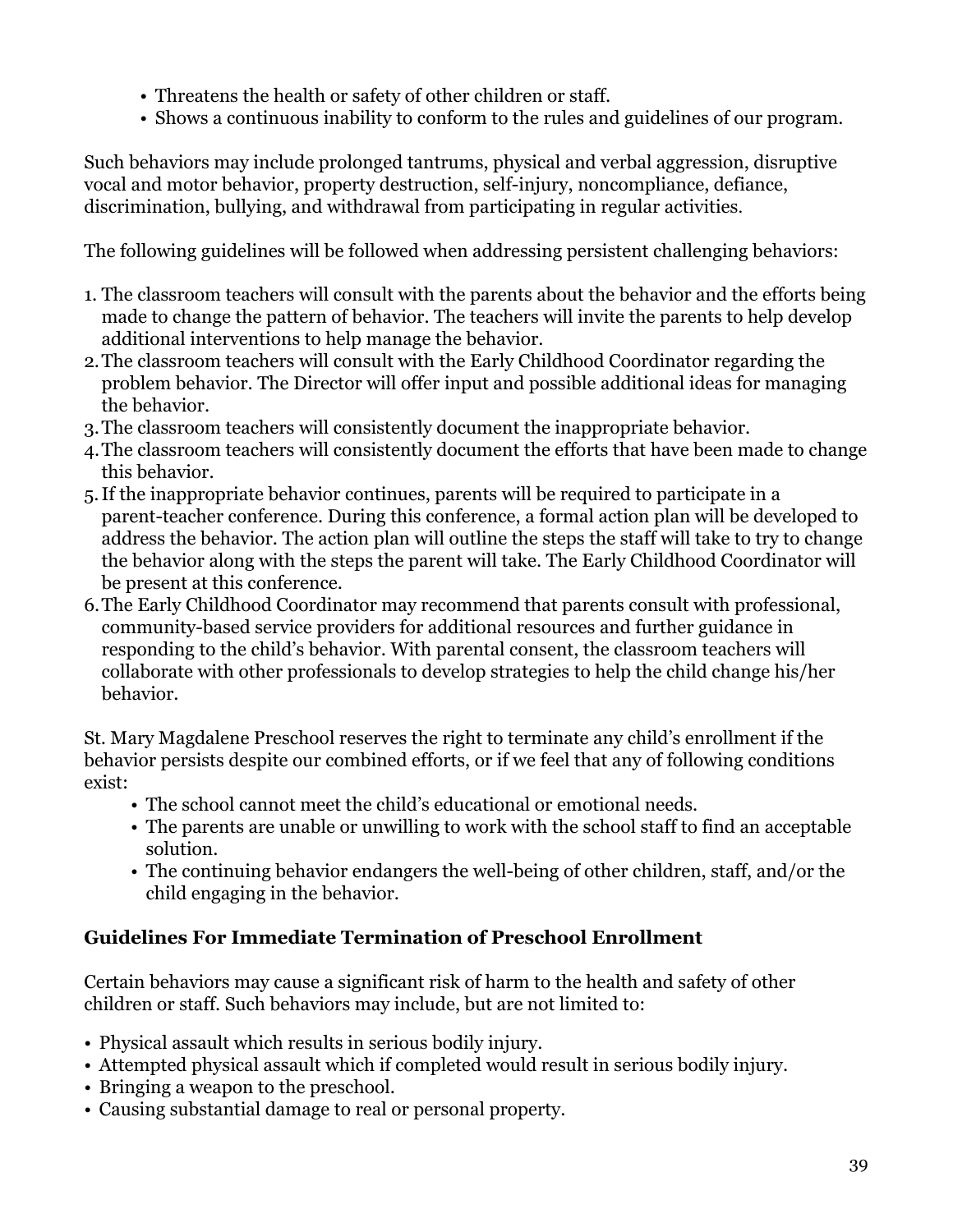- Threatens the health or safety of other children or staff.
- Shows a continuous inability to conform to the rules and guidelines of our program.

Such behaviors may include prolonged tantrums, physical and verbal aggression, disruptive vocal and motor behavior, property destruction, self-injury, noncompliance, defiance, discrimination, bullying, and withdrawal from participating in regular activities.

The following guidelines will be followed when addressing persistent challenging behaviors:

1. The classroom teachers will consult with the parents about the behavior and the efforts being made to change the pattern of behavior. The teachers will invite the parents to help develop additional interventions to help manage the behavior.
2. The classroom teachers will consult with the Early Childhood Coordinator regarding the problem behavior. The Director will offer input and possible additional ideas for managing the behavior.
3. The classroom teachers will consistently document the inappropriate behavior.
4. The classroom teachers will consistently document the efforts that have been made to change this behavior.
5. If the inappropriate behavior continues, parents will be required to participate in a parent-teacher conference. During this conference, a formal action plan will be developed to address the behavior. The action plan will outline the steps the staff will take to try to change the behavior along with the steps the parent will take. The Early Childhood Coordinator will be present at this conference.
6. The Early Childhood Coordinator may recommend that parents consult with professional, community-based service providers for additional resources and further guidance in responding to the child's behavior. With parental consent, the classroom teachers will collaborate with other professionals to develop strategies to help the child change his/her behavior.

St. Mary Magdalene Preschool reserves the right to terminate any child's enrollment if the behavior persists despite our combined efforts, or if we feel that any of following conditions exist:

- The school cannot meet the child's educational or emotional needs.
- The parents are unable or unwilling to work with the school staff to find an acceptable solution.
- The continuing behavior endangers the well-being of other children, staff, and/or the child engaging in the behavior.

## Guidelines For Immediate Termination of Preschool Enrollment

Certain behaviors may cause a significant risk of harm to the health and safety of other children or staff. Such behaviors may include, but are not limited to:

- Physical assault which results in serious bodily injury.
- Attempted physical assault which if completed would result in serious bodily injury.
- Bringing a weapon to the preschool.
- Causing substantial damage to real or personal property.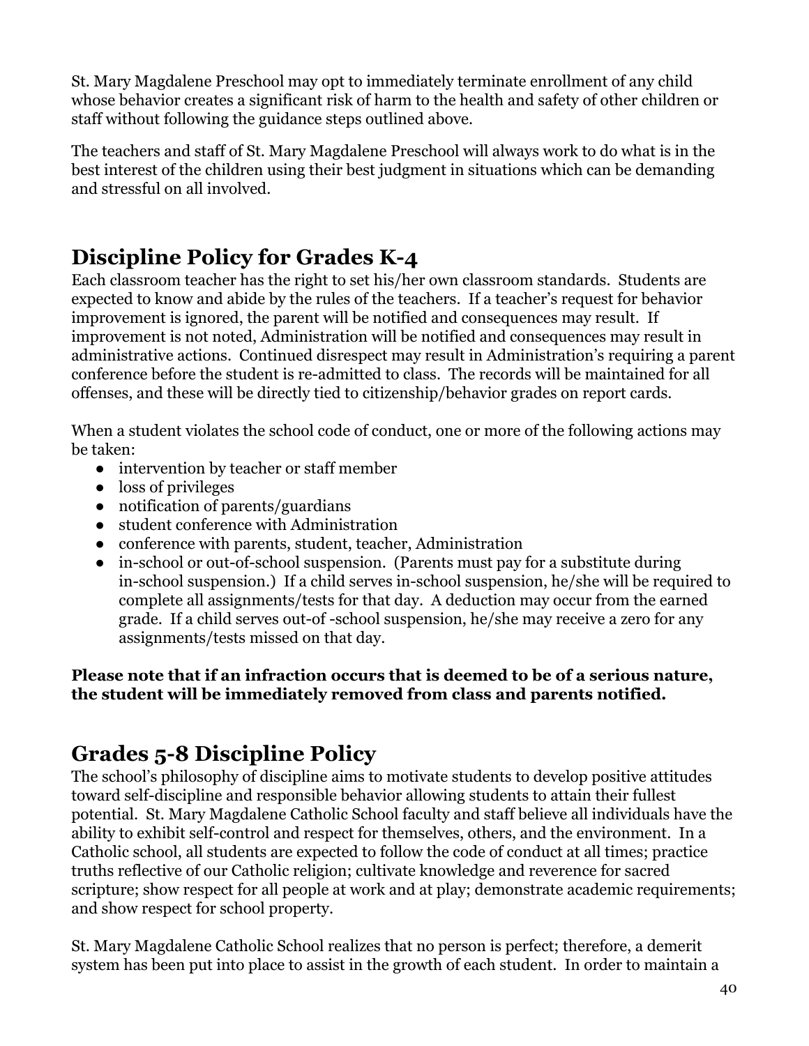St. Mary Magdalene Preschool may opt to immediately terminate enrollment of any child whose behavior creates a significant risk of harm to the health and safety of other children or staff without following the guidance steps outlined above.

The teachers and staff of St. Mary Magdalene Preschool will always work to do what is in the best interest of the children using their best judgment in situations which can be demanding and stressful on all involved.

## Discipline Policy for Grades K-4

Each classroom teacher has the right to set his/her own classroom standards. Students are expected to know and abide by the rules of the teachers. If a teacher's request for behavior improvement is ignored, the parent will be notified and consequences may result. If improvement is not noted, Administration will be notified and consequences may result in administrative actions. Continued disrespect may result in Administration's requiring a parent conference before the student is re-admitted to class. The records will be maintained for all offenses, and these will be directly tied to citizenship/behavior grades on report cards.

When a student violates the school code of conduct, one or more of the following actions may be taken:

- intervention by teacher or staff member
- loss of privileges
- notification of parents/guardians
- student conference with Administration
- conference with parents, student, teacher, Administration
- in-school or out-of-school suspension. (Parents must pay for a substitute during in-school suspension.) If a child serves in-school suspension, he/she will be required to complete all assignments/tests for that day. A deduction may occur from the earned grade. If a child serves out-of -school suspension, he/she may receive a zero for any assignments/tests missed on that day.

**Please note that if an infraction occurs that is deemed to be of a serious nature, the student will be immediately removed from class and parents notified.**

## Grades 5-8 Discipline Policy

The school's philosophy of discipline aims to motivate students to develop positive attitudes toward self-discipline and responsible behavior allowing students to attain their fullest potential. St. Mary Magdalene Catholic School faculty and staff believe all individuals have the ability to exhibit self-control and respect for themselves, others, and the environment. In a Catholic school, all students are expected to follow the code of conduct at all times; practice truths reflective of our Catholic religion; cultivate knowledge and reverence for sacred scripture; show respect for all people at work and at play; demonstrate academic requirements; and show respect for school property.

St. Mary Magdalene Catholic School realizes that no person is perfect; therefore, a demerit system has been put into place to assist in the growth of each student. In order to maintain a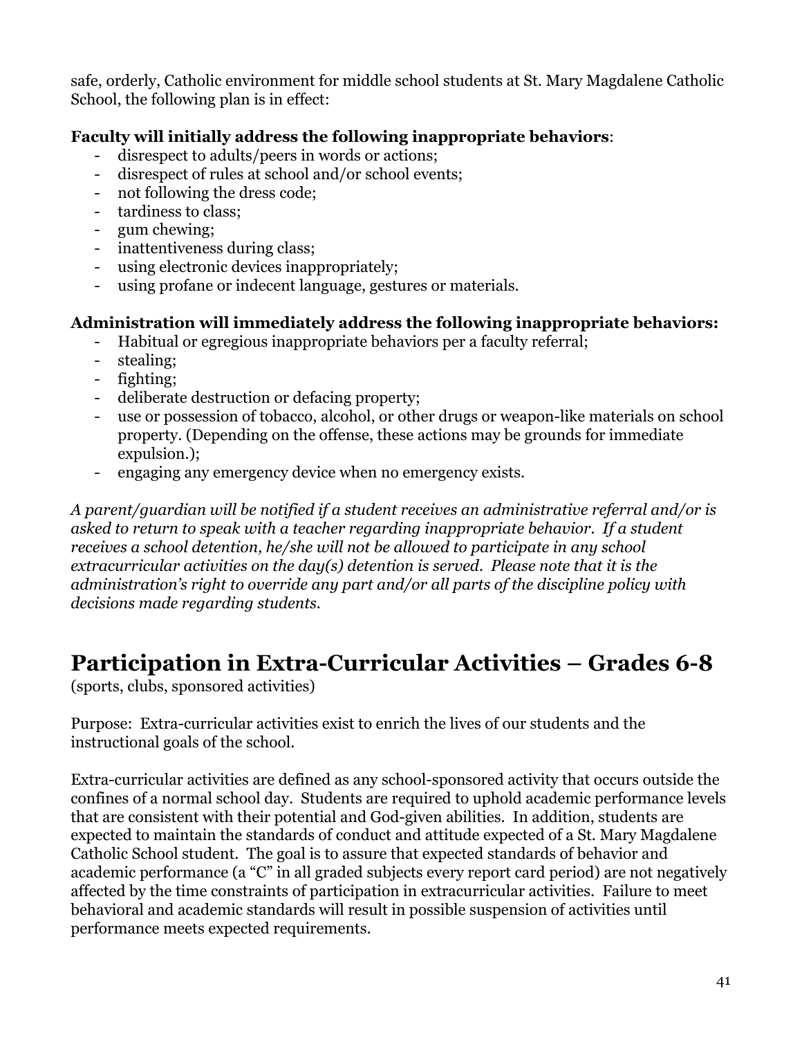safe, orderly, Catholic environment for middle school students at St. Mary Magdalene Catholic School, the following plan is in effect:

**Faculty will initially address the following inappropriate behaviors**:

- disrespect to adults/peers in words or actions;
- disrespect of rules at school and/or school events;
- not following the dress code;
- tardiness to class;
- gum chewing;
- inattentiveness during class;
- using electronic devices inappropriately;
- using profane or indecent language, gestures or materials.

**Administration will immediately address the following inappropriate behaviors:**

- Habitual or egregious inappropriate behaviors per a faculty referral;
- stealing;
- fighting;
- deliberate destruction or defacing property;
- use or possession of tobacco, alcohol, or other drugs or weapon-like materials on school property. (Depending on the offense, these actions may be grounds for immediate expulsion.);
- engaging any emergency device when no emergency exists.

*A parent/guardian will be notified if a student receives an administrative referral and/or is asked to return to speak with a teacher regarding inappropriate behavior. If a student receives a school detention, he/she will not be allowed to participate in any school extracurricular activities on the day(s) detention is served. Please note that it is the administration's right to override any part and/or all parts of the discipline policy with decisions made regarding students.*

# Participation in Extra-Curricular Activities – Grades 6-8

(sports, clubs, sponsored activities)

Purpose: Extra-curricular activities exist to enrich the lives of our students and the instructional goals of the school.

Extra-curricular activities are defined as any school-sponsored activity that occurs outside the confines of a normal school day. Students are required to uphold academic performance levels that are consistent with their potential and God-given abilities. In addition, students are expected to maintain the standards of conduct and attitude expected of a St. Mary Magdalene Catholic School student. The goal is to assure that expected standards of behavior and academic performance (a "C" in all graded subjects every report card period) are not negatively affected by the time constraints of participation in extracurricular activities. Failure to meet behavioral and academic standards will result in possible suspension of activities until performance meets expected requirements.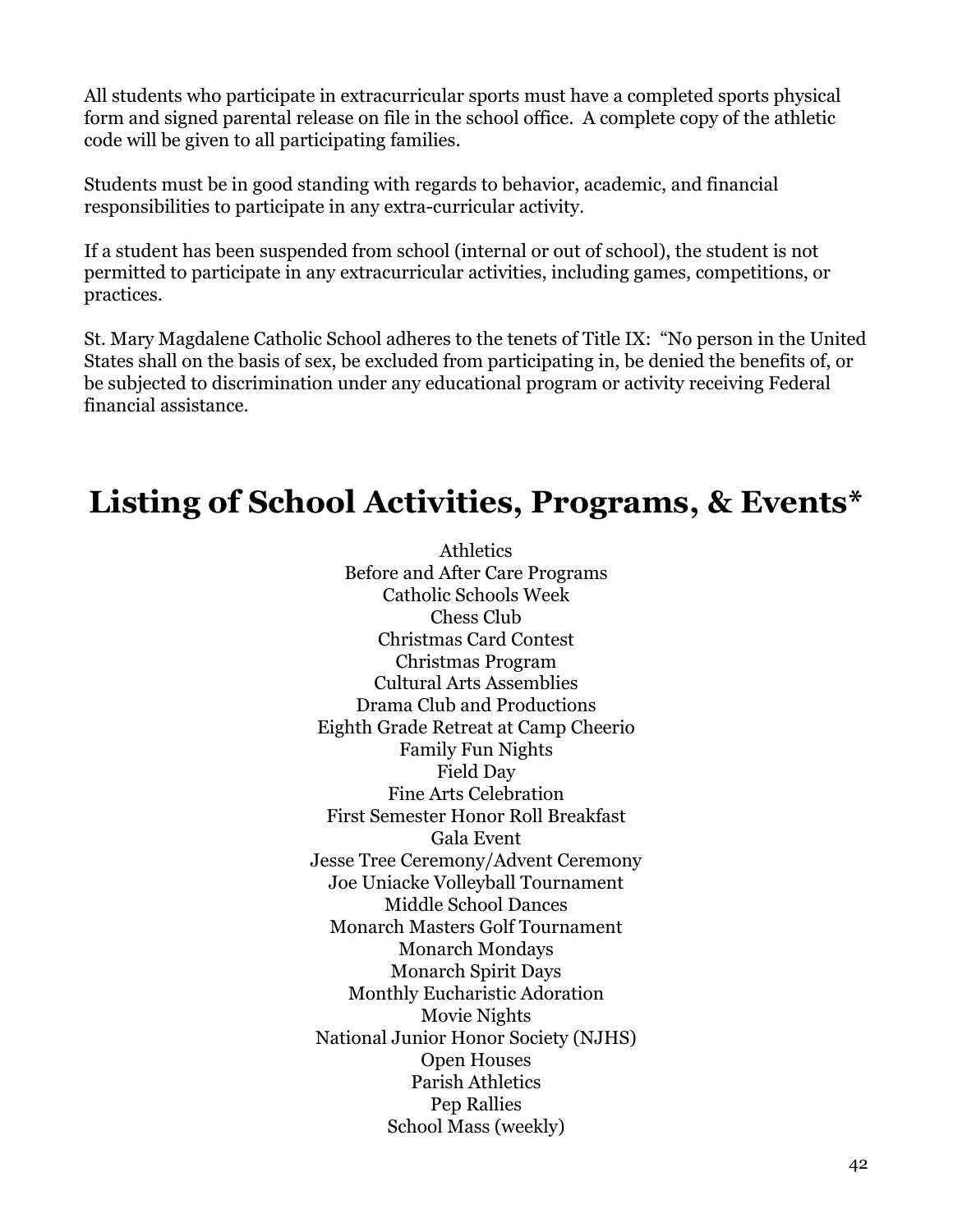All students who participate in extracurricular sports must have a completed sports physical form and signed parental release on file in the school office. A complete copy of the athletic code will be given to all participating families.

Students must be in good standing with regards to behavior, academic, and financial responsibilities to participate in any extra-curricular activity.

If a student has been suspended from school (internal or out of school), the student is not permitted to participate in any extracurricular activities, including games, competitions, or practices.

St. Mary Magdalene Catholic School adheres to the tenets of Title IX: "No person in the United States shall on the basis of sex, be excluded from participating in, be denied the benefits of, or be subjected to discrimination under any educational program or activity receiving Federal financial assistance.

# Listing of School Activities, Programs, & Events*

Athletics
Before and After Care Programs
Catholic Schools Week
Chess Club
Christmas Card Contest
Christmas Program
Cultural Arts Assemblies
Drama Club and Productions
Eighth Grade Retreat at Camp Cheerio
Family Fun Nights
Field Day
Fine Arts Celebration
First Semester Honor Roll Breakfast
Gala Event
Jesse Tree Ceremony/Advent Ceremony
Joe Uniacke Volleyball Tournament
Middle School Dances
Monarch Masters Golf Tournament
Monarch Mondays
Monarch Spirit Days
Monthly Eucharistic Adoration
Movie Nights
National Junior Honor Society (NJHS)
Open Houses
Parish Athletics
Pep Rallies
School Mass (weekly)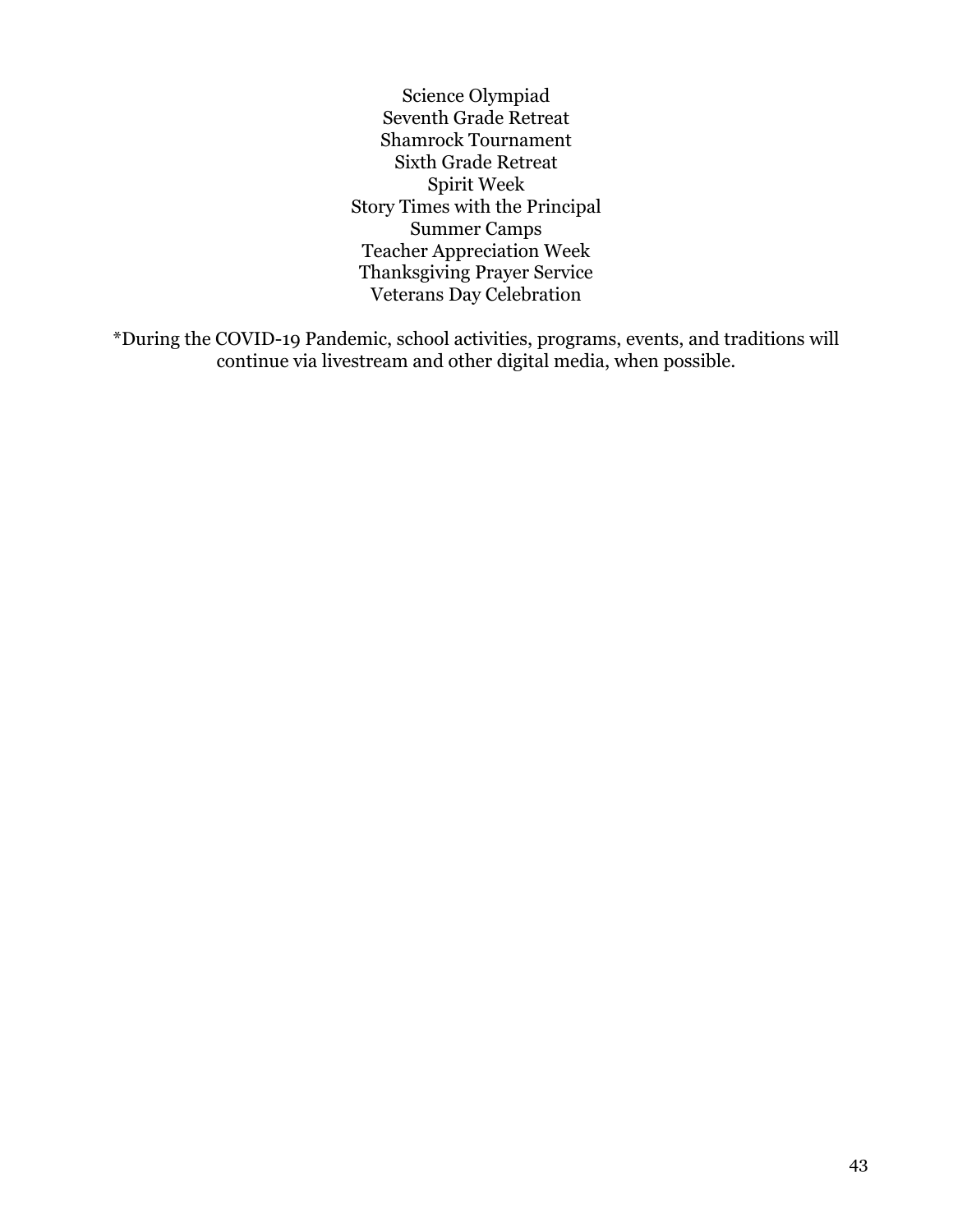Science Olympiad  
Seventh Grade Retreat  
Shamrock Tournament  
Sixth Grade Retreat  
Spirit Week  
Story Times with the Principal  
Summer Camps  
Teacher Appreciation Week  
Thanksgiving Prayer Service  
Veterans Day Celebration

*During the COVID-19 Pandemic, school activities, programs, events, and traditions will continue via livestream and other digital media, when possible.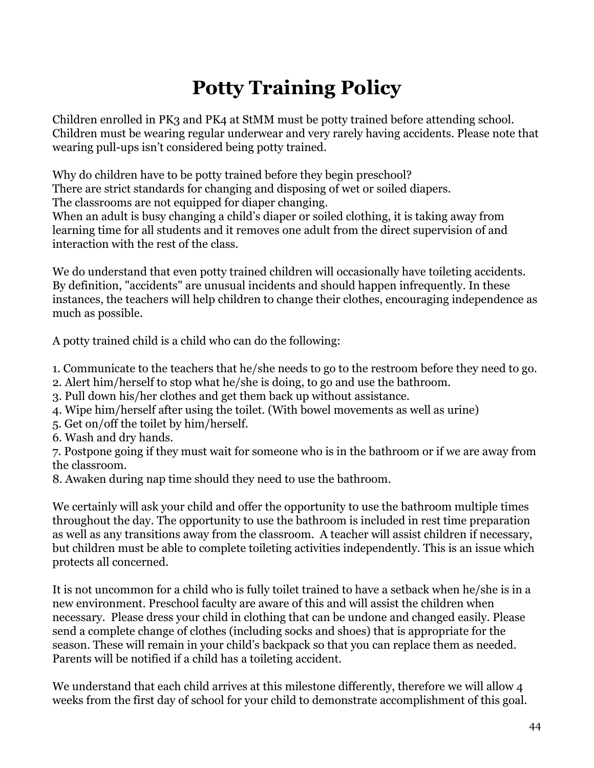# Potty Training Policy

Children enrolled in PK3 and PK4 at StMM must be potty trained before attending school. Children must be wearing regular underwear and very rarely having accidents. Please note that wearing pull-ups isn't considered being potty trained.

Why do children have to be potty trained before they begin preschool?
There are strict standards for changing and disposing of wet or soiled diapers.
The classrooms are not equipped for diaper changing.
When an adult is busy changing a child's diaper or soiled clothing, it is taking away from learning time for all students and it removes one adult from the direct supervision of and interaction with the rest of the class.

We do understand that even potty trained children will occasionally have toileting accidents. By definition, "accidents" are unusual incidents and should happen infrequently. In these instances, the teachers will help children to change their clothes, encouraging independence as much as possible.

A potty trained child is a child who can do the following:

1. Communicate to the teachers that he/she needs to go to the restroom before they need to go.
2. Alert him/herself to stop what he/she is doing, to go and use the bathroom.
3. Pull down his/her clothes and get them back up without assistance.
4. Wipe him/herself after using the toilet. (With bowel movements as well as urine)
5. Get on/off the toilet by him/herself.
6. Wash and dry hands.
7. Postpone going if they must wait for someone who is in the bathroom or if we are away from the classroom.
8. Awaken during nap time should they need to use the bathroom.

We certainly will ask your child and offer the opportunity to use the bathroom multiple times throughout the day. The opportunity to use the bathroom is included in rest time preparation as well as any transitions away from the classroom. A teacher will assist children if necessary, but children must be able to complete toileting activities independently. This is an issue which protects all concerned.

It is not uncommon for a child who is fully toilet trained to have a setback when he/she is in a new environment. Preschool faculty are aware of this and will assist the children when necessary. Please dress your child in clothing that can be undone and changed easily. Please send a complete change of clothes (including socks and shoes) that is appropriate for the season. These will remain in your child's backpack so that you can replace them as needed. Parents will be notified if a child has a toileting accident.

We understand that each child arrives at this milestone differently, therefore we will allow 4 weeks from the first day of school for your child to demonstrate accomplishment of this goal.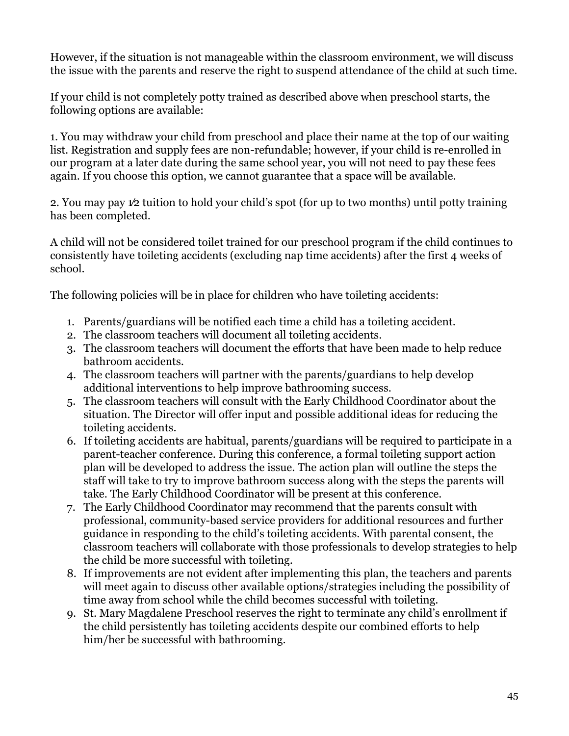However, if the situation is not manageable within the classroom environment, we will discuss the issue with the parents and reserve the right to suspend attendance of the child at such time.

If your child is not completely potty trained as described above when preschool starts, the following options are available:

1. You may withdraw your child from preschool and place their name at the top of our waiting list. Registration and supply fees are non-refundable; however, if your child is re-enrolled in our program at a later date during the same school year, you will not need to pay these fees again. If you choose this option, we cannot guarantee that a space will be available.

2. You may pay ½ tuition to hold your child's spot (for up to two months) until potty training has been completed.

A child will not be considered toilet trained for our preschool program if the child continues to consistently have toileting accidents (excluding nap time accidents) after the first 4 weeks of school.

The following policies will be in place for children who have toileting accidents:

1. Parents/guardians will be notified each time a child has a toileting accident.
2. The classroom teachers will document all toileting accidents.
3. The classroom teachers will document the efforts that have been made to help reduce bathroom accidents.
4. The classroom teachers will partner with the parents/guardians to help develop additional interventions to help improve bathrooming success.
5. The classroom teachers will consult with the Early Childhood Coordinator about the situation. The Director will offer input and possible additional ideas for reducing the toileting accidents.
6. If toileting accidents are habitual, parents/guardians will be required to participate in a parent-teacher conference. During this conference, a formal toileting support action plan will be developed to address the issue. The action plan will outline the steps the staff will take to try to improve bathroom success along with the steps the parents will take. The Early Childhood Coordinator will be present at this conference.
7. The Early Childhood Coordinator may recommend that the parents consult with professional, community-based service providers for additional resources and further guidance in responding to the child's toileting accidents. With parental consent, the classroom teachers will collaborate with those professionals to develop strategies to help the child be more successful with toileting.
8. If improvements are not evident after implementing this plan, the teachers and parents will meet again to discuss other available options/strategies including the possibility of time away from school while the child becomes successful with toileting.
9. St. Mary Magdalene Preschool reserves the right to terminate any child's enrollment if the child persistently has toileting accidents despite our combined efforts to help him/her be successful with bathrooming.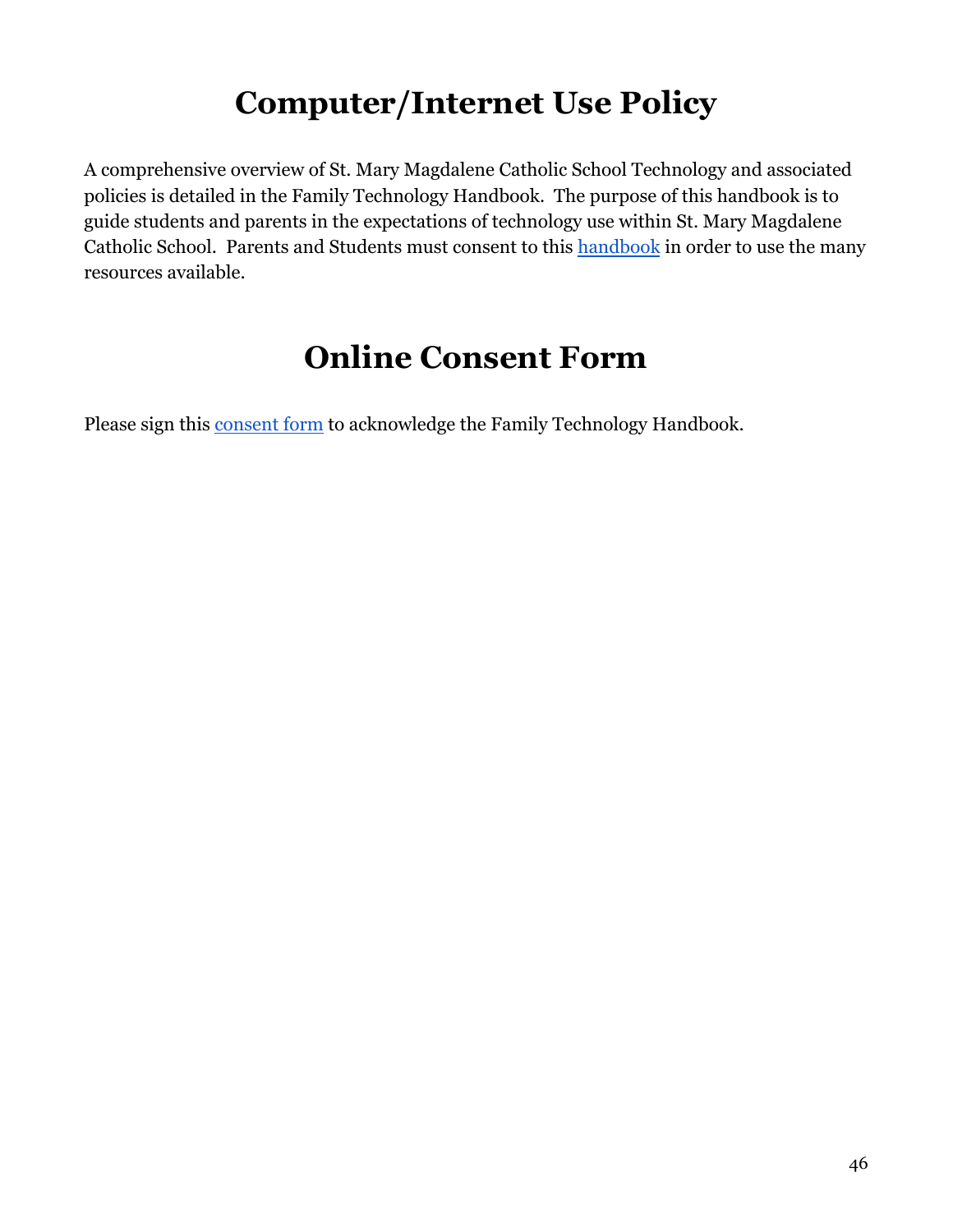# Computer/Internet Use Policy

A comprehensive overview of St. Mary Magdalene Catholic School Technology and associated policies is detailed in the Family Technology Handbook. The purpose of this handbook is to guide students and parents in the expectations of technology use within St. Mary Magdalene Catholic School. Parents and Students must consent to this handbook in order to use the many resources available.

# Online Consent Form

Please sign this consent form to acknowledge the Family Technology Handbook.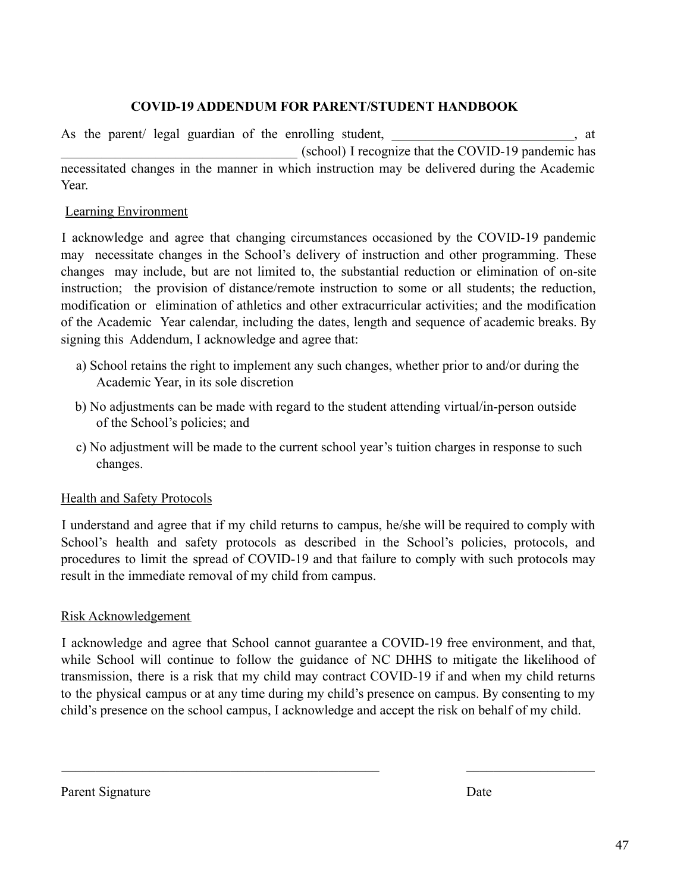# COVID-19 ADDENDUM FOR PARENT/STUDENT HANDBOOK

As the parent/ legal guardian of the enrolling student, ___________________________, at ___________________________________ (school) I recognize that the COVID-19 pandemic has necessitated changes in the manner in which instruction may be delivered during the Academic Year.

Learning Environment

I acknowledge and agree that changing circumstances occasioned by the COVID-19 pandemic may necessitate changes in the School's delivery of instruction and other programming. These changes may include, but are not limited to, the substantial reduction or elimination of on-site instruction; the provision of distance/remote instruction to some or all students; the reduction, modification or elimination of athletics and other extracurricular activities; and the modification of the Academic Year calendar, including the dates, length and sequence of academic breaks. By signing this Addendum, I acknowledge and agree that:

a) School retains the right to implement any such changes, whether prior to and/or during the Academic Year, in its sole discretion

b) No adjustments can be made with regard to the student attending virtual/in-person outside of the School's policies; and

c) No adjustment will be made to the current school year's tuition charges in response to such changes.

Health and Safety Protocols

I understand and agree that if my child returns to campus, he/she will be required to comply with School's health and safety protocols as described in the School's policies, protocols, and procedures to limit the spread of COVID-19 and that failure to comply with such protocols may result in the immediate removal of my child from campus.

Risk Acknowledgement

I acknowledge and agree that School cannot guarantee a COVID-19 free environment, and that, while School will continue to follow the guidance of NC DHHS to mitigate the likelihood of transmission, there is a risk that my child may contract COVID-19 if and when my child returns to the physical campus or at any time during my child's presence on campus. By consenting to my child's presence on the school campus, I acknowledge and accept the risk on behalf of my child.

_______________________________________________ ___________________

Parent Signature Date